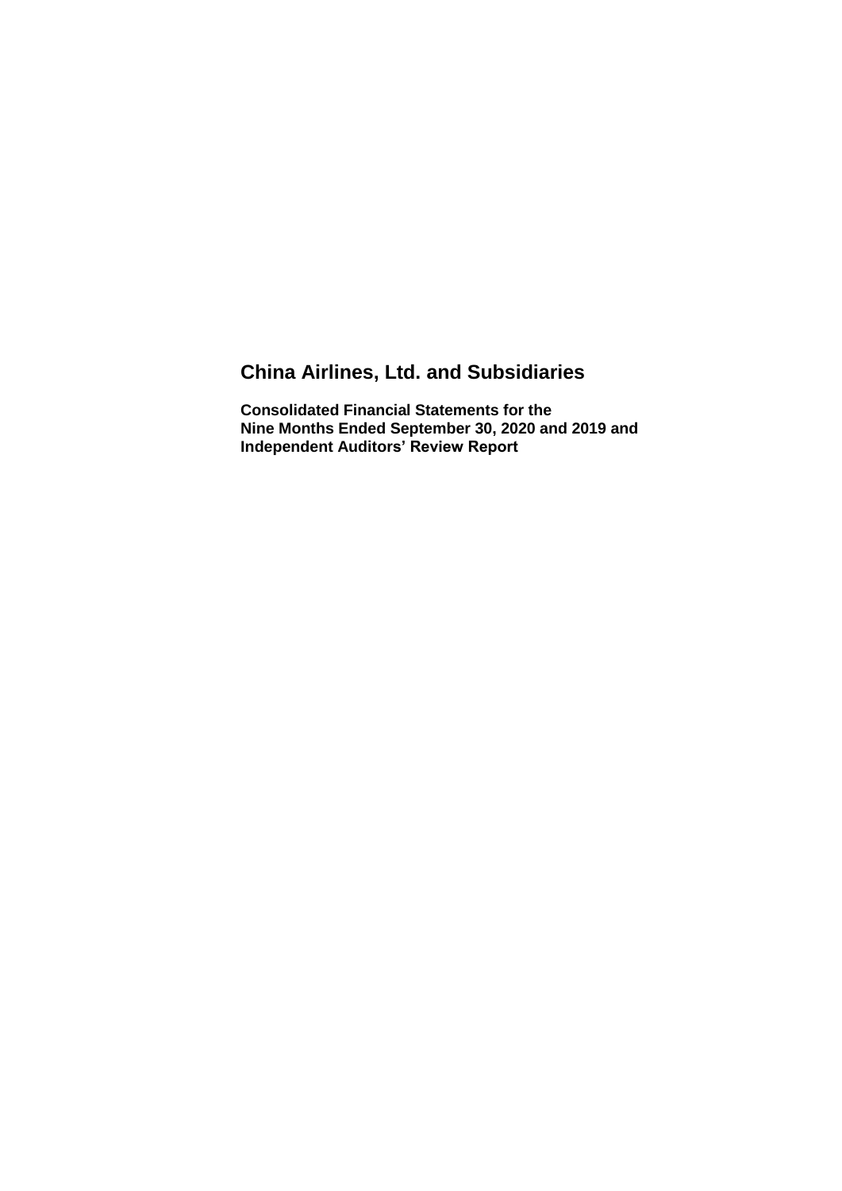# China Airlines, Ltd. and Subsidiaries

**Consolidated Financial Statements for the Nine Months Ended September 30, 2020 and 2019 and Independent Auditors' Review Report**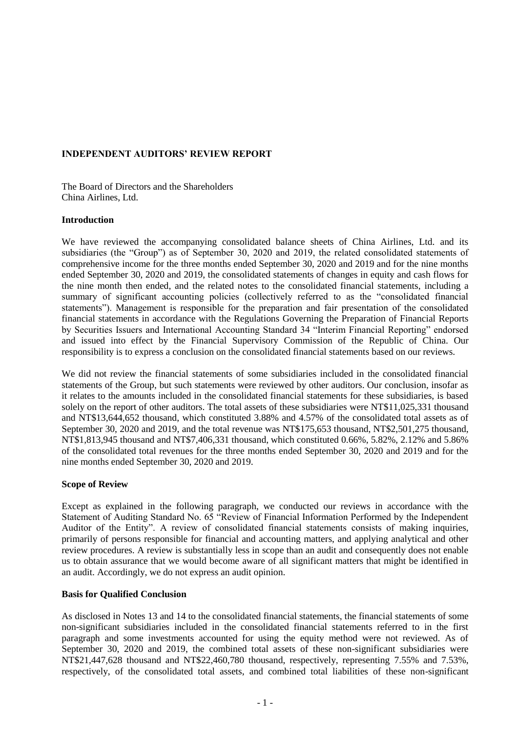## INDEPENDENT AUDITORS' REVIEW REPORT

The Board of Directors and the Shareholders
China Airlines, Ltd.

### Introduction

We have reviewed the accompanying consolidated balance sheets of China Airlines, Ltd. and its subsidiaries (the "Group") as of September 30, 2020 and 2019, the related consolidated statements of comprehensive income for the three months ended September 30, 2020 and 2019 and for the nine months ended September 30, 2020 and 2019, the consolidated statements of changes in equity and cash flows for the nine month then ended, and the related notes to the consolidated financial statements, including a summary of significant accounting policies (collectively referred to as the "consolidated financial statements"). Management is responsible for the preparation and fair presentation of the consolidated financial statements in accordance with the Regulations Governing the Preparation of Financial Reports by Securities Issuers and International Accounting Standard 34 "Interim Financial Reporting" endorsed and issued into effect by the Financial Supervisory Commission of the Republic of China. Our responsibility is to express a conclusion on the consolidated financial statements based on our reviews.

We did not review the financial statements of some subsidiaries included in the consolidated financial statements of the Group, but such statements were reviewed by other auditors. Our conclusion, insofar as it relates to the amounts included in the consolidated financial statements for these subsidiaries, is based solely on the report of other auditors. The total assets of these subsidiaries were NT$11,025,331 thousand and NT$13,644,652 thousand, which constituted 3.88% and 4.57% of the consolidated total assets as of September 30, 2020 and 2019, and the total revenue was NT$175,653 thousand, NT$2,501,275 thousand, NT$1,813,945 thousand and NT$7,406,331 thousand, which constituted 0.66%, 5.82%, 2.12% and 5.86% of the consolidated total revenues for the three months ended September 30, 2020 and 2019 and for the nine months ended September 30, 2020 and 2019.

### Scope of Review

Except as explained in the following paragraph, we conducted our reviews in accordance with the Statement of Auditing Standard No. 65 "Review of Financial Information Performed by the Independent Auditor of the Entity". A review of consolidated financial statements consists of making inquiries, primarily of persons responsible for financial and accounting matters, and applying analytical and other review procedures. A review is substantially less in scope than an audit and consequently does not enable us to obtain assurance that we would become aware of all significant matters that might be identified in an audit. Accordingly, we do not express an audit opinion.

### Basis for Qualified Conclusion

As disclosed in Notes 13 and 14 to the consolidated financial statements, the financial statements of some non-significant subsidiaries included in the consolidated financial statements referred to in the first paragraph and some investments accounted for using the equity method were not reviewed. As of September 30, 2020 and 2019, the combined total assets of these non-significant subsidiaries were NT$21,447,628 thousand and NT$22,460,780 thousand, respectively, representing 7.55% and 7.53%, respectively, of the consolidated total assets, and combined total liabilities of these non-significant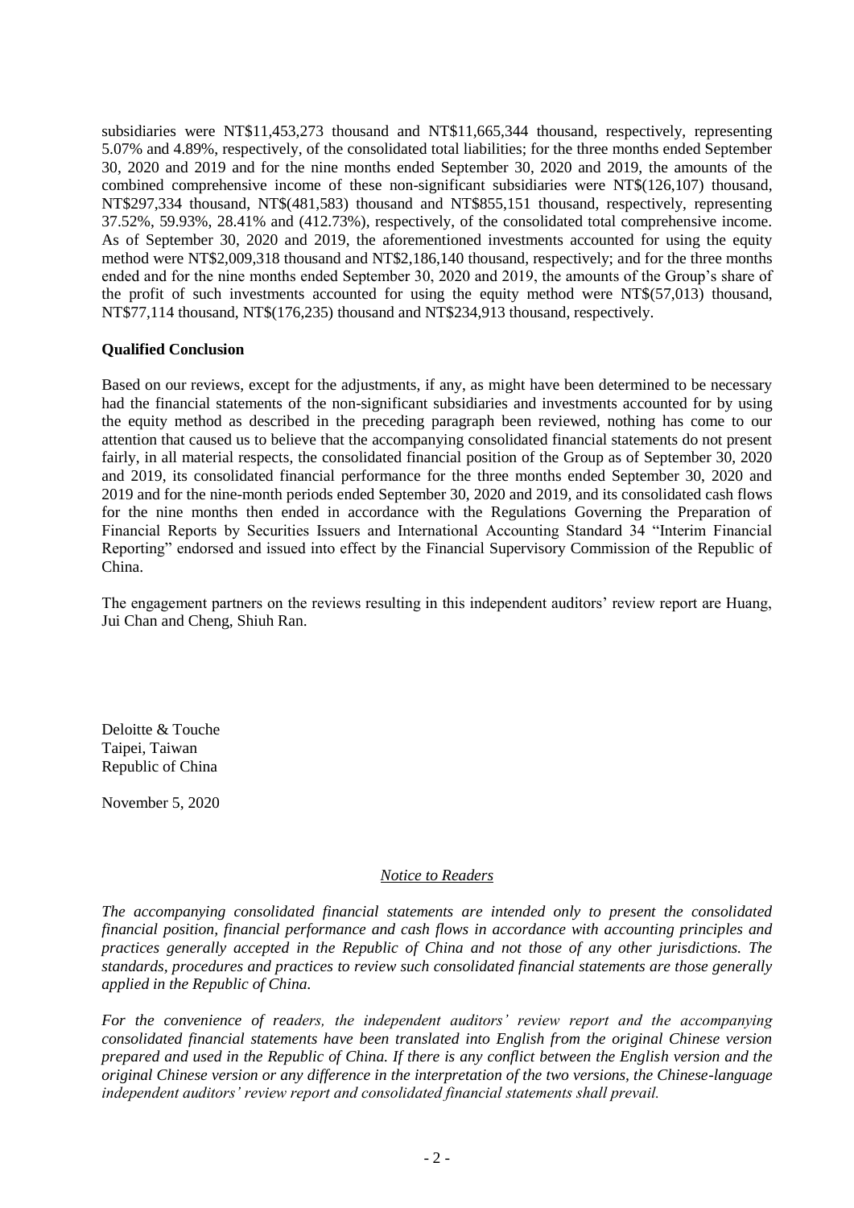subsidiaries were NT$11,453,273 thousand and NT$11,665,344 thousand, respectively, representing 5.07% and 4.89%, respectively, of the consolidated total liabilities; for the three months ended September 30, 2020 and 2019 and for the nine months ended September 30, 2020 and 2019, the amounts of the combined comprehensive income of these non-significant subsidiaries were NT$(126,107) thousand, NT$297,334 thousand, NT$(481,583) thousand and NT$855,151 thousand, respectively, representing 37.52%, 59.93%, 28.41% and (412.73%), respectively, of the consolidated total comprehensive income. As of September 30, 2020 and 2019, the aforementioned investments accounted for using the equity method were NT$2,009,318 thousand and NT$2,186,140 thousand, respectively; and for the three months ended and for the nine months ended September 30, 2020 and 2019, the amounts of the Group's share of the profit of such investments accounted for using the equity method were NT$(57,013) thousand, NT$77,114 thousand, NT$(176,235) thousand and NT$234,913 thousand, respectively.

**Qualified Conclusion**

Based on our reviews, except for the adjustments, if any, as might have been determined to be necessary had the financial statements of the non-significant subsidiaries and investments accounted for by using the equity method as described in the preceding paragraph been reviewed, nothing has come to our attention that caused us to believe that the accompanying consolidated financial statements do not present fairly, in all material respects, the consolidated financial position of the Group as of September 30, 2020 and 2019, its consolidated financial performance for the three months ended September 30, 2020 and 2019 and for the nine-month periods ended September 30, 2020 and 2019, and its consolidated cash flows for the nine months then ended in accordance with the Regulations Governing the Preparation of Financial Reports by Securities Issuers and International Accounting Standard 34 "Interim Financial Reporting" endorsed and issued into effect by the Financial Supervisory Commission of the Republic of China.

The engagement partners on the reviews resulting in this independent auditors' review report are Huang, Jui Chan and Cheng, Shiuh Ran.

Deloitte & Touche
Taipei, Taiwan
Republic of China

November 5, 2020

*Notice to Readers*

*The accompanying consolidated financial statements are intended only to present the consolidated financial position, financial performance and cash flows in accordance with accounting principles and practices generally accepted in the Republic of China and not those of any other jurisdictions. The standards, procedures and practices to review such consolidated financial statements are those generally applied in the Republic of China.*

*For the convenience of readers, the independent auditors' review report and the accompanying consolidated financial statements have been translated into English from the original Chinese version prepared and used in the Republic of China. If there is any conflict between the English version and the original Chinese version or any difference in the interpretation of the two versions, the Chinese-language independent auditors' review report and consolidated financial statements shall prevail.*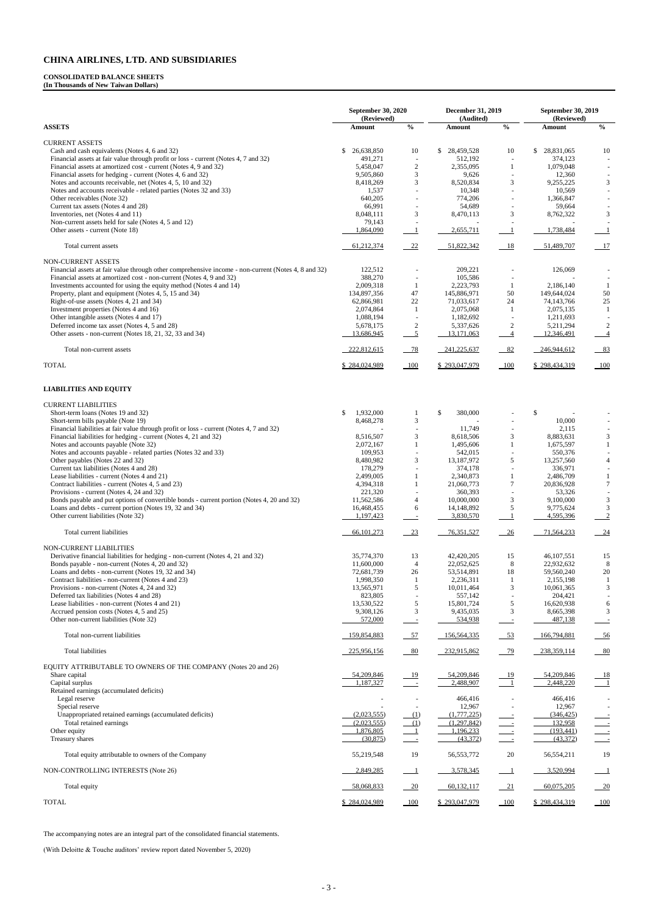# CHINA AIRLINES, LTD. AND SUBSIDIARIES

**CONSOLIDATED BALANCE SHEETS**
**(In Thousands of New Taiwan Dollars)**

| | September 30, 2020 (Reviewed) | | December 31, 2019 (Audited) | | September 30, 2019 (Reviewed) | |
|---|---|---|---|---|---|---|
| **ASSETS** | **Amount** | **%** | **Amount** | **%** | **Amount** | **%** |
| CURRENT ASSETS | | | | | | |
| Cash and cash equivalents (Notes 4, 6 and 32) | $ 26,638,850 | 10 | $ 28,459,528 | 10 | $ 28,831,065 | 10 |
| Financial assets at fair value through profit or loss - current (Notes 4, 7 and 32) | 491,271 | - | 512,192 | - | 374,123 | - |
| Financial assets at amortized cost - current (Notes 4, 9 and 32) | 5,458,047 | 2 | 2,355,095 | 1 | 1,079,048 | - |
| Financial assets for hedging - current (Notes 4, 6 and 32) | 9,505,860 | 3 | 9,626 | - | 12,360 | - |
| Notes and accounts receivable, net (Notes 4, 5, 10 and 32) | 8,418,269 | 3 | 8,520,834 | 3 | 9,255,225 | 3 |
| Notes and accounts receivable - related parties (Notes 32 and 33) | 1,537 | - | 10,348 | - | 10,569 | - |
| Other receivables (Note 32) | 640,205 | - | 774,206 | - | 1,366,847 | - |
| Current tax assets (Notes 4 and 28) | 66,991 | - | 54,689 | - | 59,664 | - |
| Inventories, net (Notes 4 and 11) | 8,048,111 | 3 | 8,470,113 | 3 | 8,762,322 | 3 |
| Non-current assets held for sale (Notes 4, 5 and 12) | 79,143 | - | - | - | - | - |
| Other assets - current (Note 18) | 1,864,090 | 1 | 2,655,711 | 1 | 1,738,484 | 1 |
| Total current assets | 61,212,374 | 22 | 51,822,342 | 18 | 51,489,707 | 17 |
| NON-CURRENT ASSETS | | | | | | |
| Financial assets at fair value through other comprehensive income - non-current (Notes 4, 8 and 32) | 122,512 | - | 209,221 | - | 126,069 | - |
| Financial assets at amortized cost - non-current (Notes 4, 9 and 32) | 388,270 | - | 105,586 | - | - | - |
| Investments accounted for using the equity method (Notes 4 and 14) | 2,009,318 | 1 | 2,223,793 | 1 | 2,186,140 | 1 |
| Property, plant and equipment (Notes 4, 5, 15 and 34) | 134,897,356 | 47 | 145,886,971 | 50 | 149,644,024 | 50 |
| Right-of-use assets (Notes 4, 21 and 34) | 62,866,981 | 22 | 71,033,617 | 24 | 74,143,766 | 25 |
| Investment properties (Notes 4 and 16) | 2,074,864 | 1 | 2,075,068 | 1 | 2,075,135 | 1 |
| Other intangible assets (Notes 4 and 17) | 1,088,194 | - | 1,182,692 | - | 1,211,693 | - |
| Deferred income tax asset (Notes 4, 5 and 28) | 5,678,175 | 2 | 5,337,626 | 2 | 5,211,294 | 2 |
| Other assets - non-current (Notes 18, 21, 32, 33 and 34) | 13,686,945 | 5 | 13,171,063 | 4 | 12,346,491 | 4 |
| Total non-current assets | 222,812,615 | 78 | 241,225,637 | 82 | 246,944,612 | 83 |
| TOTAL | $ 284,024,989 | 100 | $ 293,047,979 | 100 | $ 298,434,319 | 100 |
| **LIABILITIES AND EQUITY** | | | | | | |
| CURRENT LIABILITIES | | | | | | |
| Short-term loans (Notes 19 and 32) | $ 1,932,000 | 1 | $ 380,000 | - | $ - | - |
| Short-term bills payable (Note 19) | 8,468,278 | 3 | - | - | 10,000 | - |
| Financial liabilities at fair value through profit or loss - current (Notes 4, 7 and 32) | - | - | 11,749 | - | 2,115 | - |
| Financial liabilities for hedging - current (Notes 4, 21 and 32) | 8,516,507 | 3 | 8,618,506 | 3 | 8,883,631 | 3 |
| Notes and accounts payable (Note 32) | 2,072,167 | 1 | 1,495,606 | 1 | 1,675,597 | 1 |
| Notes and accounts payable - related parties (Notes 32 and 33) | 109,953 | - | 542,015 | - | 550,376 | - |
| Other payables (Notes 22 and 32) | 8,480,982 | 3 | 13,187,972 | 5 | 13,257,560 | 4 |
| Current tax liabilities (Notes 4 and 28) | 178,279 | - | 374,178 | - | 336,971 | - |
| Lease liabilities - current (Notes 4 and 21) | 2,499,005 | 1 | 2,340,873 | 1 | 2,486,709 | 1 |
| Contract liabilities - current (Notes 4, 5 and 23) | 4,394,318 | 1 | 21,060,773 | 7 | 20,836,928 | 7 |
| Provisions - current (Notes 4, 24 and 32) | 221,320 | - | 360,393 | - | 53,326 | - |
| Bonds payable and put options of convertible bonds - current portion (Notes 4, 20 and 32) | 11,562,586 | 4 | 10,000,000 | 3 | 9,100,000 | 3 |
| Loans and debts - current portion (Notes 19, 32 and 34) | 16,468,455 | 6 | 14,148,892 | 5 | 9,775,624 | 3 |
| Other current liabilities (Note 32) | 1,197,423 | - | 3,830,570 | 1 | 4,595,396 | 2 |
| Total current liabilities | 66,101,273 | 23 | 76,351,527 | 26 | 71,564,233 | 24 |
| NON-CURRENT LIABILITIES | | | | | | |
| Derivative financial liabilities for hedging - non-current (Notes 4, 21 and 32) | 35,774,370 | 13 | 42,420,205 | 15 | 46,107,551 | 15 |
| Bonds payable - non-current (Notes 4, 20 and 32) | 11,600,000 | 4 | 22,052,625 | 8 | 22,932,632 | 8 |
| Loans and debts - non-current (Notes 19, 32 and 34) | 72,681,739 | 26 | 53,514,891 | 18 | 59,560,240 | 20 |
| Contract liabilities - non-current (Notes 4 and 23) | 1,998,350 | 1 | 2,236,311 | 1 | 2,155,198 | 1 |
| Provisions - non-current (Notes 4, 24 and 32) | 13,565,971 | 5 | 10,011,464 | 3 | 10,061,365 | 3 |
| Deferred tax liabilities (Notes 4 and 28) | 823,805 | - | 557,142 | - | 204,421 | - |
| Lease liabilities - non-current (Notes 4 and 21) | 13,530,522 | 5 | 15,801,724 | 5 | 16,620,938 | 6 |
| Accrued pension costs (Notes 4, 5 and 25) | 9,308,126 | 3 | 9,435,035 | 3 | 8,665,398 | 3 |
| Other non-current liabilities (Note 32) | 572,000 | - | 534,938 | - | 487,138 | - |
| Total non-current liabilities | 159,854,883 | 57 | 156,564,335 | 53 | 166,794,881 | 56 |
| Total liabilities | 225,956,156 | 80 | 232,915,862 | 79 | 238,359,114 | 80 |
| EQUITY ATTRIBUTABLE TO OWNERS OF THE COMPANY (Notes 20 and 26) | | | | | | |
| Share capital | 54,209,846 | 19 | 54,209,846 | 19 | 54,209,846 | 18 |
| Capital surplus | 1,187,327 | - | 2,488,907 | 1 | 2,448,220 | 1 |
| Retained earnings (accumulated deficits) | | | | | | |
| Legal reserve | - | - | 466,416 | - | 466,416 | - |
| Special reserve | - | - | 12,967 | - | 12,967 | - |
| Unappropriated retained earnings (accumulated deficits) | (2,023,555) | (1) | (1,777,225) | - | (346,425) | - |
| Total retained earnings | (2,023,555) | (1) | (1,297,842) | - | 132,958 | - |
| Other equity | 1,876,805 | 1 | 1,196,233 | - | (193,441) | - |
| Treasury shares | (30,875) | - | (43,372) | - | (43,372) | - |
| Total equity attributable to owners of the Company | 55,219,548 | 19 | 56,553,772 | 20 | 56,554,211 | 19 |
| NON-CONTROLLING INTERESTS (Note 26) | 2,849,285 | 1 | 3,578,345 | 1 | 3,520,994 | 1 |
| Total equity | 58,068,833 | 20 | 60,132,117 | 21 | 60,075,205 | 20 |
| TOTAL | $ 284,024,989 | 100 | $ 293,047,979 | 100 | $ 298,434,319 | 100 |

The accompanying notes are an integral part of the consolidated financial statements.

(With Deloitte & Touche auditors' review report dated November 5, 2020)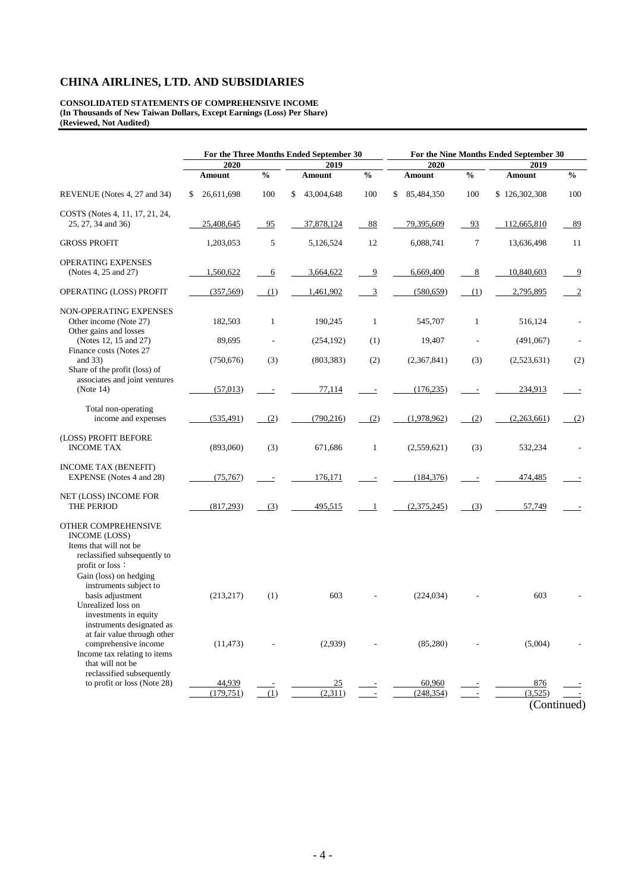# CHINA AIRLINES, LTD. AND SUBSIDIARIES

**CONSOLIDATED STATEMENTS OF COMPREHENSIVE INCOME**
**(In Thousands of New Taiwan Dollars, Except Earnings (Loss) Per Share)**
**(Reviewed, Not Audited)**

| | For the Three Months Ended September 30 | | | | For the Nine Months Ended September 30 | | | |
|---|---|---|---|---|---|---|---|---|
| | 2020 | | 2019 | | 2020 | | 2019 | |
| | Amount | % | Amount | % | Amount | % | Amount | % |
| REVENUE (Notes 4, 27 and 34) | $ 26,611,698 | 100 | $ 43,004,648 | 100 | $ 85,484,350 | 100 | $ 126,302,308 | 100 |
| COSTS (Notes 4, 11, 17, 21, 24, 25, 27, 34 and 36) | 25,408,645 | 95 | 37,878,124 | 88 | 79,395,609 | 93 | 112,665,810 | 89 |
| GROSS PROFIT | 1,203,053 | 5 | 5,126,524 | 12 | 6,088,741 | 7 | 13,636,498 | 11 |
| OPERATING EXPENSES (Notes 4, 25 and 27) | 1,560,622 | 6 | 3,664,622 | 9 | 6,669,400 | 8 | 10,840,603 | 9 |
| OPERATING (LOSS) PROFIT | (357,569) | (1) | 1,461,902 | 3 | (580,659) | (1) | 2,795,895 | 2 |
| NON-OPERATING EXPENSES | | | | | | | | |
| Other income (Note 27) | 182,503 | 1 | 190,245 | 1 | 545,707 | 1 | 516,124 | - |
| Other gains and losses (Notes 12, 15 and 27) | 89,695 | - | (254,192) | (1) | 19,407 | - | (491,067) | - |
| Finance costs (Notes 27 and 33) | (750,676) | (3) | (803,383) | (2) | (2,367,841) | (3) | (2,523,631) | (2) |
| Share of the profit (loss) of associates and joint ventures (Note 14) | (57,013) | - | 77,114 | - | (176,235) | - | 234,913 | - |
| Total non-operating income and expenses | (535,491) | (2) | (790,216) | (2) | (1,978,962) | (2) | (2,263,661) | (2) |
| (LOSS) PROFIT BEFORE INCOME TAX | (893,060) | (3) | 671,686 | 1 | (2,559,621) | (3) | 532,234 | - |
| INCOME TAX (BENEFIT) EXPENSE (Notes 4 and 28) | (75,767) | - | 176,171 | - | (184,376) | - | 474,485 | - |
| NET (LOSS) INCOME FOR THE PERIOD | (817,293) | (3) | 495,515 | 1 | (2,375,245) | (3) | 57,749 | - |
| OTHER COMPREHENSIVE INCOME (LOSS) | | | | | | | | |
| Items that will not be reclassified subsequently to profit or loss： | | | | | | | | |
| Gain (loss) on hedging instruments subject to basis adjustment | (213,217) | (1) | 603 | - | (224,034) | - | 603 | - |
| Unrealized loss on investments in equity instruments designated as at fair value through other comprehensive income | (11,473) | - | (2,939) | - | (85,280) | - | (5,004) | - |
| Income tax relating to items that will not be reclassified subsequently to profit or loss (Note 28) | 44,939 | - | 25 | - | 60,960 | - | 876 | - |
| | (179,751) | (1) | (2,311) | - | (248,354) | - | (3,525) | - |

(Continued)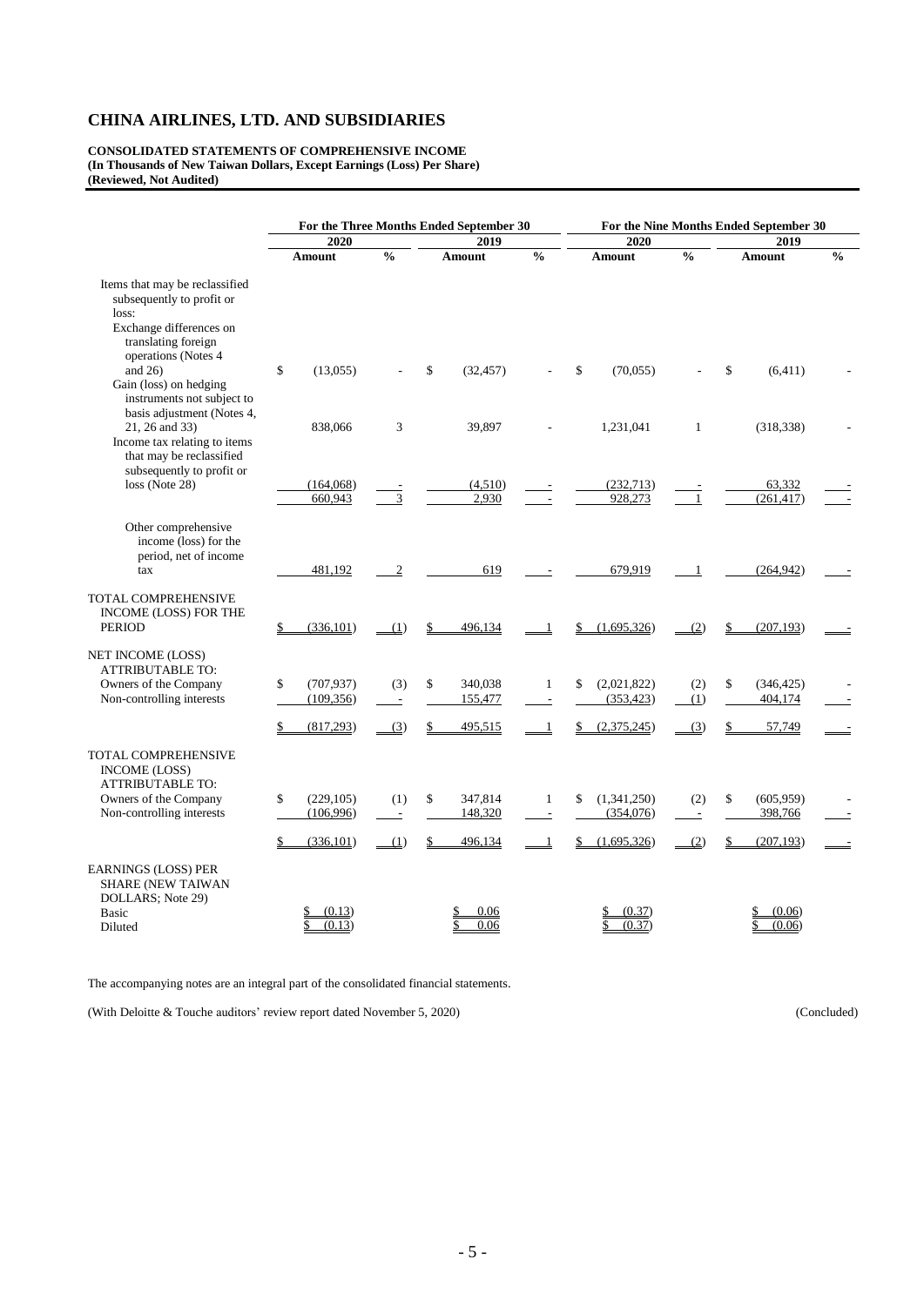# CHINA AIRLINES, LTD. AND SUBSIDIARIES

**CONSOLIDATED STATEMENTS OF COMPREHENSIVE INCOME**
**(In Thousands of New Taiwan Dollars, Except Earnings (Loss) Per Share)**
**(Reviewed, Not Audited)**

| | For the Three Months Ended September 30 | | | | For the Nine Months Ended September 30 | | | |
|---|---|---|---|---|---|---|---|---|
| | 2020 | | 2019 | | 2020 | | 2019 | |
| | Amount | % | Amount | % | Amount | % | Amount | % |
| Items that may be reclassified subsequently to profit or loss: | | | | | | | | |
| Exchange differences on translating foreign operations (Notes 4 and 26) | $ (13,055) | - | $ (32,457) | - | $ (70,055) | - | $ (6,411) | - |
| Gain (loss) on hedging instruments not subject to basis adjustment (Notes 4, 21, 26 and 33) | 838,066 | 3 | 39,897 | - | 1,231,041 | 1 | (318,338) | - |
| Income tax relating to items that may be reclassified subsequently to profit or loss (Note 28) | (164,068) | - | (4,510) | - | (232,713) | - | 63,332 | - |
| | 660,943 | 3 | 2,930 | - | 928,273 | 1 | (261,417) | - |
| Other comprehensive income (loss) for the period, net of income tax | 481,192 | 2 | 619 | - | 679,919 | 1 | (264,942) | - |
| TOTAL COMPREHENSIVE INCOME (LOSS) FOR THE PERIOD | $ (336,101) | (1) | $ 496,134 | 1 | $ (1,695,326) | (2) | $ (207,193) | - |
| NET INCOME (LOSS) ATTRIBUTABLE TO: | | | | | | | | |
| Owners of the Company | $ (707,937) | (3) | $ 340,038 | 1 | $ (2,021,822) | (2) | $ (346,425) | - |
| Non-controlling interests | (109,356) | - | 155,477 | - | (353,423) | (1) | 404,174 | - |
| | $ (817,293) | (3) | $ 495,515 | 1 | $ (2,375,245) | (3) | $ 57,749 | - |
| TOTAL COMPREHENSIVE INCOME (LOSS) ATTRIBUTABLE TO: | | | | | | | | |
| Owners of the Company | $ (229,105) | (1) | $ 347,814 | 1 | $ (1,341,250) | (2) | $ (605,959) | - |
| Non-controlling interests | (106,996) | - | 148,320 | - | (354,076) | - | 398,766 | - |
| | $ (336,101) | (1) | $ 496,134 | 1 | $ (1,695,326) | (2) | $ (207,193) | - |
| EARNINGS (LOSS) PER SHARE (NEW TAIWAN DOLLARS; Note 29) | | | | | | | | |
| Basic | $ (0.13) | | $ 0.06 | | $ (0.37) | | $ (0.06) | |
| Diluted | $ (0.13) | | $ 0.06 | | $ (0.37) | | $ (0.06) | |

The accompanying notes are an integral part of the consolidated financial statements.

(With Deloitte & Touche auditors' review report dated November 5, 2020) (Concluded)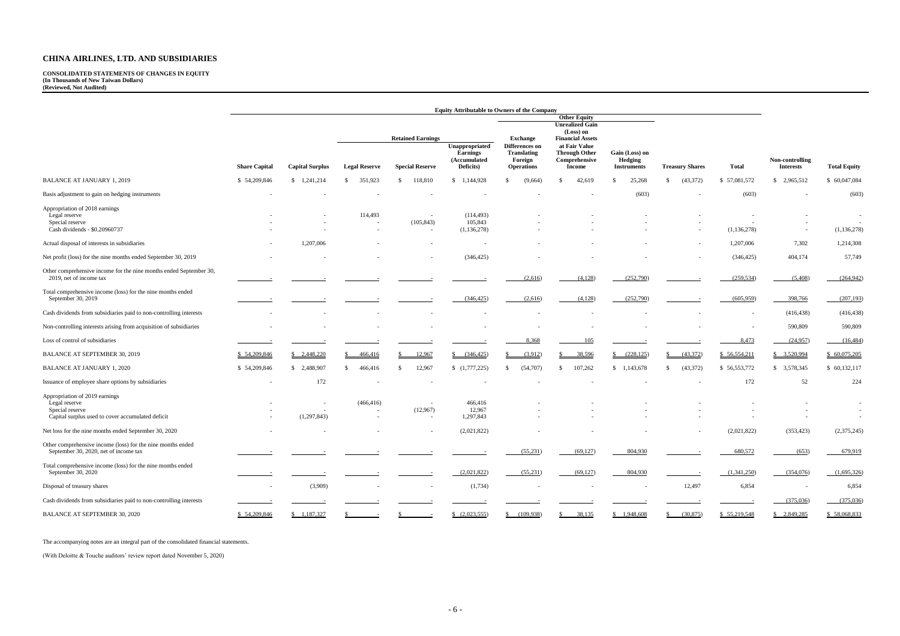# CHINA AIRLINES, LTD. AND SUBSIDIARIES

**CONSOLIDATED STATEMENTS OF CHANGES IN EQUITY**
**(In Thousands of New Taiwan Dollars)**
**(Reviewed, Not Audited)**

| | Equity Attributable to Owners of the Company | | | | | | | | | | | | |
|---|---|---|---|---|---|---|---|---|---|---|---|---|---|
| | | | Retained Earnings | | | Other Equity | | | | | | | |
| | Share Capital | Capital Surplus | Legal Reserve | Special Reserve | Unappropriated Earnings (Accumulated Deficits) | Exchange Differences on Translating Foreign Operations | Unrealized Gain (Loss) on Financial Assets at Fair Value Through Other Comprehensive Income | Gain (Loss) on Hedging Instruments | Treasury Shares | Total | Non-controlling Interests | Total Equity |
| BALANCE AT JANUARY 1, 2019 | $ 54,209,846 | $ 1,241,214 | $ 351,923 | $ 118,810 | $ 1,144,928 | $ (9,664) | $ 42,619 | $ 25,268 | $ (43,372) | $ 57,081,572 | $ 2,965,512 | $ 60,047,084 |
| Basis adjustment to gain on hedging instruments | - | - | - | - | - | - | - | (603) | - | (603) | - | (603) |
| Appropriation of 2018 earnings | | | | | | | | | | | | |
| Legal reserve | - | - | 114,493 | - | (114,493) | - | - | - | - | - | - | - |
| Special reserve | - | - | - | (105,843) | 105,843 | - | - | - | - | - | - | - |
| Cash dividends - $0.20960737 | - | - | - | - | (1,136,278) | - | - | - | - | (1,136,278) | - | (1,136,278) |
| Actual disposal of interests in subsidiaries | - | 1,207,006 | - | - | - | - | - | - | - | 1,207,006 | 7,302 | 1,214,308 |
| Net profit (loss) for the nine months ended September 30, 2019 | - | - | - | - | (346,425) | - | - | - | - | (346,425) | 404,174 | 57,749 |
| Other comprehensive income for the nine months ended September 30, 2019, net of income tax | - | - | - | - | - | (2,616) | (4,128) | (252,790) | - | (259,534) | (5,408) | (264,942) |
| Total comprehensive income (loss) for the nine months ended September 30, 2019 | - | - | - | - | (346,425) | (2,616) | (4,128) | (252,790) | - | (605,959) | 398,766 | (207,193) |
| Cash dividends from subsidiaries paid to non-controlling interests | - | - | - | - | - | - | - | - | - | - | (416,438) | (416,438) |
| Non-controlling interests arising from acquisition of subsidiaries | - | - | - | - | - | - | - | - | - | - | 590,809 | 590,809 |
| Loss of control of subsidiaries | - | - | - | - | - | 8,368 | 105 | - | - | 8,473 | (24,957) | (16,484) |
| BALANCE AT SEPTEMBER 30, 2019 | $ 54,209,846 | $ 2,448,220 | $ 466,416 | $ 12,967 | $ (346,425) | $ (3,912) | $ 38,596 | $ (228,125) | $ (43,372) | $ 56,554,211 | $ 3,520,994 | $ 60,075,205 |
| BALANCE AT JANUARY 1, 2020 | $ 54,209,846 | $ 2,488,907 | $ 466,416 | $ 12,967 | $ (1,777,225) | $ (54,707) | $ 107,262 | $ 1,143,678 | $ (43,372) | $ 56,553,772 | $ 3,578,345 | $ 60,132,117 |
| Issuance of employee share options by subsidiaries | - | 172 | - | - | - | - | - | - | - | 172 | 52 | 224 |
| Appropriation of 2019 earnings | | | | | | | | | | | | |
| Legal reserve | - | - | (466,416) | - | 466,416 | - | - | - | - | - | - | - |
| Special reserve | - | - | - | (12,967) | 12,967 | - | - | - | - | - | - | - |
| Capital surplus used to cover accumulated deficit | - | (1,297,843) | - | - | 1,297,843 | - | - | - | - | - | - | - |
| Net loss for the nine months ended September 30, 2020 | - | - | - | - | (2,021,822) | - | - | - | - | (2,021,822) | (353,423) | (2,375,245) |
| Other comprehensive income (loss) for the nine months ended September 30, 2020, net of income tax | - | - | - | - | - | (55,231) | (69,127) | 804,930 | - | 680,572 | (653) | 679,919 |
| Total comprehensive income (loss) for the nine months ended September 30, 2020 | - | - | - | - | (2,021,822) | (55,231) | (69,127) | 804,930 | - | (1,341,250) | (354,076) | (1,695,326) |
| Disposal of treasury shares | - | (3,909) | - | - | (1,734) | - | - | - | 12,497 | 6,854 | - | 6,854 |
| Cash dividends from subsidiaries paid to non-controlling interests | - | - | - | - | - | - | - | - | - | - | (375,036) | (375,036) |
| BALANCE AT SEPTEMBER 30, 2020 | $ 54,209,846 | $ 1,187,327 | $ - | $ - | $ (2,023,555) | $ (109,938) | $ 38,135 | $ 1,948,608 | $ (30,875) | $ 55,219,548 | $ 2,849,285 | $ 58,068,833 |

The accompanying notes are an integral part of the consolidated financial statements.

(With Deloitte & Touche auditors' review report dated November 5, 2020)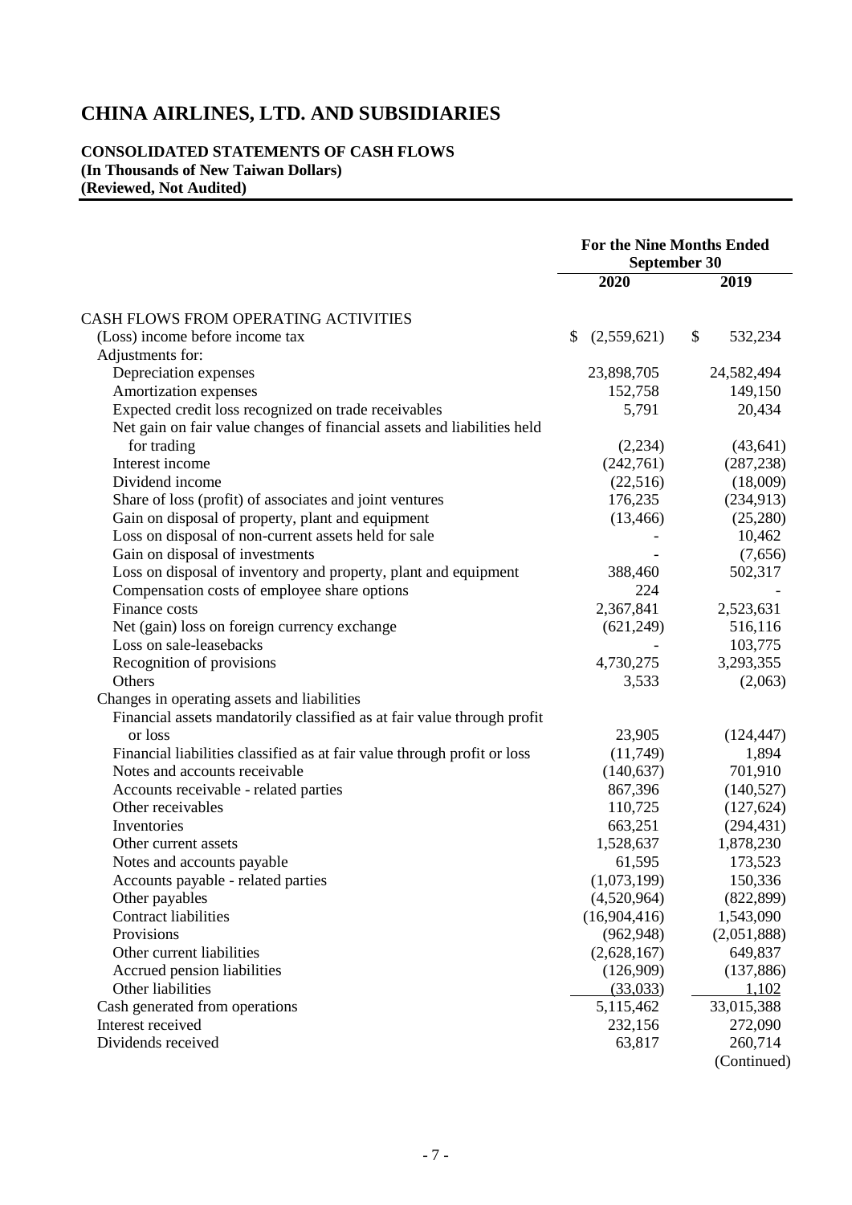# CHINA AIRLINES, LTD. AND SUBSIDIARIES

**CONSOLIDATED STATEMENTS OF CASH FLOWS**
**(In Thousands of New Taiwan Dollars)**
**(Reviewed, Not Audited)**

| | For the Nine Months Ended September 30 | |
|---|---|---|
| | 2020 | 2019 |
| CASH FLOWS FROM OPERATING ACTIVITIES | | |
| (Loss) income before income tax | $ (2,559,621) | $ 532,234 |
| Adjustments for: | | |
| Depreciation expenses | 23,898,705 | 24,582,494 |
| Amortization expenses | 152,758 | 149,150 |
| Expected credit loss recognized on trade receivables | 5,791 | 20,434 |
| Net gain on fair value changes of financial assets and liabilities held for trading | (2,234) | (43,641) |
| Interest income | (242,761) | (287,238) |
| Dividend income | (22,516) | (18,009) |
| Share of loss (profit) of associates and joint ventures | 176,235 | (234,913) |
| Gain on disposal of property, plant and equipment | (13,466) | (25,280) |
| Loss on disposal of non-current assets held for sale | - | 10,462 |
| Gain on disposal of investments | - | (7,656) |
| Loss on disposal of inventory and property, plant and equipment | 388,460 | 502,317 |
| Compensation costs of employee share options | 224 | - |
| Finance costs | 2,367,841 | 2,523,631 |
| Net (gain) loss on foreign currency exchange | (621,249) | 516,116 |
| Loss on sale-leasebacks | - | 103,775 |
| Recognition of provisions | 4,730,275 | 3,293,355 |
| Others | 3,533 | (2,063) |
| Changes in operating assets and liabilities | | |
| Financial assets mandatorily classified as at fair value through profit or loss | 23,905 | (124,447) |
| Financial liabilities classified as at fair value through profit or loss | (11,749) | 1,894 |
| Notes and accounts receivable | (140,637) | 701,910 |
| Accounts receivable - related parties | 867,396 | (140,527) |
| Other receivables | 110,725 | (127,624) |
| Inventories | 663,251 | (294,431) |
| Other current assets | 1,528,637 | 1,878,230 |
| Notes and accounts payable | 61,595 | 173,523 |
| Accounts payable - related parties | (1,073,199) | 150,336 |
| Other payables | (4,520,964) | (822,899) |
| Contract liabilities | (16,904,416) | 1,543,090 |
| Provisions | (962,948) | (2,051,888) |
| Other current liabilities | (2,628,167) | 649,837 |
| Accrued pension liabilities | (126,909) | (137,886) |
| Other liabilities | (33,033) | 1,102 |
| Cash generated from operations | 5,115,462 | 33,015,388 |
| Interest received | 232,156 | 272,090 |
| Dividends received | 63,817 | 260,714 |

(Continued)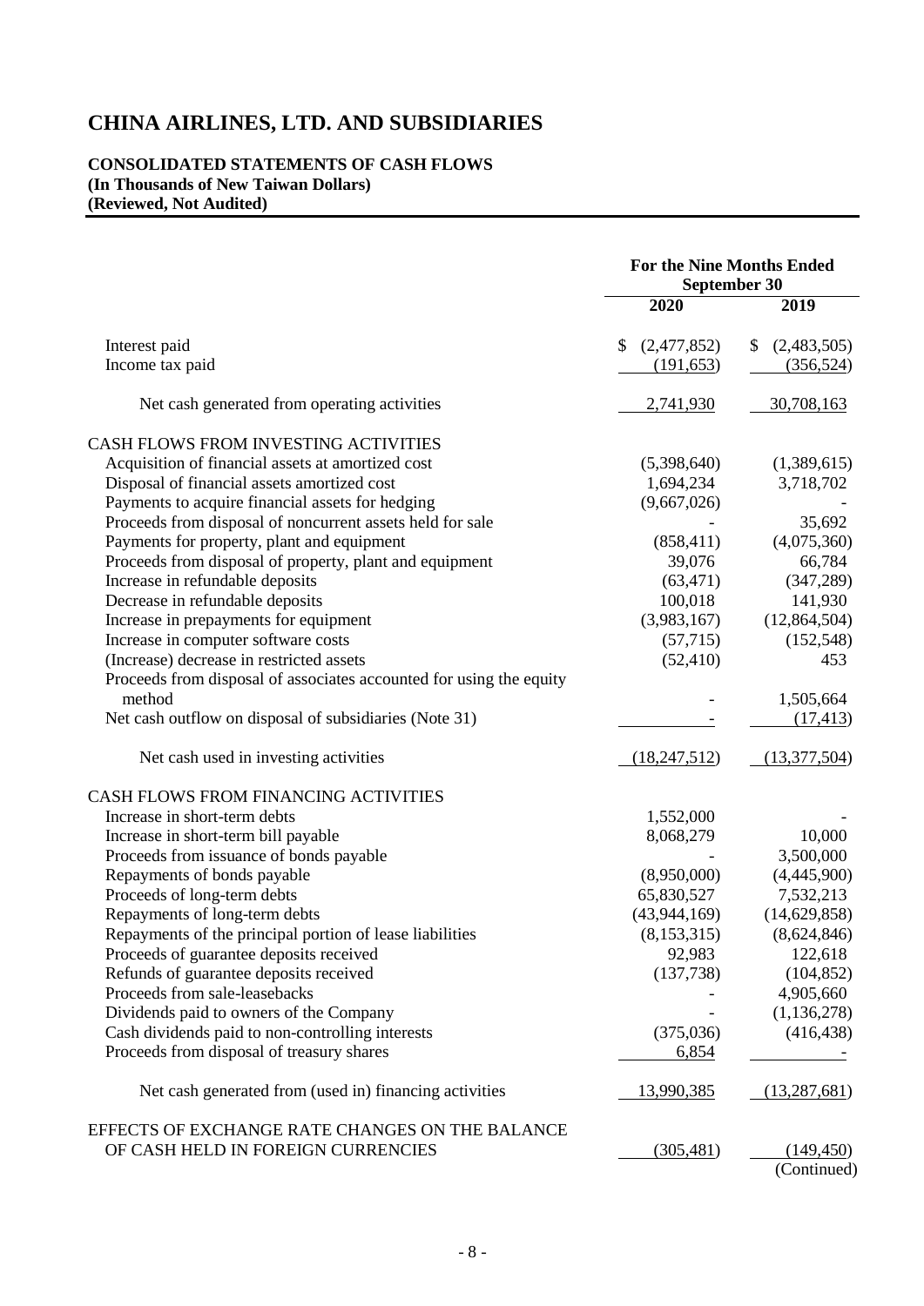# CHINA AIRLINES, LTD. AND SUBSIDIARIES

**CONSOLIDATED STATEMENTS OF CASH FLOWS**
**(In Thousands of New Taiwan Dollars)**
**(Reviewed, Not Audited)**

| | For the Nine Months Ended September 30 | |
|---|---|---|
| | 2020 | 2019 |
| Interest paid | $ (2,477,852) | $ (2,483,505) |
| Income tax paid | (191,653) | (356,524) |
| Net cash generated from operating activities | 2,741,930 | 30,708,163 |
| CASH FLOWS FROM INVESTING ACTIVITIES | | |
| Acquisition of financial assets at amortized cost | (5,398,640) | (1,389,615) |
| Disposal of financial assets amortized cost | 1,694,234 | 3,718,702 |
| Payments to acquire financial assets for hedging | (9,667,026) | - |
| Proceeds from disposal of noncurrent assets held for sale | - | 35,692 |
| Payments for property, plant and equipment | (858,411) | (4,075,360) |
| Proceeds from disposal of property, plant and equipment | 39,076 | 66,784 |
| Increase in refundable deposits | (63,471) | (347,289) |
| Decrease in refundable deposits | 100,018 | 141,930 |
| Increase in prepayments for equipment | (3,983,167) | (12,864,504) |
| Increase in computer software costs | (57,715) | (152,548) |
| (Increase) decrease in restricted assets | (52,410) | 453 |
| Proceeds from disposal of associates accounted for using the equity method | - | 1,505,664 |
| Net cash outflow on disposal of subsidiaries (Note 31) | - | (17,413) |
| Net cash used in investing activities | (18,247,512) | (13,377,504) |
| CASH FLOWS FROM FINANCING ACTIVITIES | | |
| Increase in short-term debts | 1,552,000 | - |
| Increase in short-term bill payable | 8,068,279 | 10,000 |
| Proceeds from issuance of bonds payable | - | 3,500,000 |
| Repayments of bonds payable | (8,950,000) | (4,445,900) |
| Proceeds of long-term debts | 65,830,527 | 7,532,213 |
| Repayments of long-term debts | (43,944,169) | (14,629,858) |
| Repayments of the principal portion of lease liabilities | (8,153,315) | (8,624,846) |
| Proceeds of guarantee deposits received | 92,983 | 122,618 |
| Refunds of guarantee deposits received | (137,738) | (104,852) |
| Proceeds from sale-leasebacks | - | 4,905,660 |
| Dividends paid to owners of the Company | - | (1,136,278) |
| Cash dividends paid to non-controlling interests | (375,036) | (416,438) |
| Proceeds from disposal of treasury shares | 6,854 | - |
| Net cash generated from (used in) financing activities | 13,990,385 | (13,287,681) |
| EFFECTS OF EXCHANGE RATE CHANGES ON THE BALANCE OF CASH HELD IN FOREIGN CURRENCIES | (305,481) | (149,450) |

(Continued)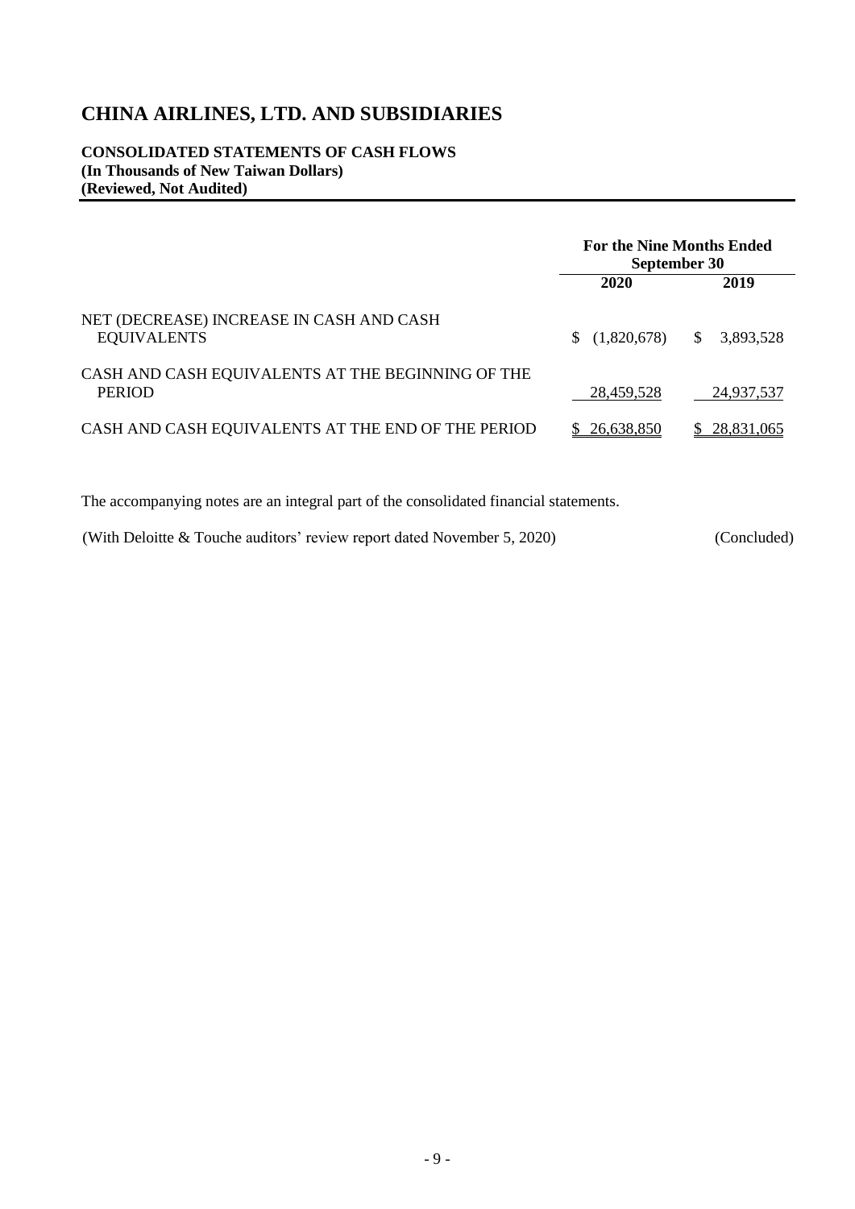# CHINA AIRLINES, LTD. AND SUBSIDIARIES

**CONSOLIDATED STATEMENTS OF CASH FLOWS**
**(In Thousands of New Taiwan Dollars)**
**(Reviewed, Not Audited)**

| | For the Nine Months Ended September 30 | |
|---|---|---|
| | **2020** | **2019** |
| NET (DECREASE) INCREASE IN CASH AND CASH EQUIVALENTS | $ (1,820,678) | $ 3,893,528 |
| CASH AND CASH EQUIVALENTS AT THE BEGINNING OF THE PERIOD | 28,459,528 | 24,937,537 |
| CASH AND CASH EQUIVALENTS AT THE END OF THE PERIOD | $ 26,638,850 | $ 28,831,065 |

The accompanying notes are an integral part of the consolidated financial statements.

(With Deloitte & Touche auditors' review report dated November 5, 2020) (Concluded)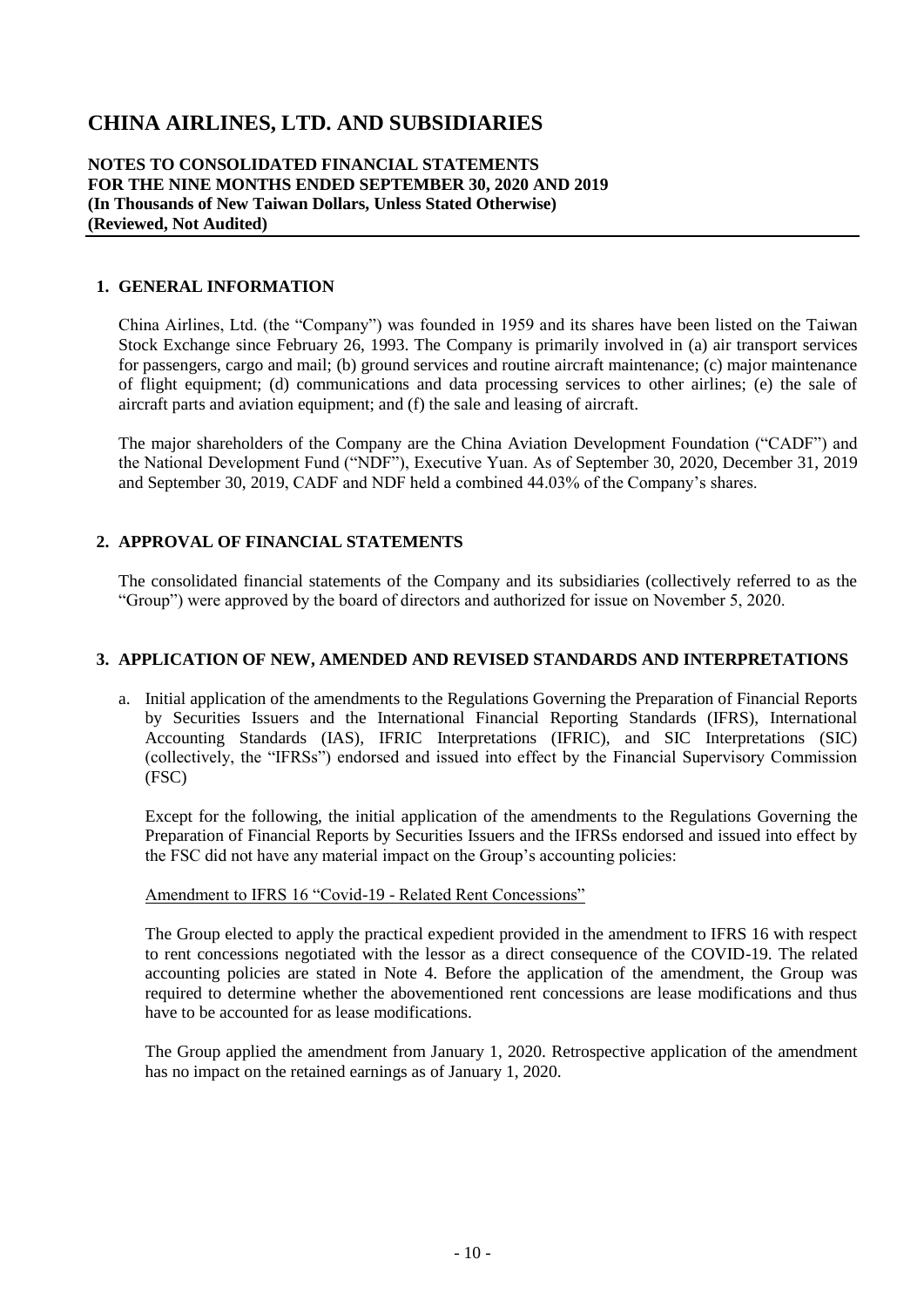# CHINA AIRLINES, LTD. AND SUBSIDIARIES

**NOTES TO CONSOLIDATED FINANCIAL STATEMENTS**
**FOR THE NINE MONTHS ENDED SEPTEMBER 30, 2020 AND 2019**
**(In Thousands of New Taiwan Dollars, Unless Stated Otherwise)**
**(Reviewed, Not Audited)**

## 1. GENERAL INFORMATION

China Airlines, Ltd. (the "Company") was founded in 1959 and its shares have been listed on the Taiwan Stock Exchange since February 26, 1993. The Company is primarily involved in (a) air transport services for passengers, cargo and mail; (b) ground services and routine aircraft maintenance; (c) major maintenance of flight equipment; (d) communications and data processing services to other airlines; (e) the sale of aircraft parts and aviation equipment; and (f) the sale and leasing of aircraft.

The major shareholders of the Company are the China Aviation Development Foundation ("CADF") and the National Development Fund ("NDF"), Executive Yuan. As of September 30, 2020, December 31, 2019 and September 30, 2019, CADF and NDF held a combined 44.03% of the Company's shares.

## 2. APPROVAL OF FINANCIAL STATEMENTS

The consolidated financial statements of the Company and its subsidiaries (collectively referred to as the "Group") were approved by the board of directors and authorized for issue on November 5, 2020.

## 3. APPLICATION OF NEW, AMENDED AND REVISED STANDARDS AND INTERPRETATIONS

a. Initial application of the amendments to the Regulations Governing the Preparation of Financial Reports by Securities Issuers and the International Financial Reporting Standards (IFRS), International Accounting Standards (IAS), IFRIC Interpretations (IFRIC), and SIC Interpretations (SIC) (collectively, the "IFRSs") endorsed and issued into effect by the Financial Supervisory Commission (FSC)

   Except for the following, the initial application of the amendments to the Regulations Governing the Preparation of Financial Reports by Securities Issuers and the IFRSs endorsed and issued into effect by the FSC did not have any material impact on the Group's accounting policies:

   Amendment to IFRS 16 "Covid-19 - Related Rent Concessions"

   The Group elected to apply the practical expedient provided in the amendment to IFRS 16 with respect to rent concessions negotiated with the lessor as a direct consequence of the COVID-19. The related accounting policies are stated in Note 4. Before the application of the amendment, the Group was required to determine whether the abovementioned rent concessions are lease modifications and thus have to be accounted for as lease modifications.

   The Group applied the amendment from January 1, 2020. Retrospective application of the amendment has no impact on the retained earnings as of January 1, 2020.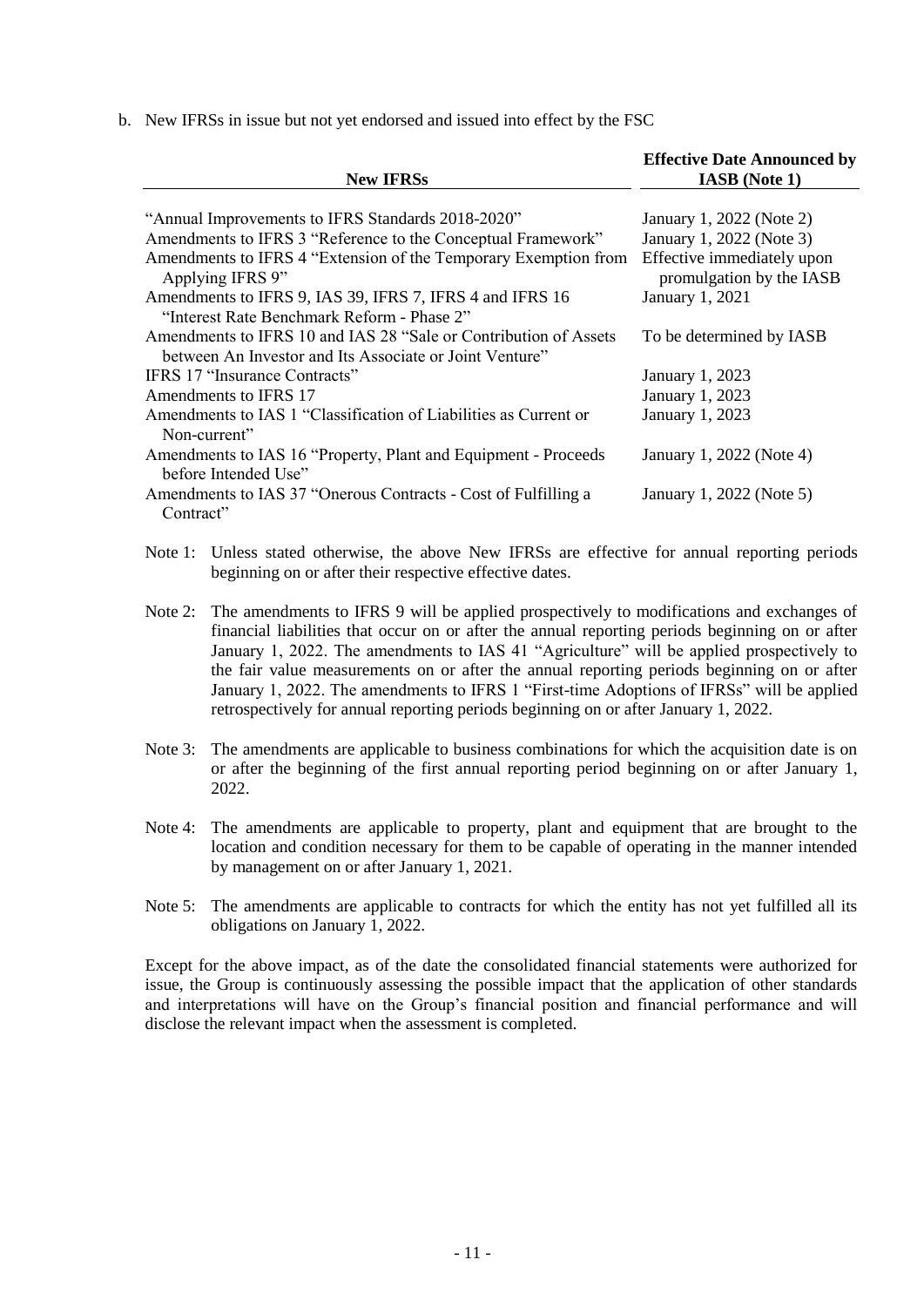b. New IFRSs in issue but not yet endorsed and issued into effect by the FSC

| New IFRSs | Effective Date Announced by IASB (Note 1) |
|---|---|
| "Annual Improvements to IFRS Standards 2018-2020" | January 1, 2022 (Note 2) |
| Amendments to IFRS 3 "Reference to the Conceptual Framework" | January 1, 2022 (Note 3) |
| Amendments to IFRS 4 "Extension of the Temporary Exemption from Applying IFRS 9" | Effective immediately upon promulgation by the IASB |
| Amendments to IFRS 9, IAS 39, IFRS 7, IFRS 4 and IFRS 16 "Interest Rate Benchmark Reform - Phase 2" | January 1, 2021 |
| Amendments to IFRS 10 and IAS 28 "Sale or Contribution of Assets between An Investor and Its Associate or Joint Venture" | To be determined by IASB |
| IFRS 17 "Insurance Contracts" | January 1, 2023 |
| Amendments to IFRS 17 | January 1, 2023 |
| Amendments to IAS 1 "Classification of Liabilities as Current or Non-current" | January 1, 2023 |
| Amendments to IAS 16 "Property, Plant and Equipment - Proceeds before Intended Use" | January 1, 2022 (Note 4) |
| Amendments to IAS 37 "Onerous Contracts - Cost of Fulfilling a Contract" | January 1, 2022 (Note 5) |

Note 1: Unless stated otherwise, the above New IFRSs are effective for annual reporting periods beginning on or after their respective effective dates.

Note 2: The amendments to IFRS 9 will be applied prospectively to modifications and exchanges of financial liabilities that occur on or after the annual reporting periods beginning on or after January 1, 2022. The amendments to IAS 41 "Agriculture" will be applied prospectively to the fair value measurements on or after the annual reporting periods beginning on or after January 1, 2022. The amendments to IFRS 1 "First-time Adoptions of IFRSs" will be applied retrospectively for annual reporting periods beginning on or after January 1, 2022.

Note 3: The amendments are applicable to business combinations for which the acquisition date is on or after the beginning of the first annual reporting period beginning on or after January 1, 2022.

Note 4: The amendments are applicable to property, plant and equipment that are brought to the location and condition necessary for them to be capable of operating in the manner intended by management on or after January 1, 2021.

Note 5: The amendments are applicable to contracts for which the entity has not yet fulfilled all its obligations on January 1, 2022.

Except for the above impact, as of the date the consolidated financial statements were authorized for issue, the Group is continuously assessing the possible impact that the application of other standards and interpretations will have on the Group's financial position and financial performance and will disclose the relevant impact when the assessment is completed.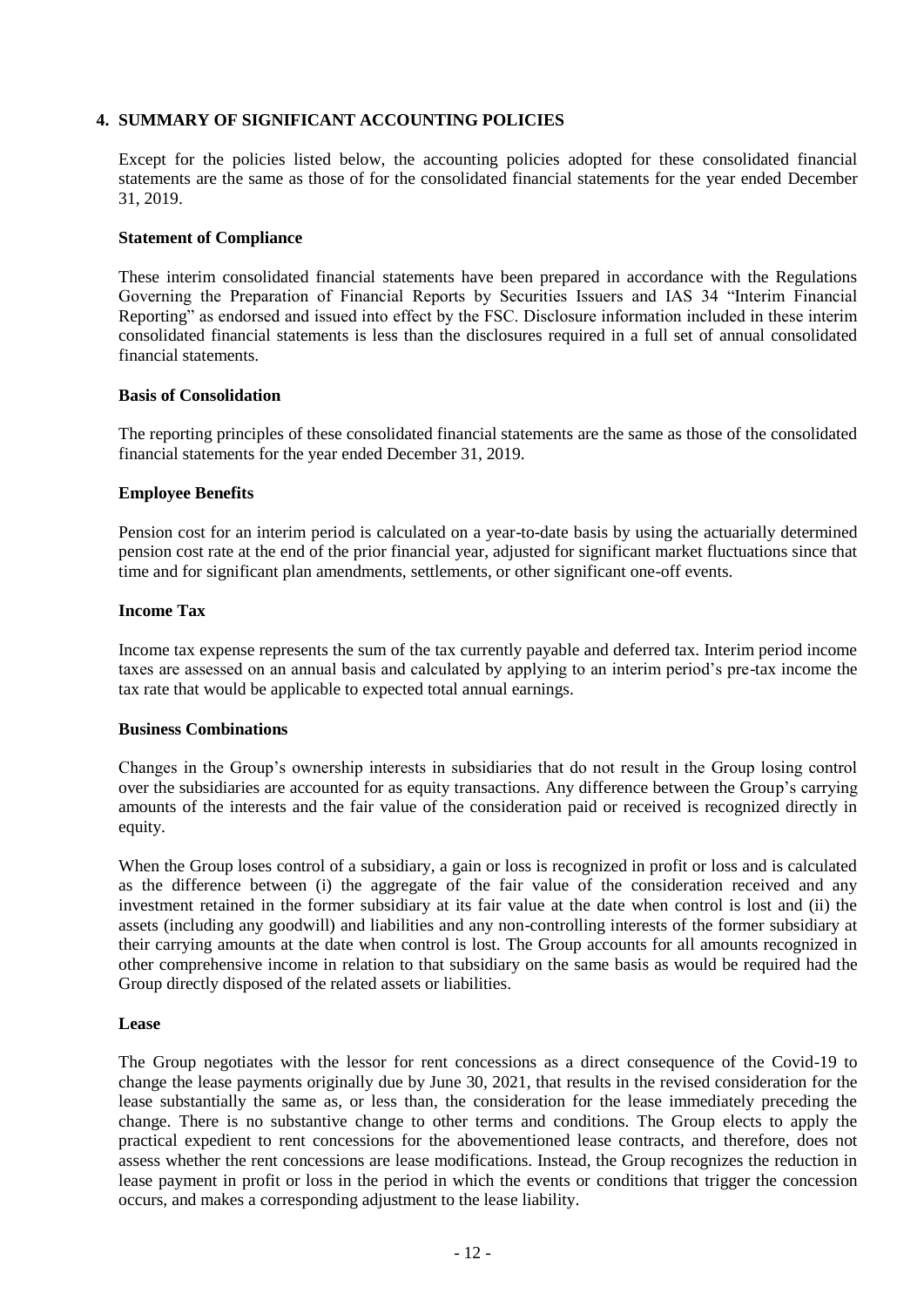## 4. SUMMARY OF SIGNIFICANT ACCOUNTING POLICIES

Except for the policies listed below, the accounting policies adopted for these consolidated financial statements are the same as those of for the consolidated financial statements for the year ended December 31, 2019.

### Statement of Compliance

These interim consolidated financial statements have been prepared in accordance with the Regulations Governing the Preparation of Financial Reports by Securities Issuers and IAS 34 "Interim Financial Reporting" as endorsed and issued into effect by the FSC. Disclosure information included in these interim consolidated financial statements is less than the disclosures required in a full set of annual consolidated financial statements.

### Basis of Consolidation

The reporting principles of these consolidated financial statements are the same as those of the consolidated financial statements for the year ended December 31, 2019.

### Employee Benefits

Pension cost for an interim period is calculated on a year-to-date basis by using the actuarially determined pension cost rate at the end of the prior financial year, adjusted for significant market fluctuations since that time and for significant plan amendments, settlements, or other significant one-off events.

### Income Tax

Income tax expense represents the sum of the tax currently payable and deferred tax. Interim period income taxes are assessed on an annual basis and calculated by applying to an interim period's pre-tax income the tax rate that would be applicable to expected total annual earnings.

### Business Combinations

Changes in the Group's ownership interests in subsidiaries that do not result in the Group losing control over the subsidiaries are accounted for as equity transactions. Any difference between the Group's carrying amounts of the interests and the fair value of the consideration paid or received is recognized directly in equity.

When the Group loses control of a subsidiary, a gain or loss is recognized in profit or loss and is calculated as the difference between (i) the aggregate of the fair value of the consideration received and any investment retained in the former subsidiary at its fair value at the date when control is lost and (ii) the assets (including any goodwill) and liabilities and any non-controlling interests of the former subsidiary at their carrying amounts at the date when control is lost. The Group accounts for all amounts recognized in other comprehensive income in relation to that subsidiary on the same basis as would be required had the Group directly disposed of the related assets or liabilities.

### Lease

The Group negotiates with the lessor for rent concessions as a direct consequence of the Covid-19 to change the lease payments originally due by June 30, 2021, that results in the revised consideration for the lease substantially the same as, or less than, the consideration for the lease immediately preceding the change. There is no substantive change to other terms and conditions. The Group elects to apply the practical expedient to rent concessions for the abovementioned lease contracts, and therefore, does not assess whether the rent concessions are lease modifications. Instead, the Group recognizes the reduction in lease payment in profit or loss in the period in which the events or conditions that trigger the concession occurs, and makes a corresponding adjustment to the lease liability.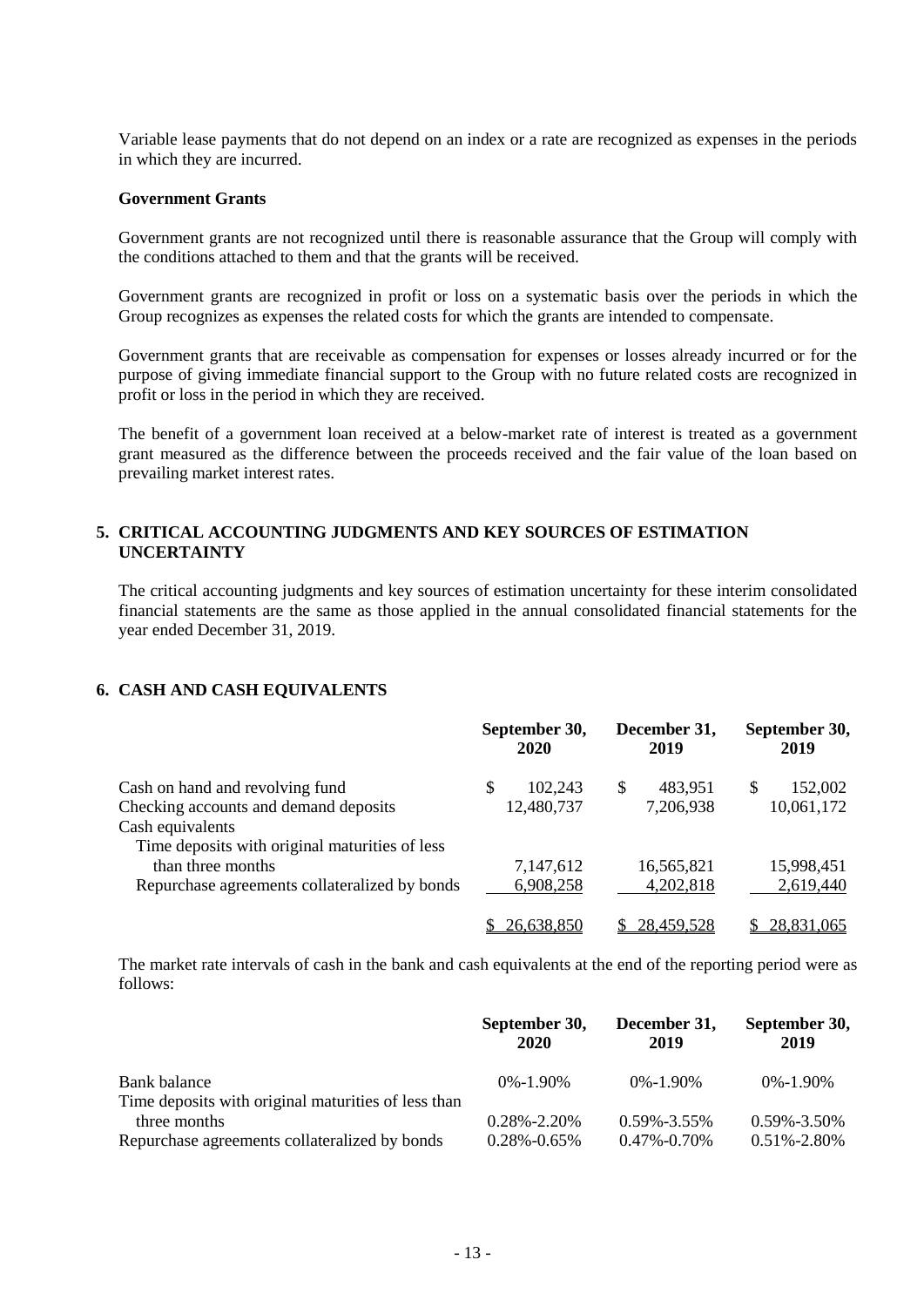Variable lease payments that do not depend on an index or a rate are recognized as expenses in the periods in which they are incurred.

**Government Grants**

Government grants are not recognized until there is reasonable assurance that the Group will comply with the conditions attached to them and that the grants will be received.

Government grants are recognized in profit or loss on a systematic basis over the periods in which the Group recognizes as expenses the related costs for which the grants are intended to compensate.

Government grants that are receivable as compensation for expenses or losses already incurred or for the purpose of giving immediate financial support to the Group with no future related costs are recognized in profit or loss in the period in which they are received.

The benefit of a government loan received at a below-market rate of interest is treated as a government grant measured as the difference between the proceeds received and the fair value of the loan based on prevailing market interest rates.

## 5. CRITICAL ACCOUNTING JUDGMENTS AND KEY SOURCES OF ESTIMATION UNCERTAINTY

The critical accounting judgments and key sources of estimation uncertainty for these interim consolidated financial statements are the same as those applied in the annual consolidated financial statements for the year ended December 31, 2019.

## 6. CASH AND CASH EQUIVALENTS

| | September 30, 2020 | December 31, 2019 | September 30, 2019 |
|---|---|---|---|
| Cash on hand and revolving fund | $ 102,243 | $ 483,951 | $ 152,002 |
| Checking accounts and demand deposits | 12,480,737 | 7,206,938 | 10,061,172 |
| Cash equivalents | | | |
| Time deposits with original maturities of less than three months | 7,147,612 | 16,565,821 | 15,998,451 |
| Repurchase agreements collateralized by bonds | 6,908,258 | 4,202,818 | 2,619,440 |
| | $ 26,638,850 | $ 28,459,528 | $ 28,831,065 |

The market rate intervals of cash in the bank and cash equivalents at the end of the reporting period were as follows:

| | September 30, 2020 | December 31, 2019 | September 30, 2019 |
|---|---|---|---|
| Bank balance | 0%-1.90% | 0%-1.90% | 0%-1.90% |
| Time deposits with original maturities of less than three months | 0.28%-2.20% | 0.59%-3.55% | 0.59%-3.50% |
| Repurchase agreements collateralized by bonds | 0.28%-0.65% | 0.47%-0.70% | 0.51%-2.80% |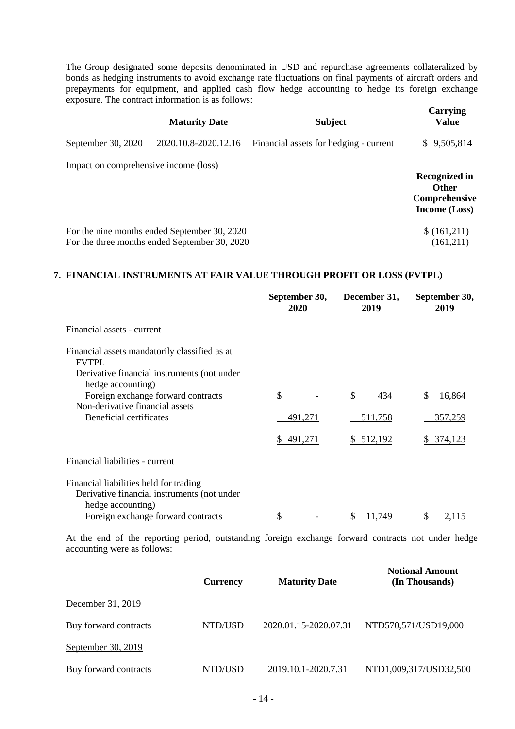The Group designated some deposits denominated in USD and repurchase agreements collateralized by bonds as hedging instruments to avoid exchange rate fluctuations on final payments of aircraft orders and prepayments for equipment, and applied cash flow hedge accounting to hedge its foreign exchange exposure. The contract information is as follows:

| | Maturity Date | Subject | Carrying Value |
|---|---|---|---|
| September 30, 2020 | 2020.10.8-2020.12.16 | Financial assets for hedging - current | $ 9,505,814 |

Impact on comprehensive income (loss)

| | Recognized in Other Comprehensive Income (Loss) |
|---|---|
| For the nine months ended September 30, 2020 | $ (161,211) |
| For the three months ended September 30, 2020 | (161,211) |

## 7. FINANCIAL INSTRUMENTS AT FAIR VALUE THROUGH PROFIT OR LOSS (FVTPL)

| | September 30, 2020 | December 31, 2019 | September 30, 2019 |
|---|---|---|---|
| Financial assets - current | | | |
| Financial assets mandatorily classified as at FVTPL | | | |
| Derivative financial instruments (not under hedge accounting) | | | |
| Foreign exchange forward contracts | $ - | $ 434 | $ 16,864 |
| Non-derivative financial assets | | | |
| Beneficial certificates | 491,271 | 511,758 | 357,259 |
| | $ 491,271 | $ 512,192 | $ 374,123 |
| Financial liabilities - current | | | |
| Financial liabilities held for trading | | | |
| Derivative financial instruments (not under hedge accounting) | | | |
| Foreign exchange forward contracts | $ - | $ 11,749 | $ 2,115 |

At the end of the reporting period, outstanding foreign exchange forward contracts not under hedge accounting were as follows:

| | Currency | Maturity Date | Notional Amount (In Thousands) |
|---|---|---|---|
| December 31, 2019 | | | |
| Buy forward contracts | NTD/USD | 2020.01.15-2020.07.31 | NTD570,571/USD19,000 |
| September 30, 2019 | | | |
| Buy forward contracts | NTD/USD | 2019.10.1-2020.7.31 | NTD1,009,317/USD32,500 |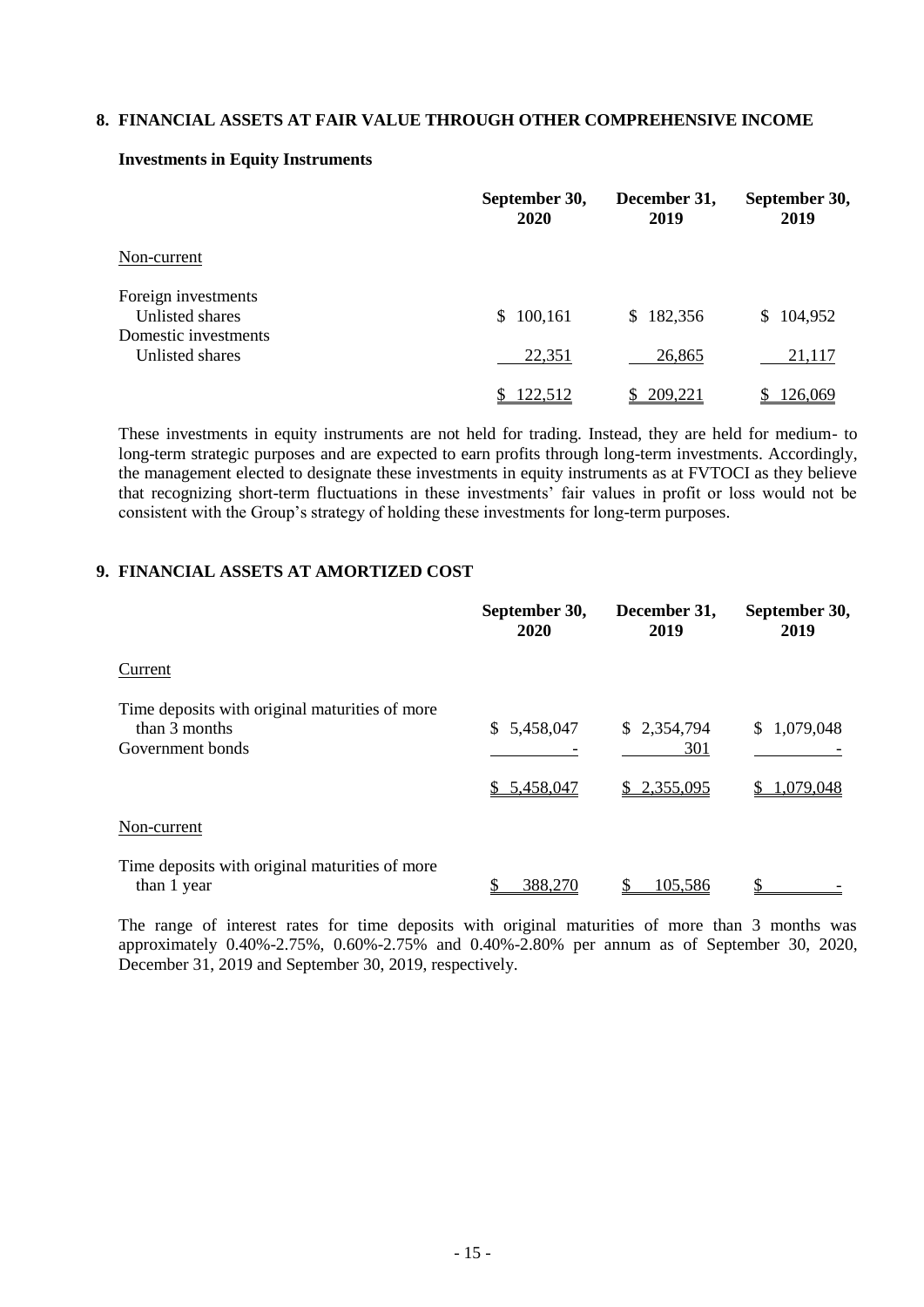## 8. FINANCIAL ASSETS AT FAIR VALUE THROUGH OTHER COMPREHENSIVE INCOME

### Investments in Equity Instruments

| | September 30, 2020 | December 31, 2019 | September 30, 2019 |
|---|---|---|---|
| Non-current | | | |
| Foreign investments | | | |
| Unlisted shares | $ 100,161 | $ 182,356 | $ 104,952 |
| Domestic investments | | | |
| Unlisted shares | 22,351 | 26,865 | 21,117 |
| | $ 122,512 | $ 209,221 | $ 126,069 |

These investments in equity instruments are not held for trading. Instead, they are held for medium- to long-term strategic purposes and are expected to earn profits through long-term investments. Accordingly, the management elected to designate these investments in equity instruments as at FVTOCI as they believe that recognizing short-term fluctuations in these investments' fair values in profit or loss would not be consistent with the Group's strategy of holding these investments for long-term purposes.

## 9. FINANCIAL ASSETS AT AMORTIZED COST

| | September 30, 2020 | December 31, 2019 | September 30, 2019 |
|---|---|---|---|
| Current | | | |
| Time deposits with original maturities of more than 3 months | $ 5,458,047 | $ 2,354,794 | $ 1,079,048 |
| Government bonds | - | 301 | - |
| | $ 5,458,047 | $ 2,355,095 | $ 1,079,048 |
| Non-current | | | |
| Time deposits with original maturities of more than 1 year | $ 388,270 | $ 105,586 | $ - |

The range of interest rates for time deposits with original maturities of more than 3 months was approximately 0.40%-2.75%, 0.60%-2.75% and 0.40%-2.80% per annum as of September 30, 2020, December 31, 2019 and September 30, 2019, respectively.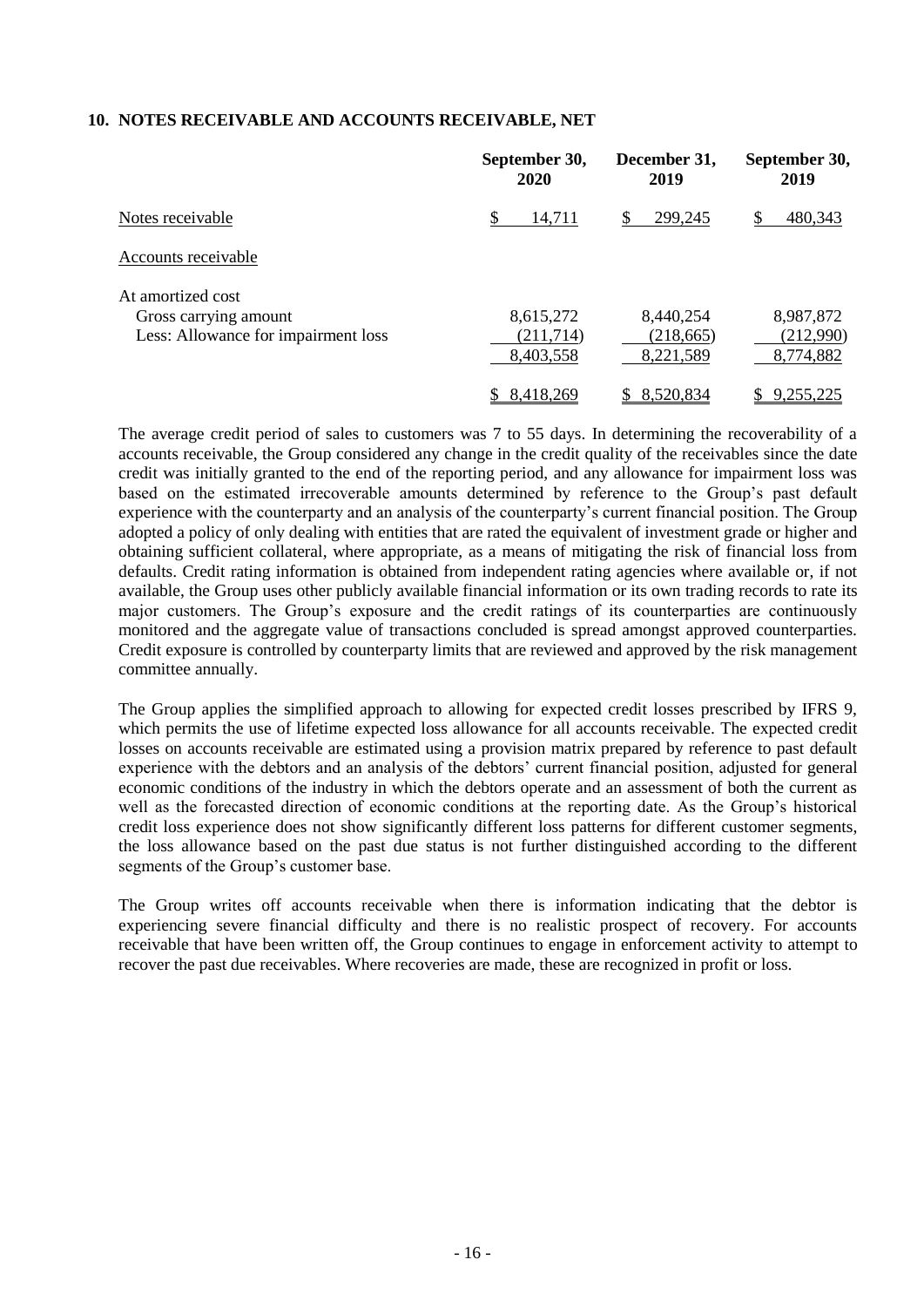## 10. NOTES RECEIVABLE AND ACCOUNTS RECEIVABLE, NET

| | September 30, 2020 | December 31, 2019 | September 30, 2019 |
|---|---|---|---|
| Notes receivable | $ 14,711 | $ 299,245 | $ 480,343 |
| Accounts receivable | | | |
| At amortized cost | | | |
| Gross carrying amount | 8,615,272 | 8,440,254 | 8,987,872 |
| Less: Allowance for impairment loss | (211,714) | (218,665) | (212,990) |
| | 8,403,558 | 8,221,589 | 8,774,882 |
| | $ 8,418,269 | $ 8,520,834 | $ 9,255,225 |

The average credit period of sales to customers was 7 to 55 days. In determining the recoverability of a accounts receivable, the Group considered any change in the credit quality of the receivables since the date credit was initially granted to the end of the reporting period, and any allowance for impairment loss was based on the estimated irrecoverable amounts determined by reference to the Group's past default experience with the counterparty and an analysis of the counterparty's current financial position. The Group adopted a policy of only dealing with entities that are rated the equivalent of investment grade or higher and obtaining sufficient collateral, where appropriate, as a means of mitigating the risk of financial loss from defaults. Credit rating information is obtained from independent rating agencies where available or, if not available, the Group uses other publicly available financial information or its own trading records to rate its major customers. The Group's exposure and the credit ratings of its counterparties are continuously monitored and the aggregate value of transactions concluded is spread amongst approved counterparties. Credit exposure is controlled by counterparty limits that are reviewed and approved by the risk management committee annually.

The Group applies the simplified approach to allowing for expected credit losses prescribed by IFRS 9, which permits the use of lifetime expected loss allowance for all accounts receivable. The expected credit losses on accounts receivable are estimated using a provision matrix prepared by reference to past default experience with the debtors and an analysis of the debtors' current financial position, adjusted for general economic conditions of the industry in which the debtors operate and an assessment of both the current as well as the forecasted direction of economic conditions at the reporting date. As the Group's historical credit loss experience does not show significantly different loss patterns for different customer segments, the loss allowance based on the past due status is not further distinguished according to the different segments of the Group's customer base.

The Group writes off accounts receivable when there is information indicating that the debtor is experiencing severe financial difficulty and there is no realistic prospect of recovery. For accounts receivable that have been written off, the Group continues to engage in enforcement activity to attempt to recover the past due receivables. Where recoveries are made, these are recognized in profit or loss.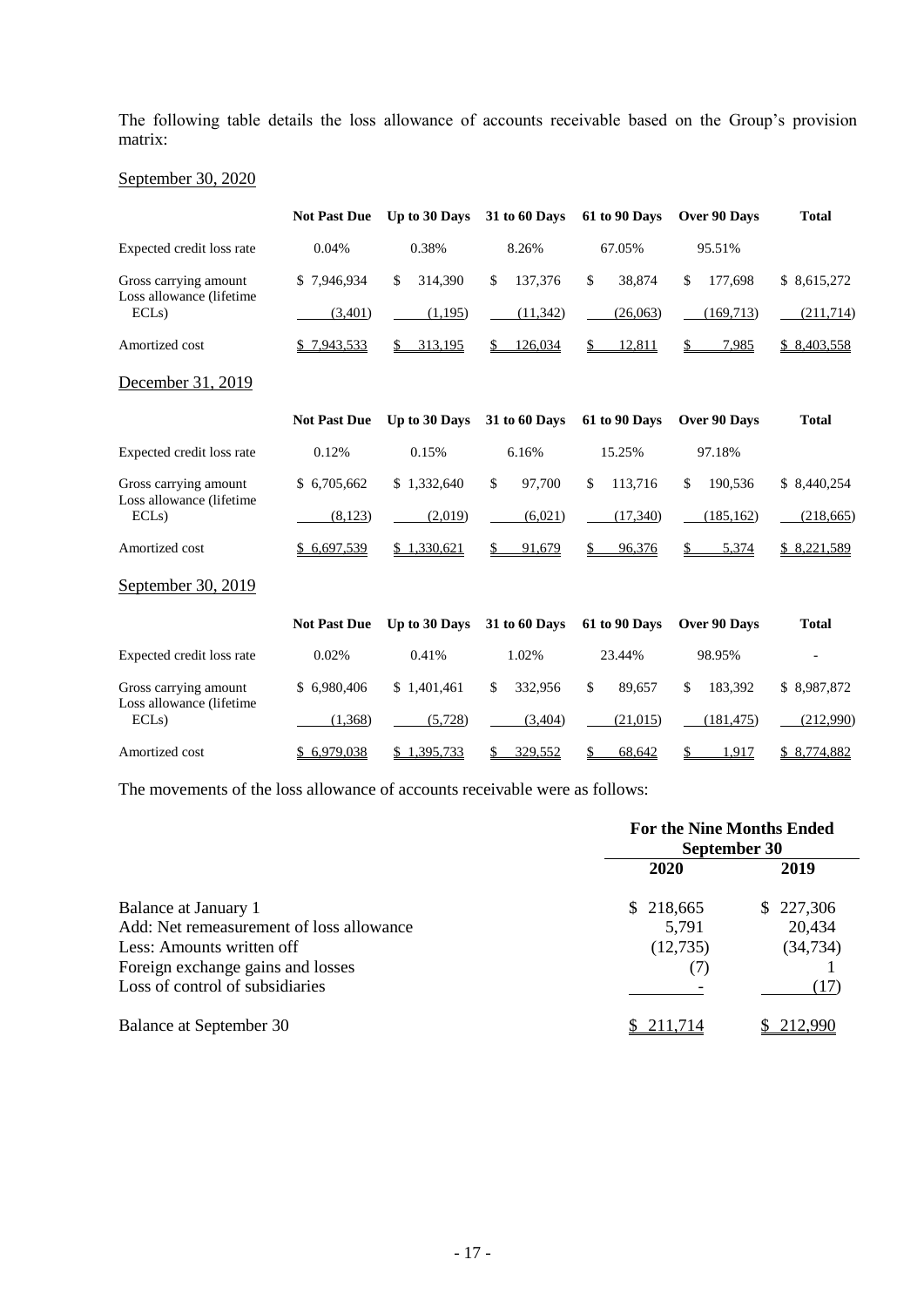The following table details the loss allowance of accounts receivable based on the Group's provision matrix:

September 30, 2020

| | Not Past Due | Up to 30 Days | 31 to 60 Days | 61 to 90 Days | Over 90 Days | Total |
|---|---|---|---|---|---|---|
| Expected credit loss rate | 0.04% | 0.38% | 8.26% | 67.05% | 95.51% | |
| Gross carrying amount | $ 7,946,934 | $ 314,390 | $ 137,376 | $ 38,874 | $ 177,698 | $ 8,615,272 |
| Loss allowance (lifetime ECLs) | (3,401) | (1,195) | (11,342) | (26,063) | (169,713) | (211,714) |
| Amortized cost | $ 7,943,533 | $ 313,195 | $ 126,034 | $ 12,811 | $ 7,985 | $ 8,403,558 |

December 31, 2019

| | Not Past Due | Up to 30 Days | 31 to 60 Days | 61 to 90 Days | Over 90 Days | Total |
|---|---|---|---|---|---|---|
| Expected credit loss rate | 0.12% | 0.15% | 6.16% | 15.25% | 97.18% | |
| Gross carrying amount | $ 6,705,662 | $ 1,332,640 | $ 97,700 | $ 113,716 | $ 190,536 | $ 8,440,254 |
| Loss allowance (lifetime ECLs) | (8,123) | (2,019) | (6,021) | (17,340) | (185,162) | (218,665) |
| Amortized cost | $ 6,697,539 | $ 1,330,621 | $ 91,679 | $ 96,376 | $ 5,374 | $ 8,221,589 |

September 30, 2019

| | Not Past Due | Up to 30 Days | 31 to 60 Days | 61 to 90 Days | Over 90 Days | Total |
|---|---|---|---|---|---|---|
| Expected credit loss rate | 0.02% | 0.41% | 1.02% | 23.44% | 98.95% | - |
| Gross carrying amount | $ 6,980,406 | $ 1,401,461 | $ 332,956 | $ 89,657 | $ 183,392 | $ 8,987,872 |
| Loss allowance (lifetime ECLs) | (1,368) | (5,728) | (3,404) | (21,015) | (181,475) | (212,990) |
| Amortized cost | $ 6,979,038 | $ 1,395,733 | $ 329,552 | $ 68,642 | $ 1,917 | $ 8,774,882 |

The movements of the loss allowance of accounts receivable were as follows:

| | For the Nine Months Ended September 30 | |
|---|---|---|
| | 2020 | 2019 |
| Balance at January 1 | $ 218,665 | $ 227,306 |
| Add: Net remeasurement of loss allowance | 5,791 | 20,434 |
| Less: Amounts written off | (12,735) | (34,734) |
| Foreign exchange gains and losses | (7) | 1 |
| Loss of control of subsidiaries | - | (17) |
| Balance at September 30 | $ 211,714 | $ 212,990 |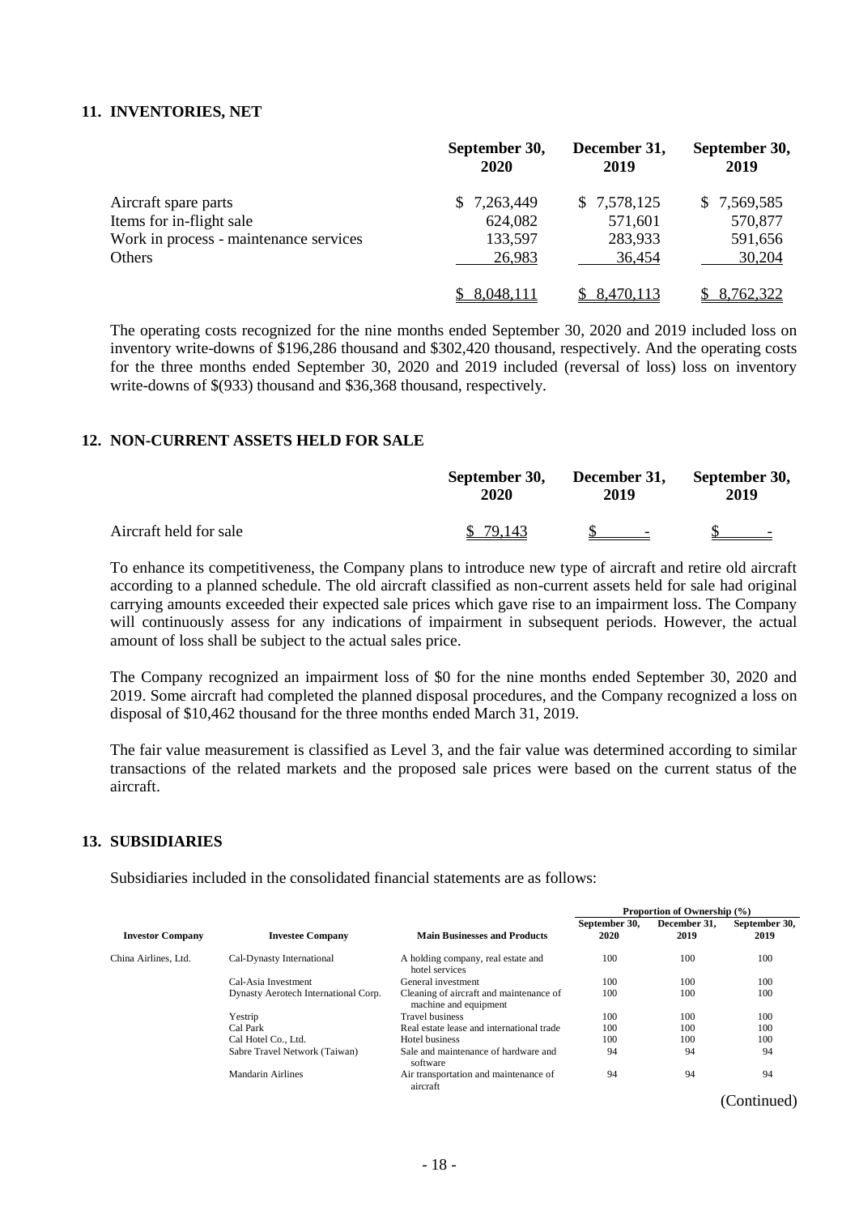## 11. INVENTORIES, NET

| | September 30, 2020 | December 31, 2019 | September 30, 2019 |
|---|---|---|---|
| Aircraft spare parts | $ 7,263,449 | $ 7,578,125 | $ 7,569,585 |
| Items for in-flight sale | 624,082 | 571,601 | 570,877 |
| Work in process - maintenance services | 133,597 | 283,933 | 591,656 |
| Others | 26,983 | 36,454 | 30,204 |
| | $ 8,048,111 | $ 8,470,113 | $ 8,762,322 |

The operating costs recognized for the nine months ended September 30, 2020 and 2019 included loss on inventory write-downs of $196,286 thousand and $302,420 thousand, respectively. And the operating costs for the three months ended September 30, 2020 and 2019 included (reversal of loss) loss on inventory write-downs of $(933) thousand and $36,368 thousand, respectively.

## 12. NON-CURRENT ASSETS HELD FOR SALE

| | September 30, 2020 | December 31, 2019 | September 30, 2019 |
|---|---|---|---|
| Aircraft held for sale | $ 79,143 | $ - | $ - |

To enhance its competitiveness, the Company plans to introduce new type of aircraft and retire old aircraft according to a planned schedule. The old aircraft classified as non-current assets held for sale had original carrying amounts exceeded their expected sale prices which gave rise to an impairment loss. The Company will continuously assess for any indications of impairment in subsequent periods. However, the actual amount of loss shall be subject to the actual sales price.

The Company recognized an impairment loss of $0 for the nine months ended September 30, 2020 and 2019. Some aircraft had completed the planned disposal procedures, and the Company recognized a loss on disposal of $10,462 thousand for the three months ended March 31, 2019.

The fair value measurement is classified as Level 3, and the fair value was determined according to similar transactions of the related markets and the proposed sale prices were based on the current status of the aircraft.

## 13. SUBSIDIARIES

Subsidiaries included in the consolidated financial statements are as follows:

| | | | Proportion of Ownership (%) | | |
|---|---|---|---|---|---|
| **Investor Company** | **Investee Company** | **Main Businesses and Products** | **September 30, 2020** | **December 31, 2019** | **September 30, 2019** |
| China Airlines, Ltd. | Cal-Dynasty International | A holding company, real estate and hotel services | 100 | 100 | 100 |
| | Cal-Asia Investment | General investment | 100 | 100 | 100 |
| | Dynasty Aerotech International Corp. | Cleaning of aircraft and maintenance of machine and equipment | 100 | 100 | 100 |
| | Yestrip | Travel business | 100 | 100 | 100 |
| | Cal Park | Real estate lease and international trade | 100 | 100 | 100 |
| | Cal Hotel Co., Ltd. | Hotel business | 100 | 100 | 100 |
| | Sabre Travel Network (Taiwan) | Sale and maintenance of hardware and software | 94 | 94 | 94 |
| | Mandarin Airlines | Air transportation and maintenance of aircraft | 94 | 94 | 94 |

(Continued)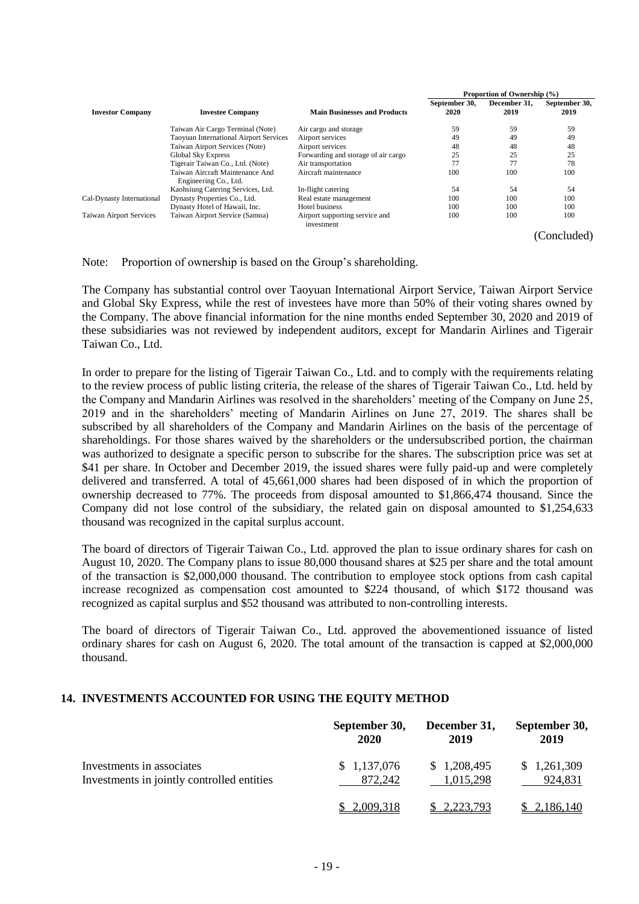| Investor Company | Investee Company | Main Businesses and Products | Proportion of Ownership (%) | | |
|---|---|---|---|---|---|
| | | | September 30, 2020 | December 31, 2019 | September 30, 2019 |
| | Taiwan Air Cargo Terminal (Note) | Air cargo and storage | 59 | 59 | 59 |
| | Taoyuan International Airport Services | Airport services | 49 | 49 | 49 |
| | Taiwan Airport Services (Note) | Airport services | 48 | 48 | 48 |
| | Global Sky Express | Forwarding and storage of air cargo | 25 | 25 | 25 |
| | Tigerair Taiwan Co., Ltd. (Note) | Air transportation | 77 | 77 | 78 |
| | Taiwan Aircraft Maintenance And Engineering Co., Ltd. | Aircraft maintenance | 100 | 100 | 100 |
| | Kaohsiung Catering Services, Ltd. | In-flight catering | 54 | 54 | 54 |
| Cal-Dynasty International | Dynasty Properties Co., Ltd. | Real estate management | 100 | 100 | 100 |
| | Dynasty Hotel of Hawaii, Inc. | Hotel business | 100 | 100 | 100 |
| Taiwan Airport Services | Taiwan Airport Service (Samoa) | Airport supporting service and investment | 100 | 100 | 100 |

(Concluded)

Note: Proportion of ownership is based on the Group's shareholding.

The Company has substantial control over Taoyuan International Airport Service, Taiwan Airport Service and Global Sky Express, while the rest of investees have more than 50% of their voting shares owned by the Company. The above financial information for the nine months ended September 30, 2020 and 2019 of these subsidiaries was not reviewed by independent auditors, except for Mandarin Airlines and Tigerair Taiwan Co., Ltd.

In order to prepare for the listing of Tigerair Taiwan Co., Ltd. and to comply with the requirements relating to the review process of public listing criteria, the release of the shares of Tigerair Taiwan Co., Ltd. held by the Company and Mandarin Airlines was resolved in the shareholders' meeting of the Company on June 25, 2019 and in the shareholders' meeting of Mandarin Airlines on June 27, 2019. The shares shall be subscribed by all shareholders of the Company and Mandarin Airlines on the basis of the percentage of shareholdings. For those shares waived by the shareholders or the undersubscribed portion, the chairman was authorized to designate a specific person to subscribe for the shares. The subscription price was set at $41 per share. In October and December 2019, the issued shares were fully paid-up and were completely delivered and transferred. A total of 45,661,000 shares had been disposed of in which the proportion of ownership decreased to 77%. The proceeds from disposal amounted to $1,866,474 thousand. Since the Company did not lose control of the subsidiary, the related gain on disposal amounted to $1,254,633 thousand was recognized in the capital surplus account.

The board of directors of Tigerair Taiwan Co., Ltd. approved the plan to issue ordinary shares for cash on August 10, 2020. The Company plans to issue 80,000 thousand shares at $25 per share and the total amount of the transaction is $2,000,000 thousand. The contribution to employee stock options from cash capital increase recognized as compensation cost amounted to $224 thousand, of which $172 thousand was recognized as capital surplus and $52 thousand was attributed to non-controlling interests.

The board of directors of Tigerair Taiwan Co., Ltd. approved the abovementioned issuance of listed ordinary shares for cash on August 6, 2020. The total amount of the transaction is capped at $2,000,000 thousand.

## 14. INVESTMENTS ACCOUNTED FOR USING THE EQUITY METHOD

| | September 30, 2020 | December 31, 2019 | September 30, 2019 |
|---|---|---|---|
| Investments in associates | $ 1,137,076 | $ 1,208,495 | $ 1,261,309 |
| Investments in jointly controlled entities | 872,242 | 1,015,298 | 924,831 |
| | $ 2,009,318 | $ 2,223,793 | $ 2,186,140 |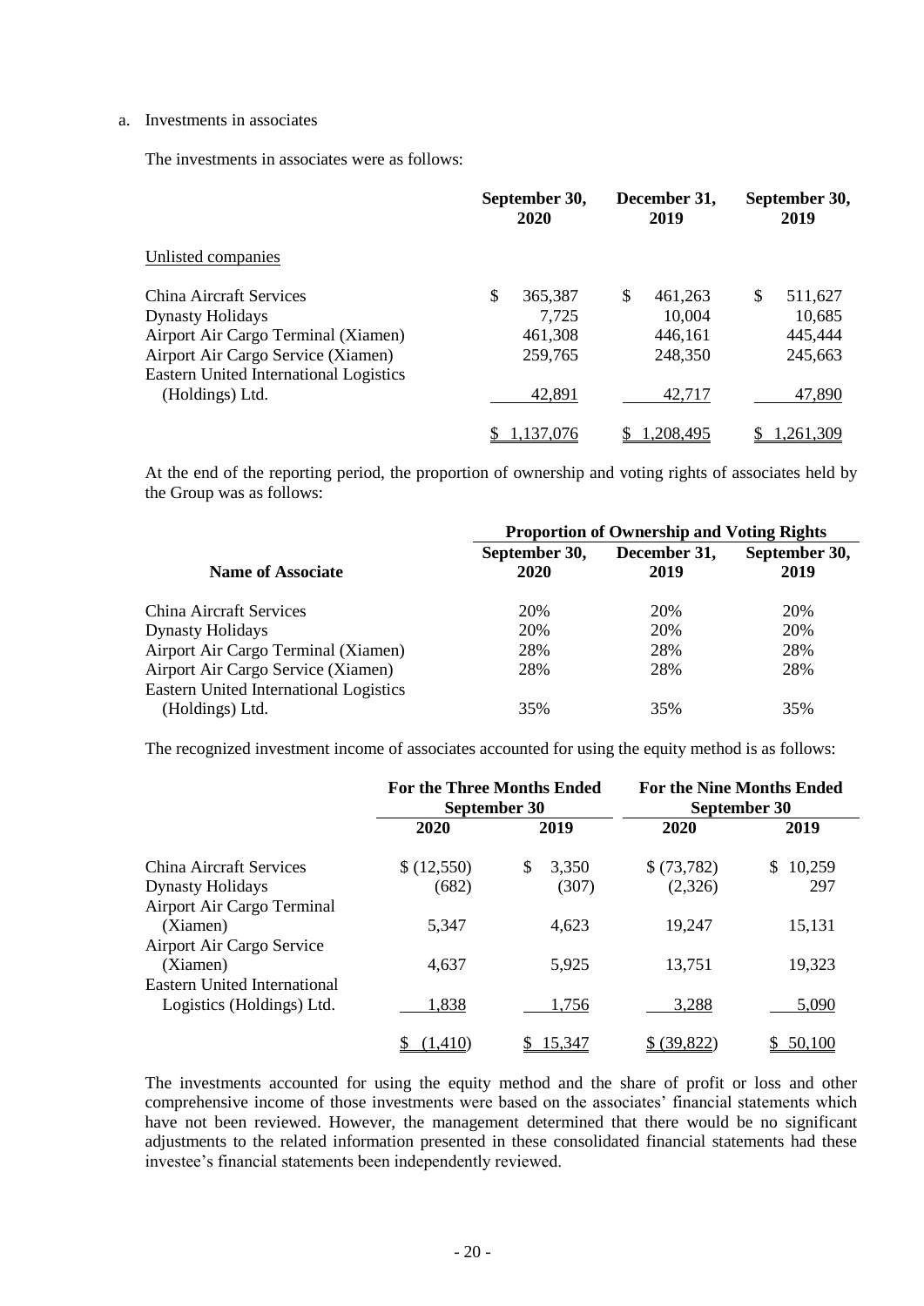a. Investments in associates

The investments in associates were as follows:

| | September 30, 2020 | December 31, 2019 | September 30, 2019 |
|---|---|---|---|
| Unlisted companies | | | |
| China Aircraft Services | $ 365,387 | $ 461,263 | $ 511,627 |
| Dynasty Holidays | 7,725 | 10,004 | 10,685 |
| Airport Air Cargo Terminal (Xiamen) | 461,308 | 446,161 | 445,444 |
| Airport Air Cargo Service (Xiamen) | 259,765 | 248,350 | 245,663 |
| Eastern United International Logistics (Holdings) Ltd. | 42,891 | 42,717 | 47,890 |
| | $ 1,137,076 | $ 1,208,495 | $ 1,261,309 |

At the end of the reporting period, the proportion of ownership and voting rights of associates held by the Group was as follows:

| | Proportion of Ownership and Voting Rights | | |
|---|---|---|---|
| Name of Associate | September 30, 2020 | December 31, 2019 | September 30, 2019 |
| China Aircraft Services | 20% | 20% | 20% |
| Dynasty Holidays | 20% | 20% | 20% |
| Airport Air Cargo Terminal (Xiamen) | 28% | 28% | 28% |
| Airport Air Cargo Service (Xiamen) | 28% | 28% | 28% |
| Eastern United International Logistics (Holdings) Ltd. | 35% | 35% | 35% |

The recognized investment income of associates accounted for using the equity method is as follows:

| | For the Three Months Ended September 30 | | For the Nine Months Ended September 30 | |
|---|---|---|---|---|
| | 2020 | 2019 | 2020 | 2019 |
| China Aircraft Services | $ (12,550) | $ 3,350 | $ (73,782) | $ 10,259 |
| Dynasty Holidays | (682) | (307) | (2,326) | 297 |
| Airport Air Cargo Terminal (Xiamen) | 5,347 | 4,623 | 19,247 | 15,131 |
| Airport Air Cargo Service (Xiamen) | 4,637 | 5,925 | 13,751 | 19,323 |
| Eastern United International Logistics (Holdings) Ltd. | 1,838 | 1,756 | 3,288 | 5,090 |
| | $ (1,410) | $ 15,347 | $ (39,822) | $ 50,100 |

The investments accounted for using the equity method and the share of profit or loss and other comprehensive income of those investments were based on the associates' financial statements which have not been reviewed. However, the management determined that there would be no significant adjustments to the related information presented in these consolidated financial statements had these investee's financial statements been independently reviewed.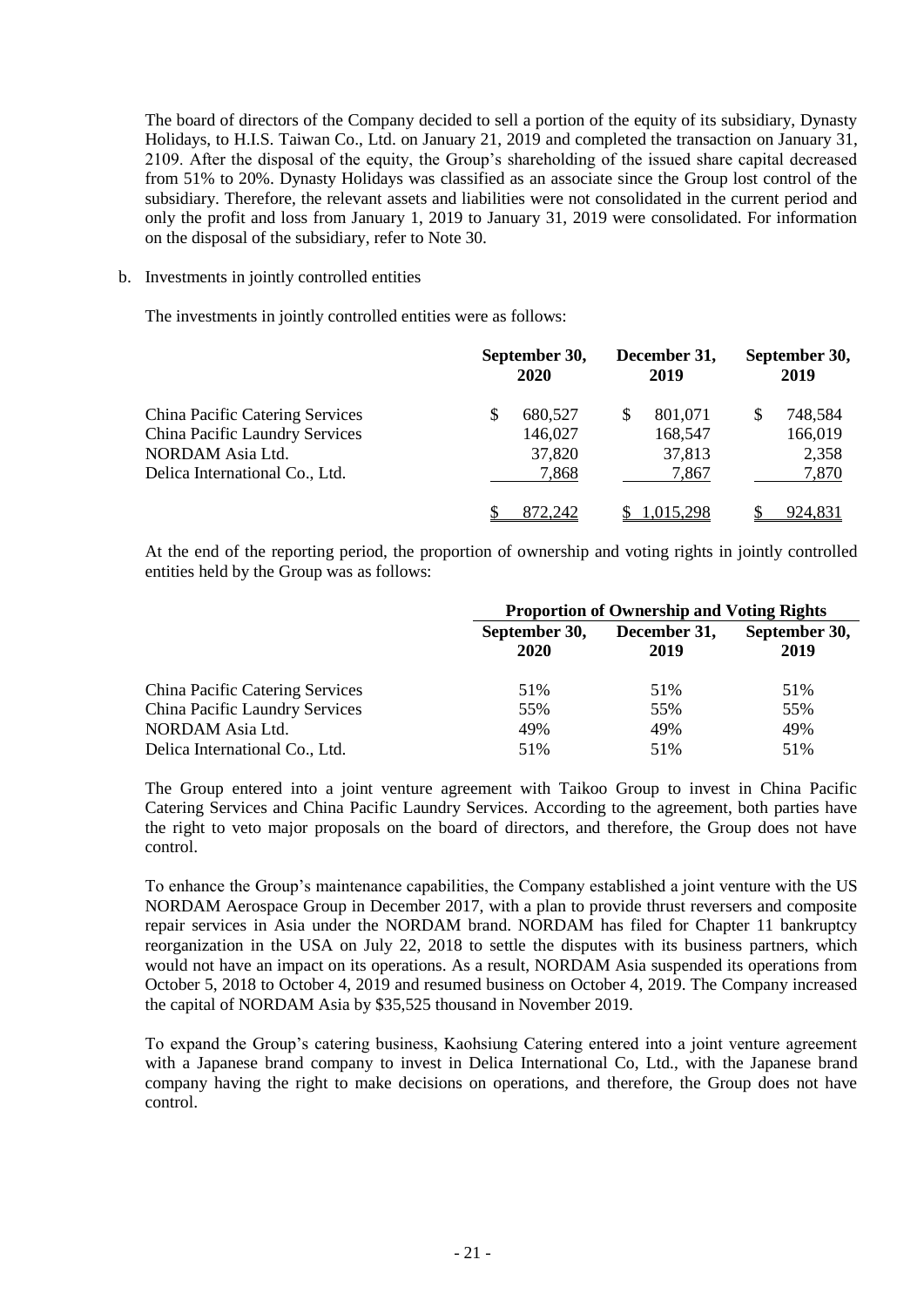The board of directors of the Company decided to sell a portion of the equity of its subsidiary, Dynasty Holidays, to H.I.S. Taiwan Co., Ltd. on January 21, 2019 and completed the transaction on January 31, 2109. After the disposal of the equity, the Group's shareholding of the issued share capital decreased from 51% to 20%. Dynasty Holidays was classified as an associate since the Group lost control of the subsidiary. Therefore, the relevant assets and liabilities were not consolidated in the current period and only the profit and loss from January 1, 2019 to January 31, 2019 were consolidated. For information on the disposal of the subsidiary, refer to Note 30.

b. Investments in jointly controlled entities

The investments in jointly controlled entities were as follows:

| | September 30, 2020 | December 31, 2019 | September 30, 2019 |
|---|---|---|---|
| China Pacific Catering Services | $ 680,527 | $ 801,071 | $ 748,584 |
| China Pacific Laundry Services | 146,027 | 168,547 | 166,019 |
| NORDAM Asia Ltd. | 37,820 | 37,813 | 2,358 |
| Delica International Co., Ltd. | 7,868 | 7,867 | 7,870 |
| | $ 872,242 | $ 1,015,298 | $ 924,831 |

At the end of the reporting period, the proportion of ownership and voting rights in jointly controlled entities held by the Group was as follows:

| | Proportion of Ownership and Voting Rights | | |
|---|---|---|---|
| | September 30, 2020 | December 31, 2019 | September 30, 2019 |
| China Pacific Catering Services | 51% | 51% | 51% |
| China Pacific Laundry Services | 55% | 55% | 55% |
| NORDAM Asia Ltd. | 49% | 49% | 49% |
| Delica International Co., Ltd. | 51% | 51% | 51% |

The Group entered into a joint venture agreement with Taikoo Group to invest in China Pacific Catering Services and China Pacific Laundry Services. According to the agreement, both parties have the right to veto major proposals on the board of directors, and therefore, the Group does not have control.

To enhance the Group's maintenance capabilities, the Company established a joint venture with the US NORDAM Aerospace Group in December 2017, with a plan to provide thrust reversers and composite repair services in Asia under the NORDAM brand. NORDAM has filed for Chapter 11 bankruptcy reorganization in the USA on July 22, 2018 to settle the disputes with its business partners, which would not have an impact on its operations. As a result, NORDAM Asia suspended its operations from October 5, 2018 to October 4, 2019 and resumed business on October 4, 2019. The Company increased the capital of NORDAM Asia by $35,525 thousand in November 2019.

To expand the Group's catering business, Kaohsiung Catering entered into a joint venture agreement with a Japanese brand company to invest in Delica International Co, Ltd., with the Japanese brand company having the right to make decisions on operations, and therefore, the Group does not have control.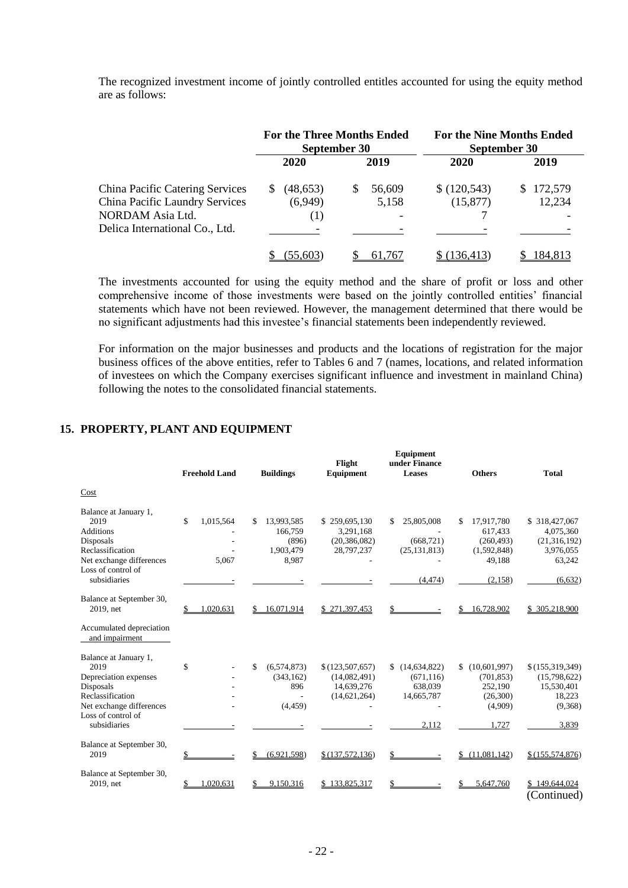The recognized investment income of jointly controlled entitles accounted for using the equity method are as follows:

| | For the Three Months Ended September 30 | | For the Nine Months Ended September 30 | |
|---|---|---|---|---|
| | 2020 | 2019 | 2020 | 2019 |
| China Pacific Catering Services | $ (48,653) | $ 56,609 | $ (120,543) | $ 172,579 |
| China Pacific Laundry Services | (6,949) | 5,158 | (15,877) | 12,234 |
| NORDAM Asia Ltd. | (1) | - | 7 | - |
| Delica International Co., Ltd. | - | - | - | - |
| | $ (55,603) | $ 61,767 | $ (136,413) | $ 184,813 |

The investments accounted for using the equity method and the share of profit or loss and other comprehensive income of those investments were based on the jointly controlled entities' financial statements which have not been reviewed. However, the management determined that there would be no significant adjustments had this investee's financial statements been independently reviewed.

For information on the major businesses and products and the locations of registration for the major business offices of the above entities, refer to Tables 6 and 7 (names, locations, and related information of investees on which the Company exercises significant influence and investment in mainland China) following the notes to the consolidated financial statements.

## 15. PROPERTY, PLANT AND EQUIPMENT

| | Freehold Land | Buildings | Flight Equipment | Equipment under Finance Leases | Others | Total |
|---|---|---|---|---|---|---|
| Cost | | | | | | |
| Balance at January 1, 2019 | $ 1,015,564 | $ 13,993,585 | $ 259,695,130 | $ 25,805,008 | $ 17,917,780 | $ 318,427,067 |
| Additions | - | 166,759 | 3,291,168 | - | 617,433 | 4,075,360 |
| Disposals | - | (896) | (20,386,082) | (668,721) | (260,493) | (21,316,192) |
| Reclassification | - | 1,903,479 | 28,797,237 | (25,131,813) | (1,592,848) | 3,976,055 |
| Net exchange differences | 5,067 | 8,987 | - | - | 49,188 | 63,242 |
| Loss of control of subsidiaries | - | - | - | (4,474) | (2,158) | (6,632) |
| Balance at September 30, 2019, net | $ 1,020,631 | $ 16,071,914 | $ 271,397,453 | $ - | $ 16,728,902 | $ 305,218,900 |
| Accumulated depreciation and impairment | | | | | | |
| Balance at January 1, 2019 | $ - | $ (6,574,873) | $ (123,507,657) | $ (14,634,822) | $ (10,601,997) | $ (155,319,349) |
| Depreciation expenses | - | (343,162) | (14,082,491) | (671,116) | (701,853) | (15,798,622) |
| Disposals | - | 896 | 14,639,276 | 638,039 | 252,190 | 15,530,401 |
| Reclassification | - | - | (14,621,264) | 14,665,787 | (26,300) | 18,223 |
| Net exchange differences | - | (4,459) | - | - | (4,909) | (9,368) |
| Loss of control of subsidiaries | - | - | - | 2,112 | 1,727 | 3,839 |
| Balance at September 30, 2019 | $ - | $ (6,921,598) | $ (137,572,136) | $ - | $ (11,081,142) | $ (155,574,876) |
| Balance at September 30, 2019, net | $ 1,020,631 | $ 9,150,316 | $ 133,825,317 | $ - | $ 5,647,760 | $ 149,644,024 |

(Continued)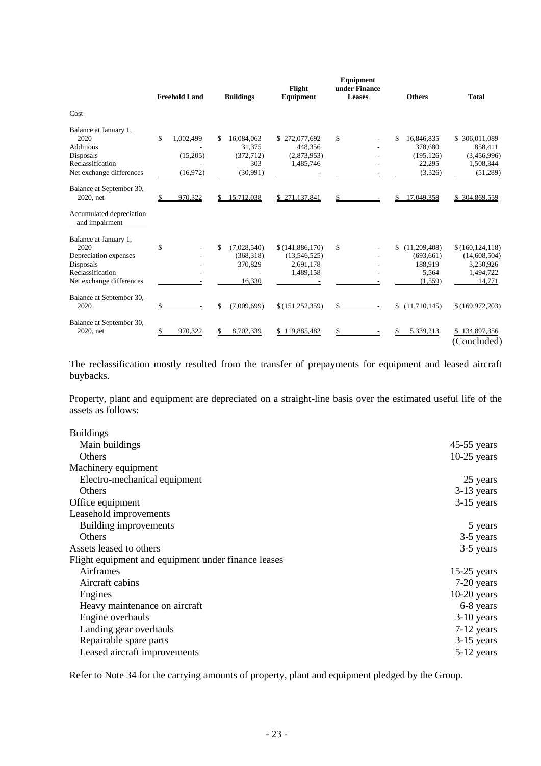| | Freehold Land | Buildings | Flight Equipment | Equipment under Finance Leases | Others | Total |
|---|---|---|---|---|---|---|
| Cost | | | | | | |
| Balance at January 1, 2020 | $ 1,002,499 | $ 16,084,063 | $ 272,077,692 | $ - | $ 16,846,835 | $ 306,011,089 |
| Additions | - | 31,375 | 448,356 | - | 378,680 | 858,411 |
| Disposals | (15,205) | (372,712) | (2,873,953) | - | (195,126) | (3,456,996) |
| Reclassification | - | 303 | 1,485,746 | - | 22,295 | 1,508,344 |
| Net exchange differences | (16,972) | (30,991) | - | - | (3,326) | (51,289) |
| Balance at September 30, 2020, net | $ 970,322 | $ 15,712,038 | $ 271,137,841 | $ - | $ 17,049,358 | $ 304,869,559 |
| Accumulated depreciation and impairment | | | | | | |
| Balance at January 1, 2020 | $ - | $ (7,028,540) | $ (141,886,170) | $ - | $ (11,209,408) | $ (160,124,118) |
| Depreciation expenses | - | (368,318) | (13,546,525) | - | (693,661) | (14,608,504) |
| Disposals | - | 370,829 | 2,691,178 | - | 188,919 | 3,250,926 |
| Reclassification | - | - | 1,489,158 | - | 5,564 | 1,494,722 |
| Net exchange differences | - | 16,330 | - | - | (1,559) | 14,771 |
| Balance at September 30, 2020 | $ - | $ (7,009,699) | $ (151,252,359) | $ - | $ (11,710,145) | $ (169,972,203) |
| Balance at September 30, 2020, net | $ 970,322 | $ 8,702,339 | $ 119,885,482 | $ - | $ 5,339,213 | $ 134,897,356 |

(Concluded)

The reclassification mostly resulted from the transfer of prepayments for equipment and leased aircraft buybacks.

Property, plant and equipment are depreciated on a straight-line basis over the estimated useful life of the assets as follows:

| | |
|---|---|
| Buildings | |
| Main buildings | 45-55 years |
| Others | 10-25 years |
| Machinery equipment | |
| Electro-mechanical equipment | 25 years |
| Others | 3-13 years |
| Office equipment | 3-15 years |
| Leasehold improvements | |
| Building improvements | 5 years |
| Others | 3-5 years |
| Assets leased to others | 3-5 years |
| Flight equipment and equipment under finance leases | |
| Airframes | 15-25 years |
| Aircraft cabins | 7-20 years |
| Engines | 10-20 years |
| Heavy maintenance on aircraft | 6-8 years |
| Engine overhauls | 3-10 years |
| Landing gear overhauls | 7-12 years |
| Repairable spare parts | 3-15 years |
| Leased aircraft improvements | 5-12 years |

Refer to Note 34 for the carrying amounts of property, plant and equipment pledged by the Group.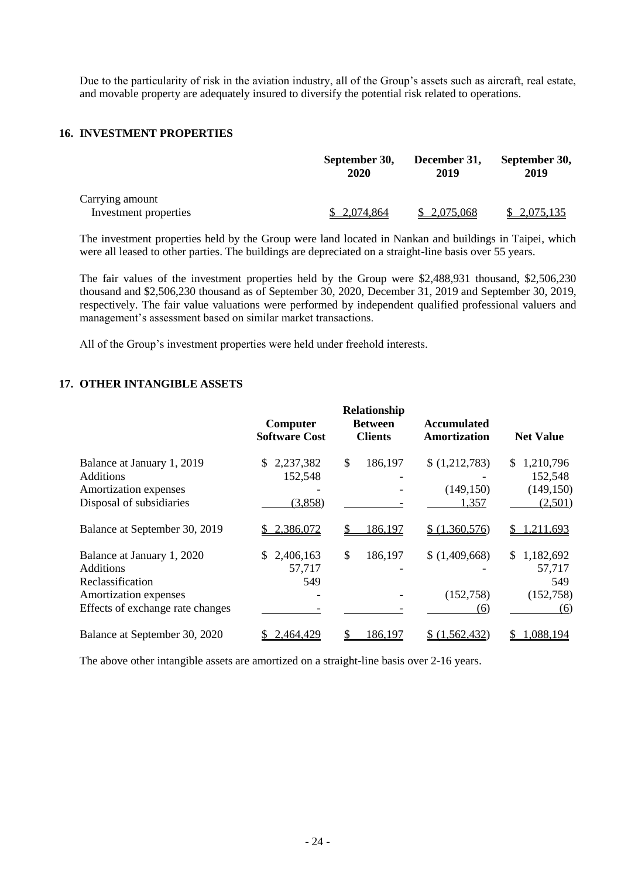Due to the particularity of risk in the aviation industry, all of the Group's assets such as aircraft, real estate, and movable property are adequately insured to diversify the potential risk related to operations.

## 16. INVESTMENT PROPERTIES

| | September 30, 2020 | December 31, 2019 | September 30, 2019 |
|---|---|---|---|
| Carrying amount | | | |
| Investment properties | $ 2,074,864 | $ 2,075,068 | $ 2,075,135 |

The investment properties held by the Group were land located in Nankan and buildings in Taipei, which were all leased to other parties. The buildings are depreciated on a straight-line basis over 55 years.

The fair values of the investment properties held by the Group were $2,488,931 thousand, $2,506,230 thousand and $2,506,230 thousand as of September 30, 2020, December 31, 2019 and September 30, 2019, respectively. The fair value valuations were performed by independent qualified professional valuers and management's assessment based on similar market transactions.

All of the Group's investment properties were held under freehold interests.

## 17. OTHER INTANGIBLE ASSETS

| | Computer Software Cost | Relationship Between Clients | Accumulated Amortization | Net Value |
|---|---|---|---|---|
| Balance at January 1, 2019 | $ 2,237,382 | $ 186,197 | $ (1,212,783) | $ 1,210,796 |
| Additions | 152,548 | - | - | 152,548 |
| Amortization expenses | - | - | (149,150) | (149,150) |
| Disposal of subsidiaries | (3,858) | - | 1,357 | (2,501) |
| Balance at September 30, 2019 | $ 2,386,072 | $ 186,197 | $ (1,360,576) | $ 1,211,693 |
| Balance at January 1, 2020 | $ 2,406,163 | $ 186,197 | $ (1,409,668) | $ 1,182,692 |
| Additions | 57,717 | - | - | 57,717 |
| Reclassification | 549 | | | 549 |
| Amortization expenses | - | - | (152,758) | (152,758) |
| Effects of exchange rate changes | - | - | (6) | (6) |
| Balance at September 30, 2020 | $ 2,464,429 | $ 186,197 | $ (1,562,432) | $ 1,088,194 |

The above other intangible assets are amortized on a straight-line basis over 2-16 years.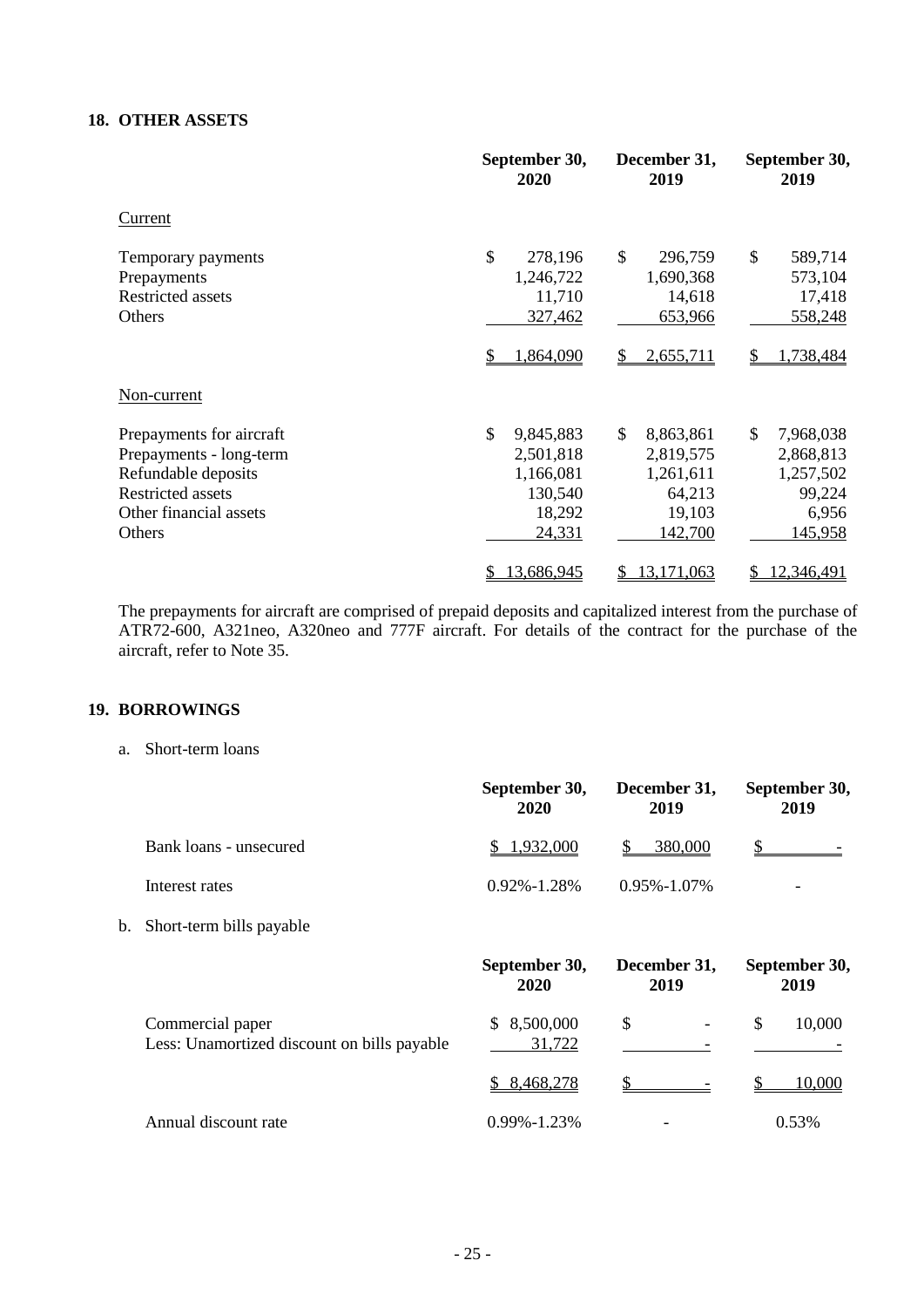## 18. OTHER ASSETS

| | September 30, 2020 | December 31, 2019 | September 30, 2019 |
|---|---|---|---|
| Current | | | |
| Temporary payments | $ 278,196 | $ 296,759 | $ 589,714 |
| Prepayments | 1,246,722 | 1,690,368 | 573,104 |
| Restricted assets | 11,710 | 14,618 | 17,418 |
| Others | 327,462 | 653,966 | 558,248 |
| | $ 1,864,090 | $ 2,655,711 | $ 1,738,484 |
| Non-current | | | |
| Prepayments for aircraft | $ 9,845,883 | $ 8,863,861 | $ 7,968,038 |
| Prepayments - long-term | 2,501,818 | 2,819,575 | 2,868,813 |
| Refundable deposits | 1,166,081 | 1,261,611 | 1,257,502 |
| Restricted assets | 130,540 | 64,213 | 99,224 |
| Other financial assets | 18,292 | 19,103 | 6,956 |
| Others | 24,331 | 142,700 | 145,958 |
| | $ 13,686,945 | $ 13,171,063 | $ 12,346,491 |

The prepayments for aircraft are comprised of prepaid deposits and capitalized interest from the purchase of ATR72-600, A321neo, A320neo and 777F aircraft. For details of the contract for the purchase of the aircraft, refer to Note 35.

## 19. BORROWINGS

a. Short-term loans

| | September 30, 2020 | December 31, 2019 | September 30, 2019 |
|---|---|---|---|
| Bank loans - unsecured | $ 1,932,000 | $ 380,000 | $ - |
| Interest rates | 0.92%-1.28% | 0.95%-1.07% | - |

b. Short-term bills payable

| | September 30, 2020 | December 31, 2019 | September 30, 2019 |
|---|---|---|---|
| Commercial paper | $ 8,500,000 | $ - | $ 10,000 |
| Less: Unamortized discount on bills payable | 31,722 | - | - |
| | $ 8,468,278 | $ - | $ 10,000 |
| Annual discount rate | 0.99%-1.23% | - | 0.53% |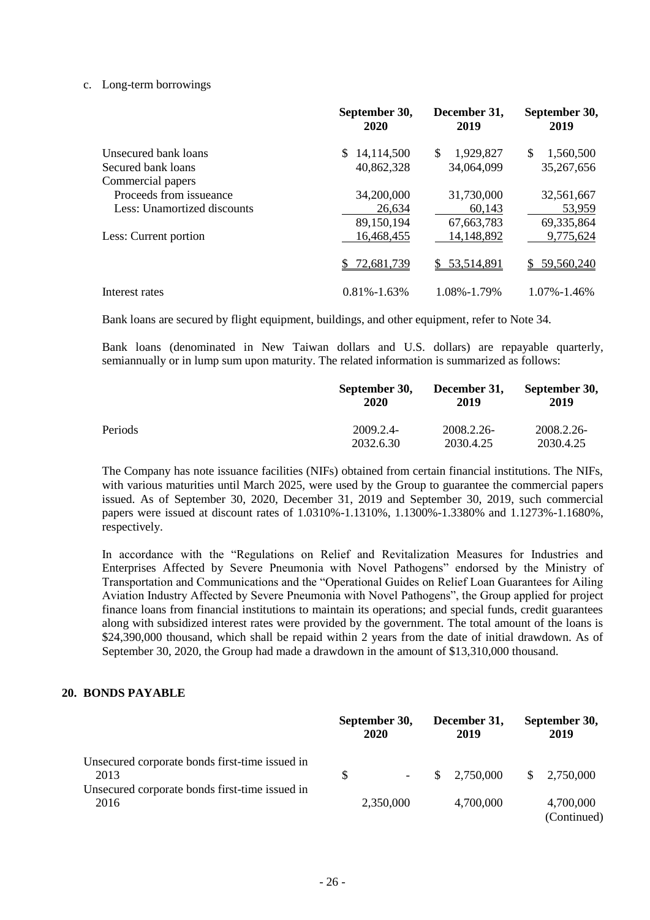c. Long-term borrowings

| | September 30, 2020 | December 31, 2019 | September 30, 2019 |
|---|---|---|---|
| Unsecured bank loans | $ 14,114,500 | $ 1,929,827 | $ 1,560,500 |
| Secured bank loans | 40,862,328 | 34,064,099 | 35,267,656 |
| Commercial papers | | | |
| Proceeds from issueance | 34,200,000 | 31,730,000 | 32,561,667 |
| Less: Unamortized discounts | 26,634 | 60,143 | 53,959 |
| | 89,150,194 | 67,663,783 | 69,335,864 |
| Less: Current portion | 16,468,455 | 14,148,892 | 9,775,624 |
| | $ 72,681,739 | $ 53,514,891 | $ 59,560,240 |
| Interest rates | 0.81%-1.63% | 1.08%-1.79% | 1.07%-1.46% |

Bank loans are secured by flight equipment, buildings, and other equipment, refer to Note 34.

Bank loans (denominated in New Taiwan dollars and U.S. dollars) are repayable quarterly, semiannually or in lump sum upon maturity. The related information is summarized as follows:

| | September 30, 2020 | December 31, 2019 | September 30, 2019 |
|---|---|---|---|
| Periods | 2009.2.4-2032.6.30 | 2008.2.26-2030.4.25 | 2008.2.26-2030.4.25 |

The Company has note issuance facilities (NIFs) obtained from certain financial institutions. The NIFs, with various maturities until March 2025, were used by the Group to guarantee the commercial papers issued. As of September 30, 2020, December 31, 2019 and September 30, 2019, such commercial papers were issued at discount rates of 1.0310%-1.1310%, 1.1300%-1.3380% and 1.1273%-1.1680%, respectively.

In accordance with the "Regulations on Relief and Revitalization Measures for Industries and Enterprises Affected by Severe Pneumonia with Novel Pathogens" endorsed by the Ministry of Transportation and Communications and the "Operational Guides on Relief Loan Guarantees for Ailing Aviation Industry Affected by Severe Pneumonia with Novel Pathogens", the Group applied for project finance loans from financial institutions to maintain its operations; and special funds, credit guarantees along with subsidized interest rates were provided by the government. The total amount of the loans is $24,390,000 thousand, which shall be repaid within 2 years from the date of initial drawdown. As of September 30, 2020, the Group had made a drawdown in the amount of $13,310,000 thousand.

## 20. BONDS PAYABLE

| | September 30, 2020 | December 31, 2019 | September 30, 2019 |
|---|---|---|---|
| Unsecured corporate bonds first-time issued in 2013 | $ - | $ 2,750,000 | $ 2,750,000 |
| Unsecured corporate bonds first-time issued in 2016 | 2,350,000 | 4,700,000 | 4,700,000 |
| | | | (Continued) |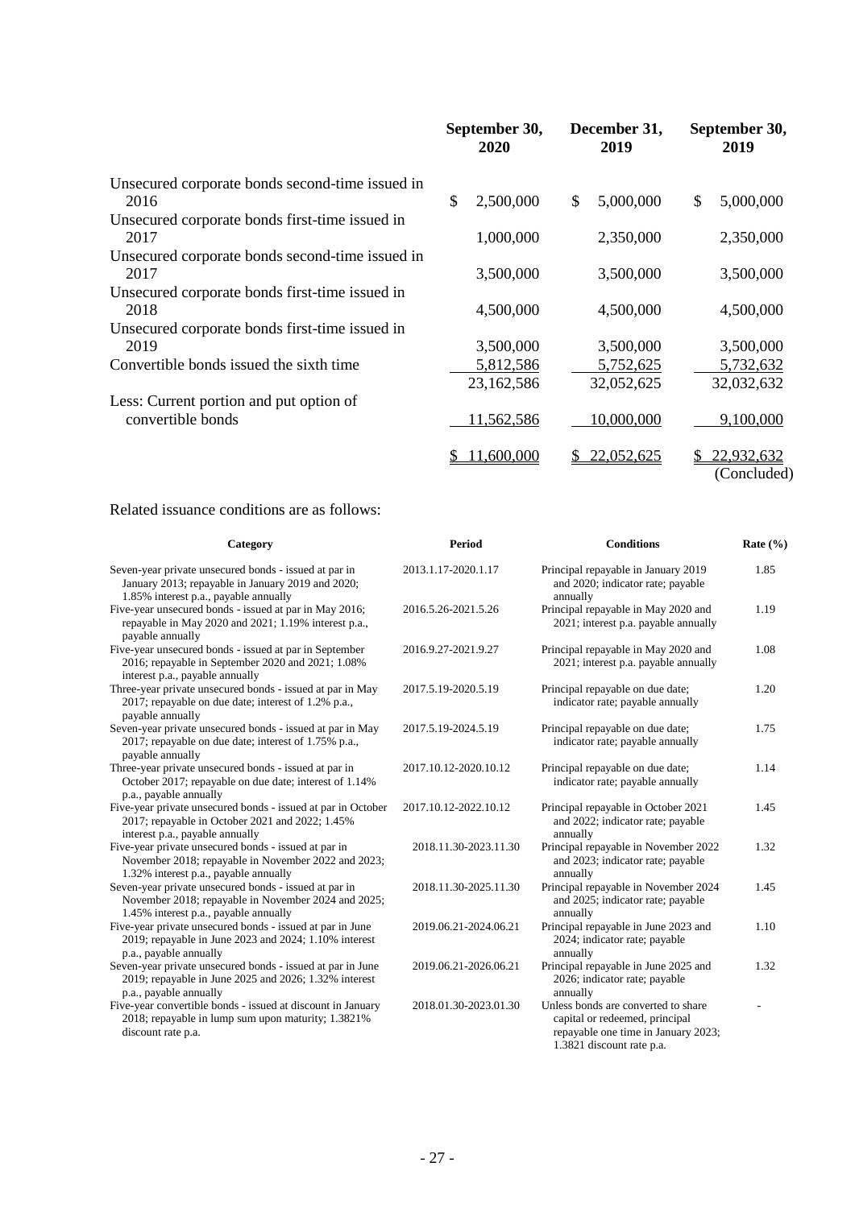| | September 30, 2020 | December 31, 2019 | September 30, 2019 |
|---|---|---|---|
| Unsecured corporate bonds second-time issued in 2016 | $ 2,500,000 | $ 5,000,000 | $ 5,000,000 |
| Unsecured corporate bonds first-time issued in 2017 | 1,000,000 | 2,350,000 | 2,350,000 |
| Unsecured corporate bonds second-time issued in 2017 | 3,500,000 | 3,500,000 | 3,500,000 |
| Unsecured corporate bonds first-time issued in 2018 | 4,500,000 | 4,500,000 | 4,500,000 |
| Unsecured corporate bonds first-time issued in 2019 | 3,500,000 | 3,500,000 | 3,500,000 |
| Convertible bonds issued the sixth time | 5,812,586 | 5,752,625 | 5,732,632 |
| | 23,162,586 | 32,052,625 | 32,032,632 |
| Less: Current portion and put option of convertible bonds | 11,562,586 | 10,000,000 | 9,100,000 |
| | $ 11,600,000 | $ 22,052,625 | $ 22,932,632 |

(Concluded)

Related issuance conditions are as follows:

| Category | Period | Conditions | Rate (%) |
|---|---|---|---|
| Seven-year private unsecured bonds - issued at par in January 2013; repayable in January 2019 and 2020; 1.85% interest p.a., payable annually | 2013.1.17-2020.1.17 | Principal repayable in January 2019 and 2020; indicator rate; payable annually | 1.85 |
| Five-year unsecured bonds - issued at par in May 2016; repayable in May 2020 and 2021; 1.19% interest p.a., payable annually | 2016.5.26-2021.5.26 | Principal repayable in May 2020 and 2021; interest p.a. payable annually | 1.19 |
| Five-year unsecured bonds - issued at par in September 2016; repayable in September 2020 and 2021; 1.08% interest p.a., payable annually | 2016.9.27-2021.9.27 | Principal repayable in May 2020 and 2021; interest p.a. payable annually | 1.08 |
| Three-year private unsecured bonds - issued at par in May 2017; repayable on due date; interest of 1.2% p.a., payable annually | 2017.5.19-2020.5.19 | Principal repayable on due date; indicator rate; payable annually | 1.20 |
| Seven-year private unsecured bonds - issued at par in May 2017; repayable on due date; interest of 1.75% p.a., payable annually | 2017.5.19-2024.5.19 | Principal repayable on due date; indicator rate; payable annually | 1.75 |
| Three-year private unsecured bonds - issued at par in October 2017; repayable on due date; interest of 1.14% p.a., payable annually | 2017.10.12-2020.10.12 | Principal repayable on due date; indicator rate; payable annually | 1.14 |
| Five-year private unsecured bonds - issued at par in October 2017; repayable in October 2021 and 2022; 1.45% interest p.a., payable annually | 2017.10.12-2022.10.12 | Principal repayable in October 2021 and 2022; indicator rate; payable annually | 1.45 |
| Five-year private unsecured bonds - issued at par in November 2018; repayable in November 2022 and 2023; 1.32% interest p.a., payable annually | 2018.11.30-2023.11.30 | Principal repayable in November 2022 and 2023; indicator rate; payable annually | 1.32 |
| Seven-year private unsecured bonds - issued at par in November 2018; repayable in November 2024 and 2025; 1.45% interest p.a., payable annually | 2018.11.30-2025.11.30 | Principal repayable in November 2024 and 2025; indicator rate; payable annually | 1.45 |
| Five-year private unsecured bonds - issued at par in June 2019; repayable in June 2023 and 2024; 1.10% interest p.a., payable annually | 2019.06.21-2024.06.21 | Principal repayable in June 2023 and 2024; indicator rate; payable annually | 1.10 |
| Seven-year private unsecured bonds - issued at par in June 2019; repayable in June 2025 and 2026; 1.32% interest p.a., payable annually | 2019.06.21-2026.06.21 | Principal repayable in June 2025 and 2026; indicator rate; payable annually | 1.32 |
| Five-year convertible bonds - issued at discount in January 2018; repayable in lump sum upon maturity; 1.3821% discount rate p.a. | 2018.01.30-2023.01.30 | Unless bonds are converted to share capital or redeemed, principal repayable one time in January 2023; 1.3821 discount rate p.a. | - |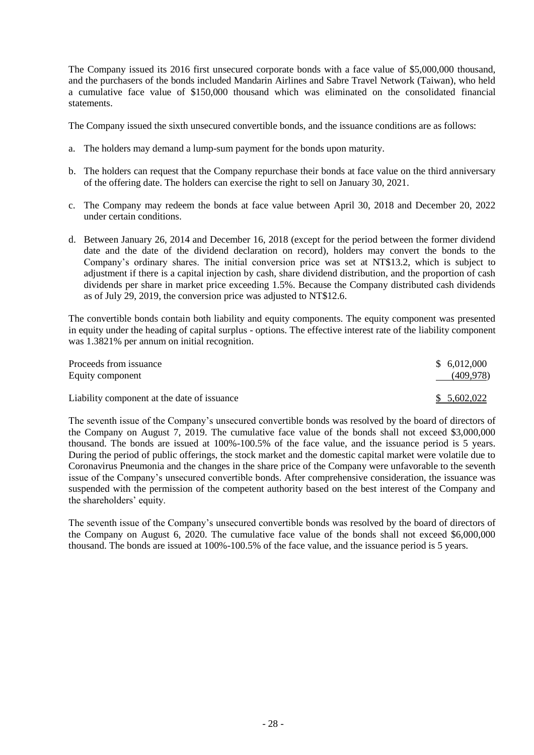The Company issued its 2016 first unsecured corporate bonds with a face value of $5,000,000 thousand, and the purchasers of the bonds included Mandarin Airlines and Sabre Travel Network (Taiwan), who held a cumulative face value of $150,000 thousand which was eliminated on the consolidated financial statements.

The Company issued the sixth unsecured convertible bonds, and the issuance conditions are as follows:

a. The holders may demand a lump-sum payment for the bonds upon maturity.

b. The holders can request that the Company repurchase their bonds at face value on the third anniversary of the offering date. The holders can exercise the right to sell on January 30, 2021.

c. The Company may redeem the bonds at face value between April 30, 2018 and December 20, 2022 under certain conditions.

d. Between January 26, 2014 and December 16, 2018 (except for the period between the former dividend date and the date of the dividend declaration on record), holders may convert the bonds to the Company's ordinary shares. The initial conversion price was set at NT$13.2, which is subject to adjustment if there is a capital injection by cash, share dividend distribution, and the proportion of cash dividends per share in market price exceeding 1.5%. Because the Company distributed cash dividends as of July 29, 2019, the conversion price was adjusted to NT$12.6.

The convertible bonds contain both liability and equity components. The equity component was presented in equity under the heading of capital surplus - options. The effective interest rate of the liability component was 1.3821% per annum on initial recognition.

| | |
|---|---|
| Proceeds from issuance | $ 6,012,000 |
| Equity component | (409,978) |
| Liability component at the date of issuance | $ 5,602,022 |

The seventh issue of the Company's unsecured convertible bonds was resolved by the board of directors of the Company on August 7, 2019. The cumulative face value of the bonds shall not exceed $3,000,000 thousand. The bonds are issued at 100%-100.5% of the face value, and the issuance period is 5 years. During the period of public offerings, the stock market and the domestic capital market were volatile due to Coronavirus Pneumonia and the changes in the share price of the Company were unfavorable to the seventh issue of the Company's unsecured convertible bonds. After comprehensive consideration, the issuance was suspended with the permission of the competent authority based on the best interest of the Company and the shareholders' equity.

The seventh issue of the Company's unsecured convertible bonds was resolved by the board of directors of the Company on August 6, 2020. The cumulative face value of the bonds shall not exceed $6,000,000 thousand. The bonds are issued at 100%-100.5% of the face value, and the issuance period is 5 years.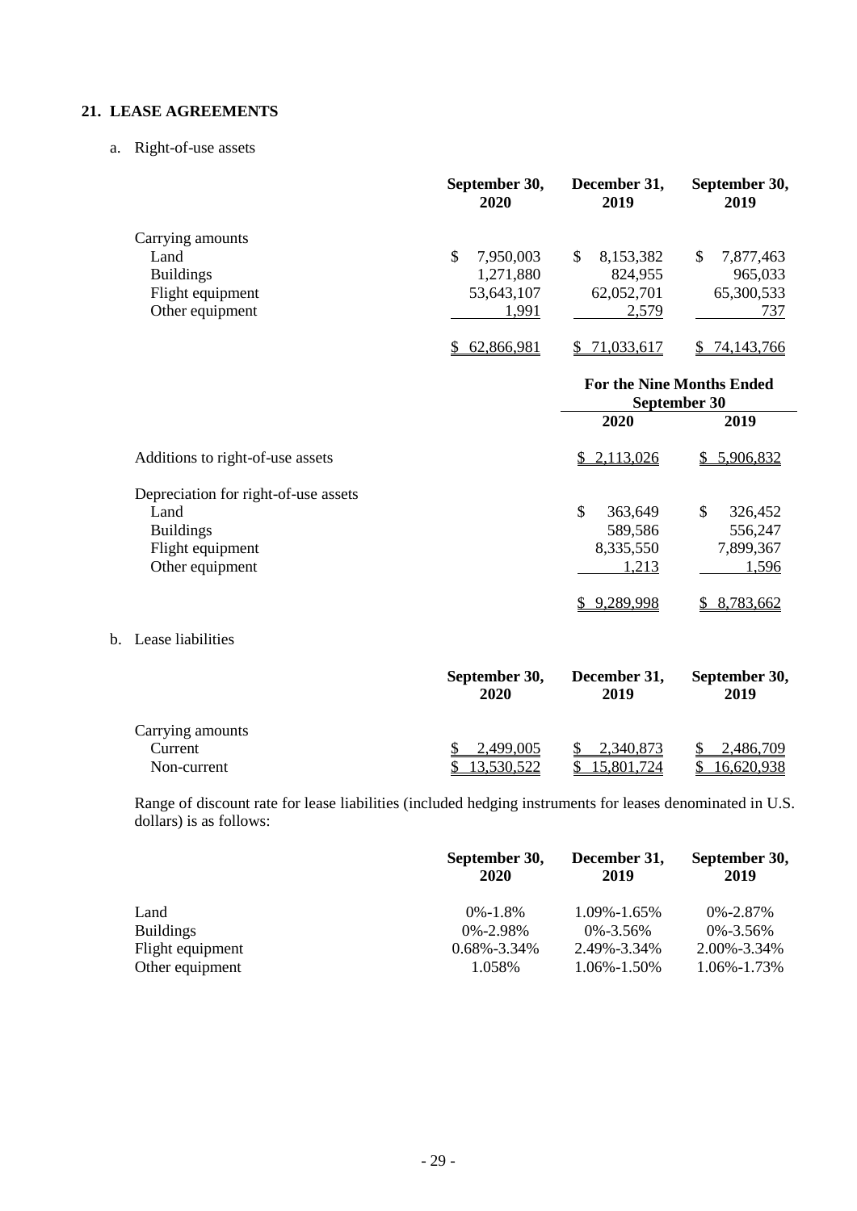## 21. LEASE AGREEMENTS

a. Right-of-use assets

| | September 30, 2020 | December 31, 2019 | September 30, 2019 |
|---|---|---|---|
| Carrying amounts | | | |
| Land | $ 7,950,003 | $ 8,153,382 | $ 7,877,463 |
| Buildings | 1,271,880 | 824,955 | 965,033 |
| Flight equipment | 53,643,107 | 62,052,701 | 65,300,533 |
| Other equipment | 1,991 | 2,579 | 737 |
| | $ 62,866,981 | $ 71,033,617 | $ 74,143,766 |

| | For the Nine Months Ended September 30 | |
|---|---|---|
| | 2020 | 2019 |
| Additions to right-of-use assets | $ 2,113,026 | $ 5,906,832 |
| Depreciation for right-of-use assets | | |
| Land | $ 363,649 | $ 326,452 |
| Buildings | 589,586 | 556,247 |
| Flight equipment | 8,335,550 | 7,899,367 |
| Other equipment | 1,213 | 1,596 |
| | $ 9,289,998 | $ 8,783,662 |

b. Lease liabilities

| | September 30, 2020 | December 31, 2019 | September 30, 2019 |
|---|---|---|---|
| Carrying amounts | | | |
| Current | $ 2,499,005 | $ 2,340,873 | $ 2,486,709 |
| Non-current | $ 13,530,522 | $ 15,801,724 | $ 16,620,938 |

Range of discount rate for lease liabilities (included hedging instruments for leases denominated in U.S. dollars) is as follows:

| | September 30, 2020 | December 31, 2019 | September 30, 2019 |
|---|---|---|---|
| Land | 0%-1.8% | 1.09%-1.65% | 0%-2.87% |
| Buildings | 0%-2.98% | 0%-3.56% | 0%-3.56% |
| Flight equipment | 0.68%-3.34% | 2.49%-3.34% | 2.00%-3.34% |
| Other equipment | 1.058% | 1.06%-1.50% | 1.06%-1.73% |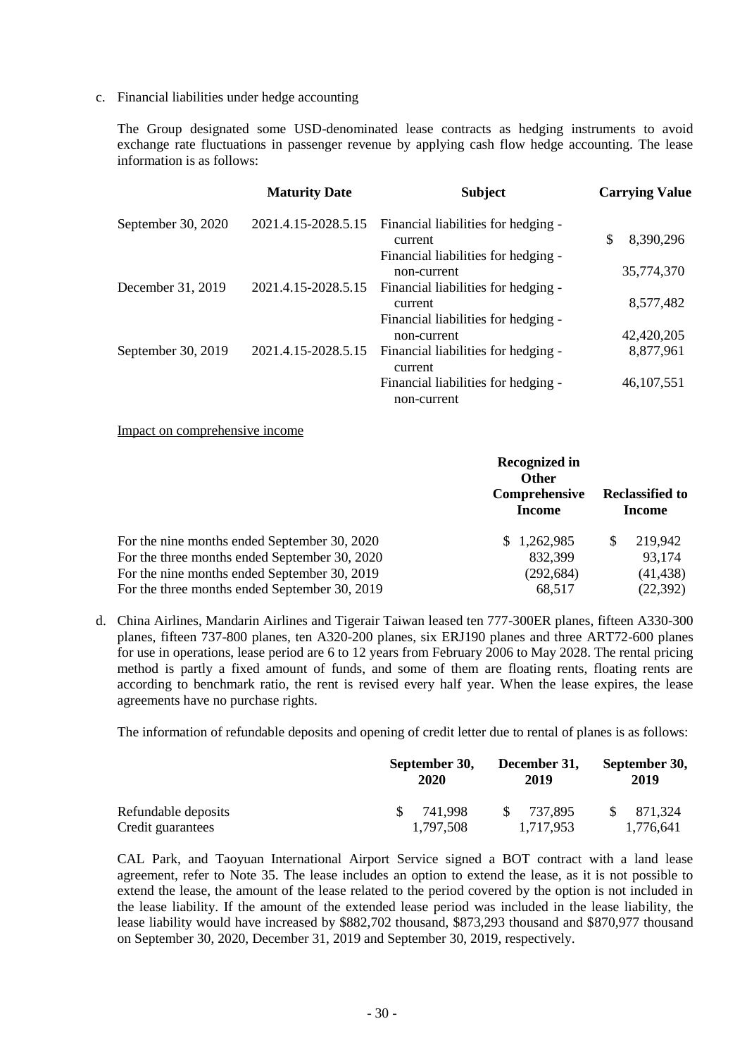c. Financial liabilities under hedge accounting

The Group designated some USD-denominated lease contracts as hedging instruments to avoid exchange rate fluctuations in passenger revenue by applying cash flow hedge accounting. The lease information is as follows:

| | Maturity Date | Subject | Carrying Value |
|---|---|---|---|
| September 30, 2020 | 2021.4.15-2028.5.15 | Financial liabilities for hedging - current | $ 8,390,296 |
| | | Financial liabilities for hedging - non-current | 35,774,370 |
| December 31, 2019 | 2021.4.15-2028.5.15 | Financial liabilities for hedging - current | 8,577,482 |
| | | Financial liabilities for hedging - non-current | 42,420,205 |
| September 30, 2019 | 2021.4.15-2028.5.15 | Financial liabilities for hedging - current | 8,877,961 |
| | | Financial liabilities for hedging - non-current | 46,107,551 |

Impact on comprehensive income

| | Recognized in Other Comprehensive Income | Reclassified to Income |
|---|---|---|
| For the nine months ended September 30, 2020 | $ 1,262,985 | $ 219,942 |
| For the three months ended September 30, 2020 | 832,399 | 93,174 |
| For the nine months ended September 30, 2019 | (292,684) | (41,438) |
| For the three months ended September 30, 2019 | 68,517 | (22,392) |

d. China Airlines, Mandarin Airlines and Tigerair Taiwan leased ten 777-300ER planes, fifteen A330-300 planes, fifteen 737-800 planes, ten A320-200 planes, six ERJ190 planes and three ART72-600 planes for use in operations, lease period are 6 to 12 years from February 2006 to May 2028. The rental pricing method is partly a fixed amount of funds, and some of them are floating rents, floating rents are according to benchmark ratio, the rent is revised every half year. When the lease expires, the lease agreements have no purchase rights.

The information of refundable deposits and opening of credit letter due to rental of planes is as follows:

| | September 30, 2020 | December 31, 2019 | September 30, 2019 |
|---|---|---|---|
| Refundable deposits | $ 741,998 | $ 737,895 | $ 871,324 |
| Credit guarantees | 1,797,508 | 1,717,953 | 1,776,641 |

CAL Park, and Taoyuan International Airport Service signed a BOT contract with a land lease agreement, refer to Note 35. The lease includes an option to extend the lease, as it is not possible to extend the lease, the amount of the lease related to the period covered by the option is not included in the lease liability. If the amount of the extended lease period was included in the lease liability, the lease liability would have increased by $882,702 thousand, $873,293 thousand and $870,977 thousand on September 30, 2020, December 31, 2019 and September 30, 2019, respectively.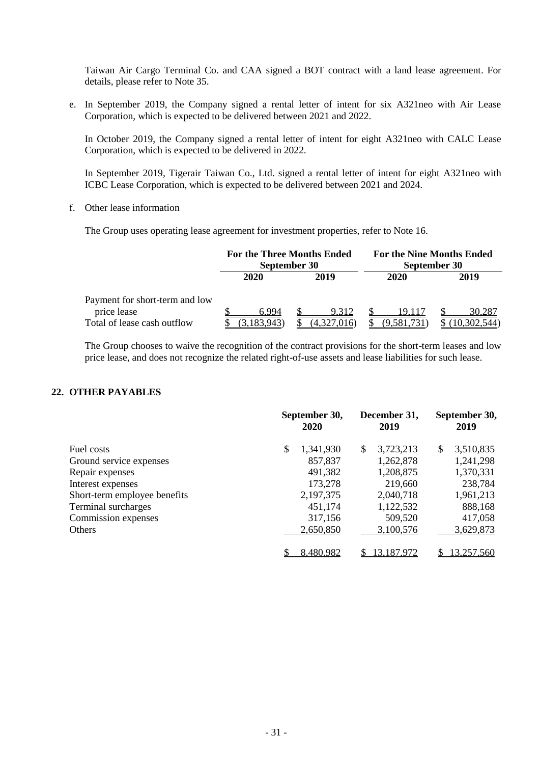Taiwan Air Cargo Terminal Co. and CAA signed a BOT contract with a land lease agreement. For details, please refer to Note 35.

e. In September 2019, the Company signed a rental letter of intent for six A321neo with Air Lease Corporation, which is expected to be delivered between 2021 and 2022.

   In October 2019, the Company signed a rental letter of intent for eight A321neo with CALC Lease Corporation, which is expected to be delivered in 2022.

   In September 2019, Tigerair Taiwan Co., Ltd. signed a rental letter of intent for eight A321neo with ICBC Lease Corporation, which is expected to be delivered between 2021 and 2024.

f. Other lease information

   The Group uses operating lease agreement for investment properties, refer to Note 16.

| | For the Three Months Ended September 30 | | For the Nine Months Ended September 30 | |
|---|---|---|---|---|
| | 2020 | 2019 | 2020 | 2019 |
| Payment for short-term and low price lease | $ 6,994 | $ 9,312 | $ 19,117 | $ 30,287 |
| Total of lease cash outflow | $ (3,183,943) | $ (4,327,016) | $ (9,581,731) | $ (10,302,544) |

   The Group chooses to waive the recognition of the contract provisions for the short-term leases and low price lease, and does not recognize the related right-of-use assets and lease liabilities for such lease.

## 22. OTHER PAYABLES

| | September 30, 2020 | December 31, 2019 | September 30, 2019 |
|---|---|---|---|
| Fuel costs | $ 1,341,930 | $ 3,723,213 | $ 3,510,835 |
| Ground service expenses | 857,837 | 1,262,878 | 1,241,298 |
| Repair expenses | 491,382 | 1,208,875 | 1,370,331 |
| Interest expenses | 173,278 | 219,660 | 238,784 |
| Short-term employee benefits | 2,197,375 | 2,040,718 | 1,961,213 |
| Terminal surcharges | 451,174 | 1,122,532 | 888,168 |
| Commission expenses | 317,156 | 509,520 | 417,058 |
| Others | 2,650,850 | 3,100,576 | 3,629,873 |
| | $ 8,480,982 | $ 13,187,972 | $ 13,257,560 |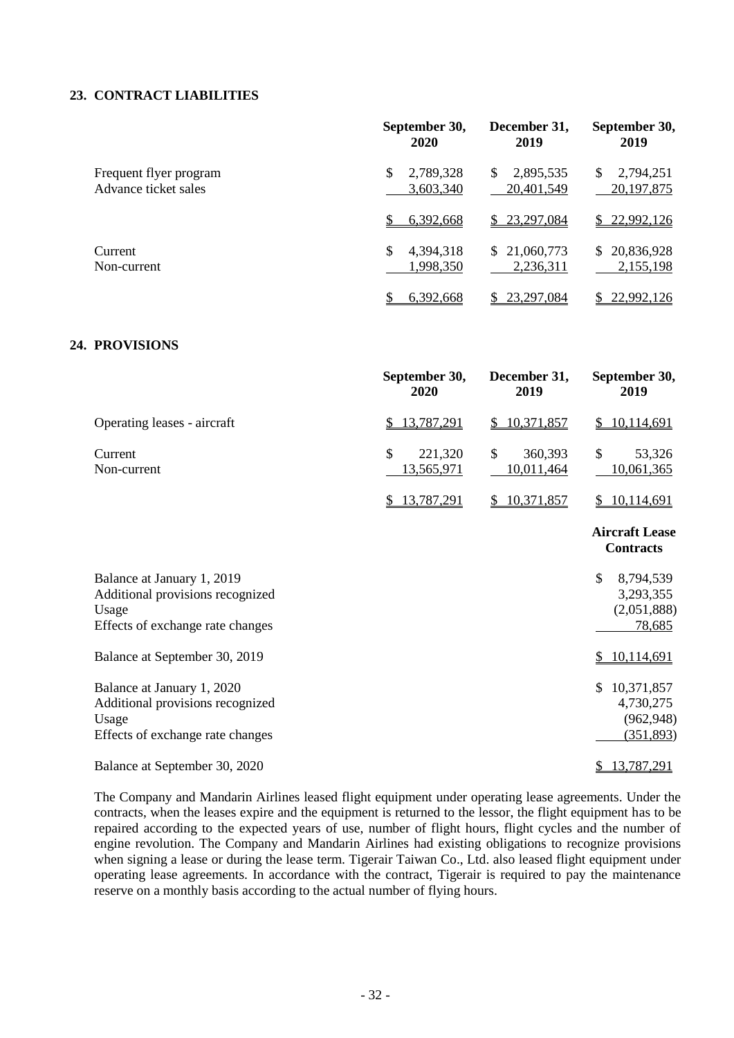## 23. CONTRACT LIABILITIES

| | September 30, 2020 | December 31, 2019 | September 30, 2019 |
|---|---|---|---|
| Frequent flyer program | $ 2,789,328 | $ 2,895,535 | $ 2,794,251 |
| Advance ticket sales | 3,603,340 | 20,401,549 | 20,197,875 |
| | $ 6,392,668 | $ 23,297,084 | $ 22,992,126 |
| Current | $ 4,394,318 | $ 21,060,773 | $ 20,836,928 |
| Non-current | 1,998,350 | 2,236,311 | 2,155,198 |
| | $ 6,392,668 | $ 23,297,084 | $ 22,992,126 |

## 24. PROVISIONS

| | September 30, 2020 | December 31, 2019 | September 30, 2019 |
|---|---|---|---|
| Operating leases - aircraft | $ 13,787,291 | $ 10,371,857 | $ 10,114,691 |
| Current | $ 221,320 | $ 360,393 | $ 53,326 |
| Non-current | 13,565,971 | 10,011,464 | 10,061,365 |
| | $ 13,787,291 | $ 10,371,857 | $ 10,114,691 |

| | Aircraft Lease Contracts |
|---|---|
| Balance at January 1, 2019 | $ 8,794,539 |
| Additional provisions recognized | 3,293,355 |
| Usage | (2,051,888) |
| Effects of exchange rate changes | 78,685 |
| Balance at September 30, 2019 | $ 10,114,691 |
| Balance at January 1, 2020 | $ 10,371,857 |
| Additional provisions recognized | 4,730,275 |
| Usage | (962,948) |
| Effects of exchange rate changes | (351,893) |
| Balance at September 30, 2020 | $ 13,787,291 |

The Company and Mandarin Airlines leased flight equipment under operating lease agreements. Under the contracts, when the leases expire and the equipment is returned to the lessor, the flight equipment has to be repaired according to the expected years of use, number of flight hours, flight cycles and the number of engine revolution. The Company and Mandarin Airlines had existing obligations to recognize provisions when signing a lease or during the lease term. Tigerair Taiwan Co., Ltd. also leased flight equipment under operating lease agreements. In accordance with the contract, Tigerair is required to pay the maintenance reserve on a monthly basis according to the actual number of flying hours.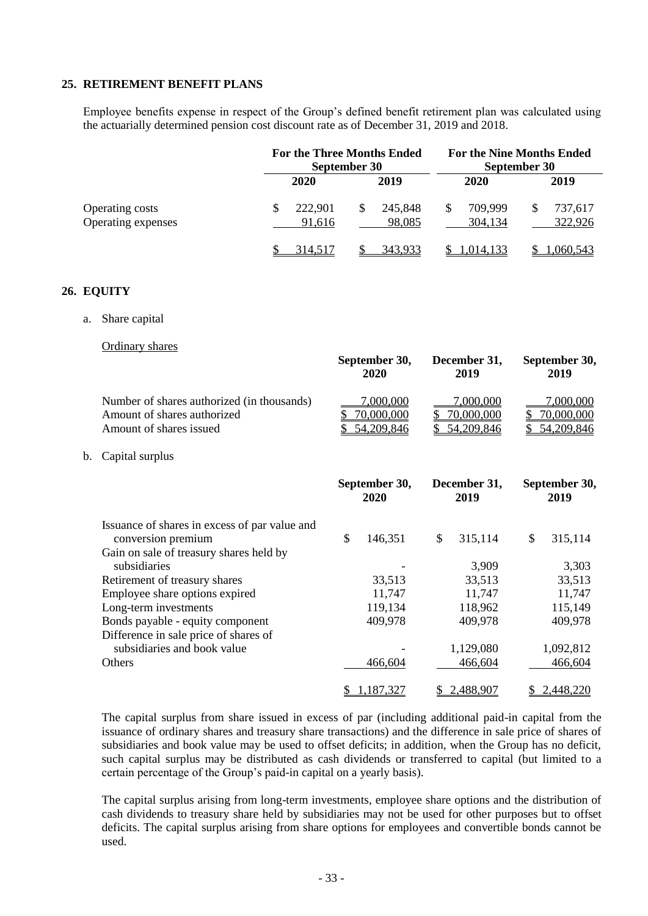## 25. RETIREMENT BENEFIT PLANS

Employee benefits expense in respect of the Group's defined benefit retirement plan was calculated using the actuarially determined pension cost discount rate as of December 31, 2019 and 2018.

| | For the Three Months Ended September 30 | | For the Nine Months Ended September 30 | |
|---|---|---|---|---|
| | 2020 | 2019 | 2020 | 2019 |
| Operating costs | $ 222,901 | $ 245,848 | $ 709,999 | $ 737,617 |
| Operating expenses | 91,616 | 98,085 | 304,134 | 322,926 |
| | $ 314,517 | $ 343,933 | $ 1,014,133 | $ 1,060,543 |

## 26. EQUITY

a. Share capital

Ordinary shares

| | September 30, 2020 | December 31, 2019 | September 30, 2019 |
|---|---|---|---|
| Number of shares authorized (in thousands) | 7,000,000 | 7,000,000 | 7,000,000 |
| Amount of shares authorized | $ 70,000,000 | $ 70,000,000 | $ 70,000,000 |
| Amount of shares issued | $ 54,209,846 | $ 54,209,846 | $ 54,209,846 |

b. Capital surplus

| | September 30, 2020 | December 31, 2019 | September 30, 2019 |
|---|---|---|---|
| Issuance of shares in excess of par value and conversion premium | $ 146,351 | $ 315,114 | $ 315,114 |
| Gain on sale of treasury shares held by subsidiaries | - | 3,909 | 3,303 |
| Retirement of treasury shares | 33,513 | 33,513 | 33,513 |
| Employee share options expired | 11,747 | 11,747 | 11,747 |
| Long-term investments | 119,134 | 118,962 | 115,149 |
| Bonds payable - equity component | 409,978 | 409,978 | 409,978 |
| Difference in sale price of shares of subsidiaries and book value | - | 1,129,080 | 1,092,812 |
| Others | 466,604 | 466,604 | 466,604 |
| | $ 1,187,327 | $ 2,488,907 | $ 2,448,220 |

The capital surplus from share issued in excess of par (including additional paid-in capital from the issuance of ordinary shares and treasury share transactions) and the difference in sale price of shares of subsidiaries and book value may be used to offset deficits; in addition, when the Group has no deficit, such capital surplus may be distributed as cash dividends or transferred to capital (but limited to a certain percentage of the Group's paid-in capital on a yearly basis).

The capital surplus arising from long-term investments, employee share options and the distribution of cash dividends to treasury share held by subsidiaries may not be used for other purposes but to offset deficits. The capital surplus arising from share options for employees and convertible bonds cannot be used.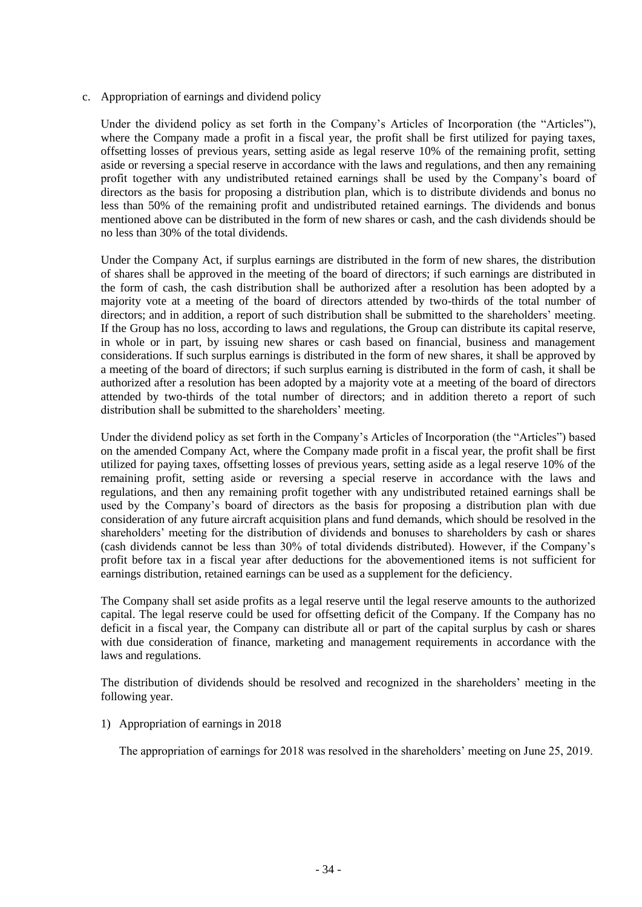c. Appropriation of earnings and dividend policy

Under the dividend policy as set forth in the Company's Articles of Incorporation (the "Articles"), where the Company made a profit in a fiscal year, the profit shall be first utilized for paying taxes, offsetting losses of previous years, setting aside as legal reserve 10% of the remaining profit, setting aside or reversing a special reserve in accordance with the laws and regulations, and then any remaining profit together with any undistributed retained earnings shall be used by the Company's board of directors as the basis for proposing a distribution plan, which is to distribute dividends and bonus no less than 50% of the remaining profit and undistributed retained earnings. The dividends and bonus mentioned above can be distributed in the form of new shares or cash, and the cash dividends should be no less than 30% of the total dividends.

Under the Company Act, if surplus earnings are distributed in the form of new shares, the distribution of shares shall be approved in the meeting of the board of directors; if such earnings are distributed in the form of cash, the cash distribution shall be authorized after a resolution has been adopted by a majority vote at a meeting of the board of directors attended by two-thirds of the total number of directors; and in addition, a report of such distribution shall be submitted to the shareholders' meeting. If the Group has no loss, according to laws and regulations, the Group can distribute its capital reserve, in whole or in part, by issuing new shares or cash based on financial, business and management considerations. If such surplus earnings is distributed in the form of new shares, it shall be approved by a meeting of the board of directors; if such surplus earning is distributed in the form of cash, it shall be authorized after a resolution has been adopted by a majority vote at a meeting of the board of directors attended by two-thirds of the total number of directors; and in addition thereto a report of such distribution shall be submitted to the shareholders' meeting.

Under the dividend policy as set forth in the Company's Articles of Incorporation (the "Articles") based on the amended Company Act, where the Company made profit in a fiscal year, the profit shall be first utilized for paying taxes, offsetting losses of previous years, setting aside as a legal reserve 10% of the remaining profit, setting aside or reversing a special reserve in accordance with the laws and regulations, and then any remaining profit together with any undistributed retained earnings shall be used by the Company's board of directors as the basis for proposing a distribution plan with due consideration of any future aircraft acquisition plans and fund demands, which should be resolved in the shareholders' meeting for the distribution of dividends and bonuses to shareholders by cash or shares (cash dividends cannot be less than 30% of total dividends distributed). However, if the Company's profit before tax in a fiscal year after deductions for the abovementioned items is not sufficient for earnings distribution, retained earnings can be used as a supplement for the deficiency.

The Company shall set aside profits as a legal reserve until the legal reserve amounts to the authorized capital. The legal reserve could be used for offsetting deficit of the Company. If the Company has no deficit in a fiscal year, the Company can distribute all or part of the capital surplus by cash or shares with due consideration of finance, marketing and management requirements in accordance with the laws and regulations.

The distribution of dividends should be resolved and recognized in the shareholders' meeting in the following year.

1) Appropriation of earnings in 2018

The appropriation of earnings for 2018 was resolved in the shareholders' meeting on June 25, 2019.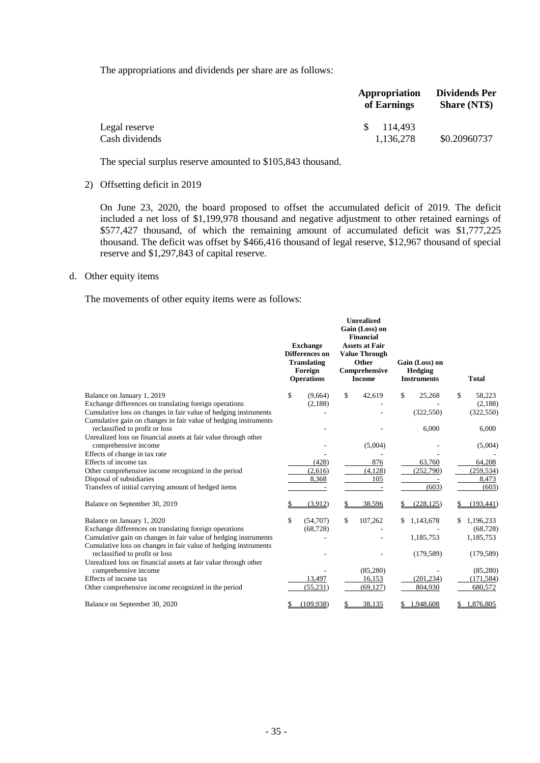The appropriations and dividends per share are as follows:

| | Appropriation of Earnings | Dividends Per Share (NT$) |
|---|---|---|
| Legal reserve | $ 114,493 | |
| Cash dividends | 1,136,278 | $0.20960737 |

The special surplus reserve amounted to $105,843 thousand.

2) Offsetting deficit in 2019

On June 23, 2020, the board proposed to offset the accumulated deficit of 2019. The deficit included a net loss of $1,199,978 thousand and negative adjustment to other retained earnings of $577,427 thousand, of which the remaining amount of accumulated deficit was $1,777,225 thousand. The deficit was offset by $466,416 thousand of legal reserve, $12,967 thousand of special reserve and $1,297,843 of capital reserve.

d. Other equity items

The movements of other equity items were as follows:

| | Exchange Differences on Translating Foreign Operations | Unrealized Gain (Loss) on Financial Assets at Fair Value Through Other Comprehensive Income | Gain (Loss) on Hedging Instruments | Total |
|---|---|---|---|---|
| Balance on January 1, 2019 | $ (9,664) | $ 42,619 | $ 25,268 | $ 58,223 |
| Exchange differences on translating foreign operations | (2,188) | - | - | (2,188) |
| Cumulative loss on changes in fair value of hedging instruments | - | - | (322,550) | (322,550) |
| Cumulative gain on changes in fair value of hedging instruments reclassified to profit or loss | - | - | 6,000 | 6,000 |
| Unrealized loss on financial assets at fair value through other comprehensive income | - | (5,004) | - | (5,004) |
| Effects of change in tax rate | - | - | - | - |
| Effects of income tax | (428) | 876 | 63,760 | 64,208 |
| Other comprehensive income recognized in the period | (2,616) | (4,128) | (252,790) | (259,534) |
| Disposal of subsidiaries | 8,368 | 105 | - | 8,473 |
| Transfers of initial carrying amount of hedged items | - | - | (603) | (603) |
| Balance on September 30, 2019 | $ (3,912) | $ 38,596 | $ (228,125) | $ (193,441) |
| Balance on January 1, 2020 | $ (54,707) | $ 107,262 | $ 1,143,678 | $ 1,196,233 |
| Exchange differences on translating foreign operations | (68,728) | - | - | (68,728) |
| Cumulative gain on changes in fair value of hedging instruments | - | - | 1,185,753 | 1,185,753 |
| Cumulative loss on changes in fair value of hedging instruments reclassified to profit or loss | - | - | (179,589) | (179,589) |
| Unrealized loss on financial assets at fair value through other comprehensive income | - | (85,280) | - | (85,280) |
| Effects of income tax | 13,497 | 16,153 | (201,234) | (171,584) |
| Other comprehensive income recognized in the period | (55,231) | (69,127) | 804,930 | 680,572 |
| Balance on September 30, 2020 | $ (109,938) | $ 38,135 | $ 1,948,608 | $ 1,876,805 |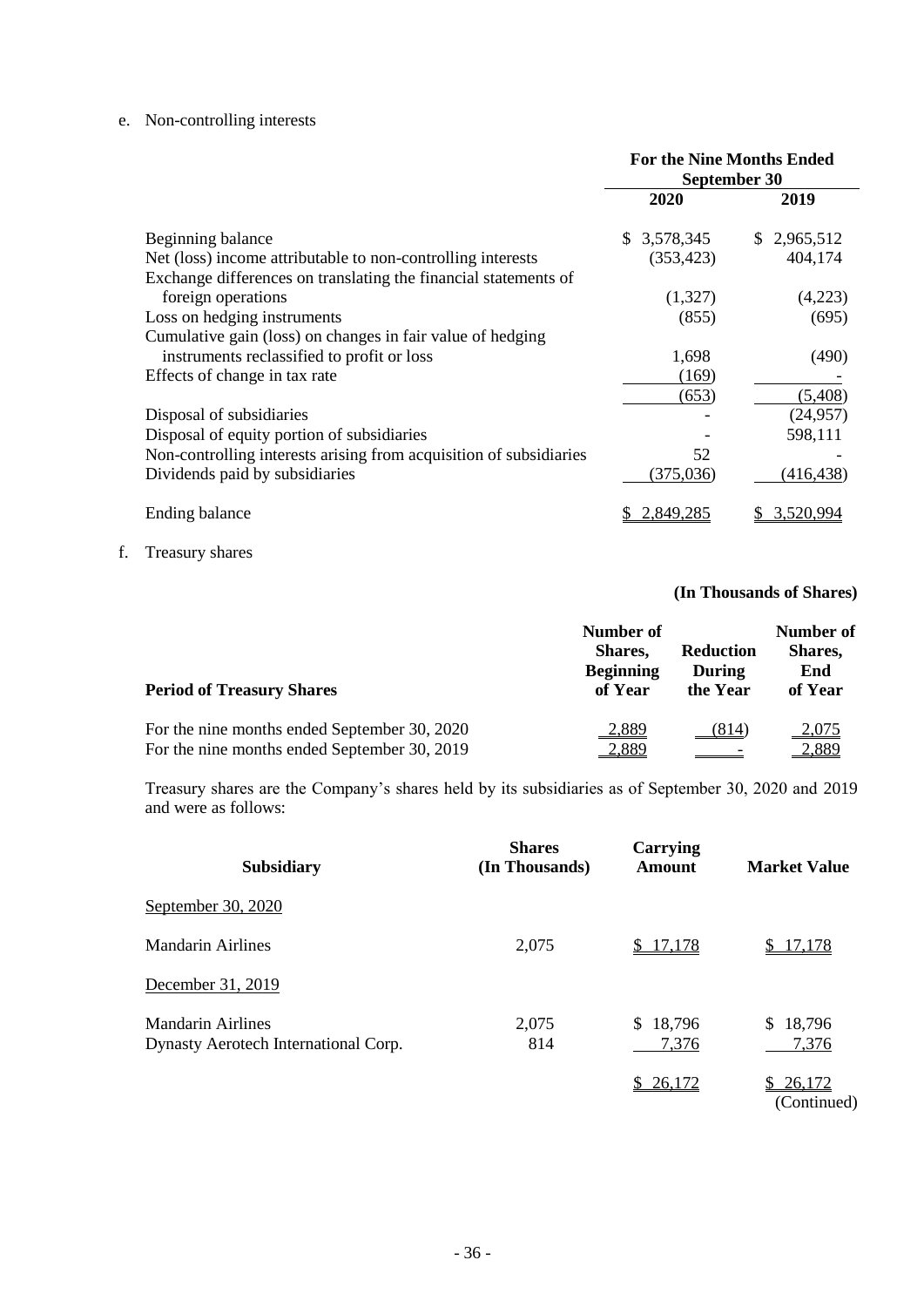e. Non-controlling interests

| | For the Nine Months Ended September 30 | |
|---|---|---|
| | 2020 | 2019 |
| Beginning balance | $ 3,578,345 | $ 2,965,512 |
| Net (loss) income attributable to non-controlling interests | (353,423) | 404,174 |
| Exchange differences on translating the financial statements of foreign operations | (1,327) | (4,223) |
| Loss on hedging instruments | (855) | (695) |
| Cumulative gain (loss) on changes in fair value of hedging instruments reclassified to profit or loss | 1,698 | (490) |
| Effects of change in tax rate | (169) | - |
| | (653) | (5,408) |
| Disposal of subsidiaries | - | (24,957) |
| Disposal of equity portion of subsidiaries | - | 598,111 |
| Non-controlling interests arising from acquisition of subsidiaries | 52 | - |
| Dividends paid by subsidiaries | (375,036) | (416,438) |
| Ending balance | $ 2,849,285 | $ 3,520,994 |

f. Treasury shares

**(In Thousands of Shares)**

| Period of Treasury Shares | Number of Shares, Beginning of Year | Reduction During the Year | Number of Shares, End of Year |
|---|---|---|---|
| For the nine months ended September 30, 2020 | 2,889 | (814) | 2,075 |
| For the nine months ended September 30, 2019 | 2,889 | - | 2,889 |

Treasury shares are the Company's shares held by its subsidiaries as of September 30, 2020 and 2019 and were as follows:

| Subsidiary | Shares (In Thousands) | Carrying Amount | Market Value |
|---|---|---|---|
| September 30, 2020 | | | |
| Mandarin Airlines | 2,075 | $ 17,178 | $ 17,178 |
| December 31, 2019 | | | |
| Mandarin Airlines | 2,075 | $ 18,796 | $ 18,796 |
| Dynasty Aerotech International Corp. | 814 | 7,376 | 7,376 |
| | | $ 26,172 | $ 26,172 |

(Continued)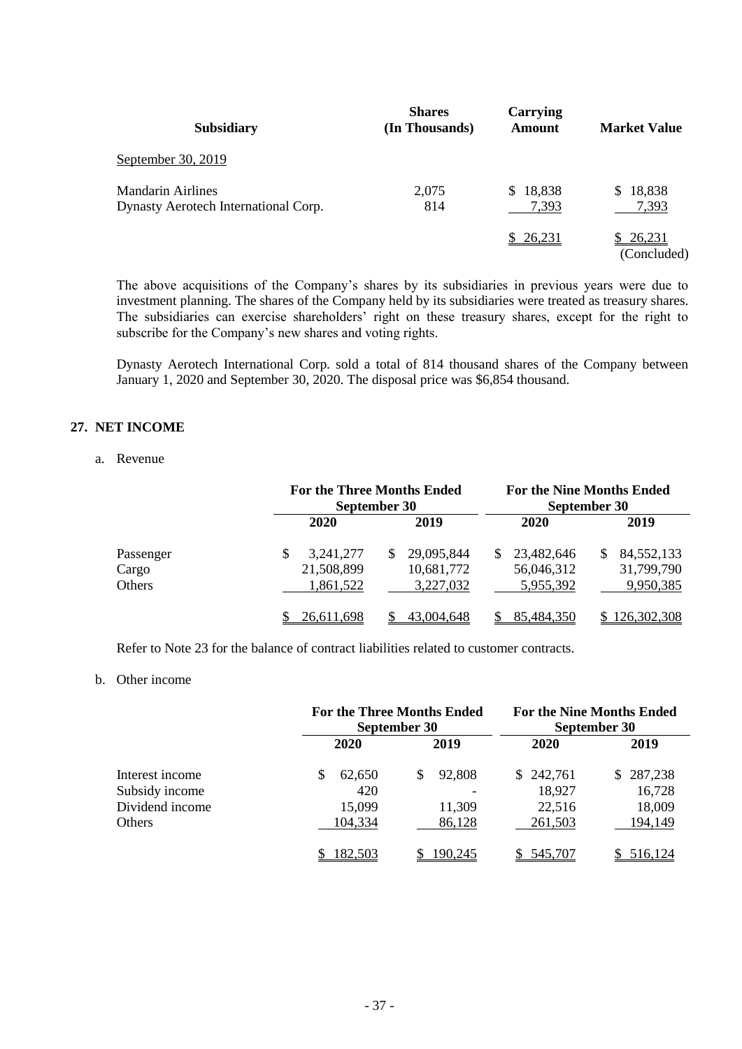| Subsidiary | Shares (In Thousands) | Carrying Amount | Market Value |
|---|---|---|---|
| September 30, 2019 | | | |
| Mandarin Airlines | 2,075 | $ 18,838 | $ 18,838 |
| Dynasty Aerotech International Corp. | 814 | 7,393 | 7,393 |
| | | $ 26,231 | $ 26,231 |

(Concluded)

The above acquisitions of the Company's shares by its subsidiaries in previous years were due to investment planning. The shares of the Company held by its subsidiaries were treated as treasury shares. The subsidiaries can exercise shareholders' right on these treasury shares, except for the right to subscribe for the Company's new shares and voting rights.

Dynasty Aerotech International Corp. sold a total of 814 thousand shares of the Company between January 1, 2020 and September 30, 2020. The disposal price was $6,854 thousand.

## 27. NET INCOME

a. Revenue

| | For the Three Months Ended September 30 | | For the Nine Months Ended September 30 | |
|---|---|---|---|---|
| | 2020 | 2019 | 2020 | 2019 |
| Passenger | $ 3,241,277 | $ 29,095,844 | $ 23,482,646 | $ 84,552,133 |
| Cargo | 21,508,899 | 10,681,772 | 56,046,312 | 31,799,790 |
| Others | 1,861,522 | 3,227,032 | 5,955,392 | 9,950,385 |
| | $ 26,611,698 | $ 43,004,648 | $ 85,484,350 | $ 126,302,308 |

Refer to Note 23 for the balance of contract liabilities related to customer contracts.

b. Other income

| | For the Three Months Ended September 30 | | For the Nine Months Ended September 30 | |
|---|---|---|---|---|
| | 2020 | 2019 | 2020 | 2019 |
| Interest income | $ 62,650 | $ 92,808 | $ 242,761 | $ 287,238 |
| Subsidy income | 420 | - | 18,927 | 16,728 |
| Dividend income | 15,099 | 11,309 | 22,516 | 18,009 |
| Others | 104,334 | 86,128 | 261,503 | 194,149 |
| | $ 182,503 | $ 190,245 | $ 545,707 | $ 516,124 |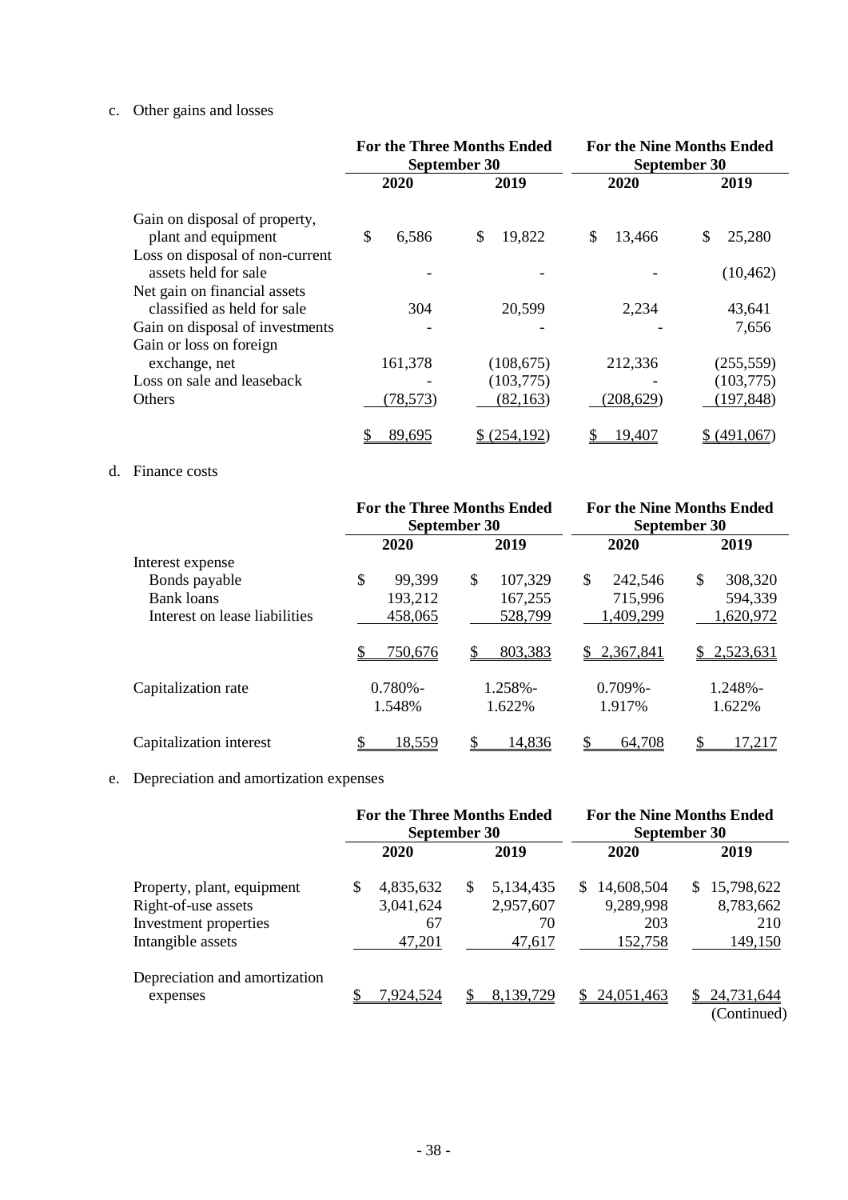c. Other gains and losses

| | For the Three Months Ended September 30 | | For the Nine Months Ended September 30 | |
|---|---|---|---|---|
| | 2020 | 2019 | 2020 | 2019 |
| Gain on disposal of property, plant and equipment | $ 6,586 | $ 19,822 | $ 13,466 | $ 25,280 |
| Loss on disposal of non-current assets held for sale | - | - | - | (10,462) |
| Net gain on financial assets classified as held for sale | 304 | 20,599 | 2,234 | 43,641 |
| Gain on disposal of investments | - | - | - | 7,656 |
| Gain or loss on foreign exchange, net | 161,378 | (108,675) | 212,336 | (255,559) |
| Loss on sale and leaseback | - | (103,775) | - | (103,775) |
| Others | (78,573) | (82,163) | (208,629) | (197,848) |
| | $ 89,695 | $ (254,192) | $ 19,407 | $ (491,067) |

d. Finance costs

| | For the Three Months Ended September 30 | | For the Nine Months Ended September 30 | |
|---|---|---|---|---|
| | 2020 | 2019 | 2020 | 2019 |
| Interest expense | | | | |
| Bonds payable | $ 99,399 | $ 107,329 | $ 242,546 | $ 308,320 |
| Bank loans | 193,212 | 167,255 | 715,996 | 594,339 |
| Interest on lease liabilities | 458,065 | 528,799 | 1,409,299 | 1,620,972 |
| | $ 750,676 | $ 803,383 | $ 2,367,841 | $ 2,523,631 |
| Capitalization rate | 0.780%-1.548% | 1.258%-1.622% | 0.709%-1.917% | 1.248%-1.622% |
| Capitalization interest | $ 18,559 | $ 14,836 | $ 64,708 | $ 17,217 |

e. Depreciation and amortization expenses

| | For the Three Months Ended September 30 | | For the Nine Months Ended September 30 | |
|---|---|---|---|---|
| | 2020 | 2019 | 2020 | 2019 |
| Property, plant, equipment | $ 4,835,632 | $ 5,134,435 | $ 14,608,504 | $ 15,798,622 |
| Right-of-use assets | 3,041,624 | 2,957,607 | 9,289,998 | 8,783,662 |
| Investment properties | 67 | 70 | 203 | 210 |
| Intangible assets | 47,201 | 47,617 | 152,758 | 149,150 |
| Depreciation and amortization expenses | $ 7,924,524 | $ 8,139,729 | $ 24,051,463 | $ 24,731,644 |

(Continued)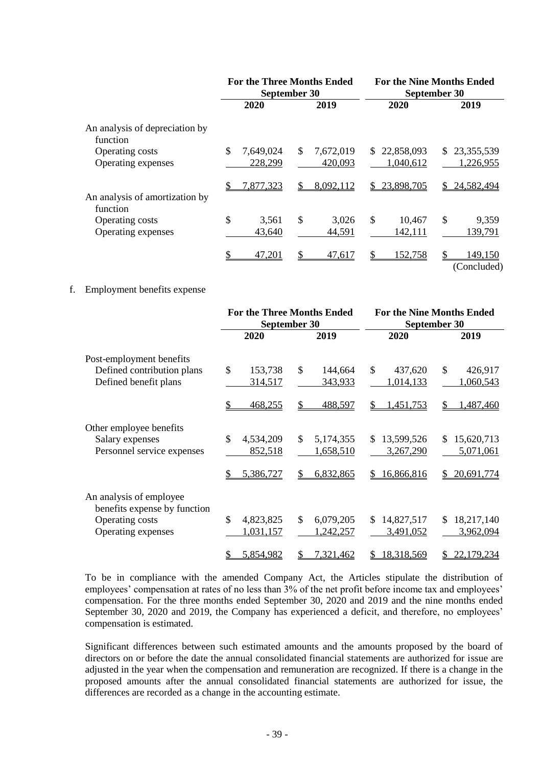| | For the Three Months Ended September 30 | | For the Nine Months Ended September 30 | |
|---|---|---|---|---|
| | 2020 | 2019 | 2020 | 2019 |
| An analysis of depreciation by function | | | | |
| Operating costs | $ 7,649,024 | $ 7,672,019 | $ 22,858,093 | $ 23,355,539 |
| Operating expenses | 228,299 | 420,093 | 1,040,612 | 1,226,955 |
| | $ 7,877,323 | $ 8,092,112 | $ 23,898,705 | $ 24,582,494 |
| An analysis of amortization by function | | | | |
| Operating costs | $ 3,561 | $ 3,026 | $ 10,467 | $ 9,359 |
| Operating expenses | 43,640 | 44,591 | 142,111 | 139,791 |
| | $ 47,201 | $ 47,617 | $ 152,758 | $ 149,150 |

(Concluded)

f. Employment benefits expense

| | For the Three Months Ended September 30 | | For the Nine Months Ended September 30 | |
|---|---|---|---|---|
| | 2020 | 2019 | 2020 | 2019 |
| Post-employment benefits | | | | |
| Defined contribution plans | $ 153,738 | $ 144,664 | $ 437,620 | $ 426,917 |
| Defined benefit plans | 314,517 | 343,933 | 1,014,133 | 1,060,543 |
| | $ 468,255 | $ 488,597 | $ 1,451,753 | $ 1,487,460 |
| Other employee benefits | | | | |
| Salary expenses | $ 4,534,209 | $ 5,174,355 | $ 13,599,526 | $ 15,620,713 |
| Personnel service expenses | 852,518 | 1,658,510 | 3,267,290 | 5,071,061 |
| | $ 5,386,727 | $ 6,832,865 | $ 16,866,816 | $ 20,691,774 |
| An analysis of employee benefits expense by function | | | | |
| Operating costs | $ 4,823,825 | $ 6,079,205 | $ 14,827,517 | $ 18,217,140 |
| Operating expenses | 1,031,157 | 1,242,257 | 3,491,052 | 3,962,094 |
| | $ 5,854,982 | $ 7,321,462 | $ 18,318,569 | $ 22,179,234 |

To be in compliance with the amended Company Act, the Articles stipulate the distribution of employees' compensation at rates of no less than 3% of the net profit before income tax and employees' compensation. For the three months ended September 30, 2020 and 2019 and the nine months ended September 30, 2020 and 2019, the Company has experienced a deficit, and therefore, no employees' compensation is estimated.

Significant differences between such estimated amounts and the amounts proposed by the board of directors on or before the date the annual consolidated financial statements are authorized for issue are adjusted in the year when the compensation and remuneration are recognized. If there is a change in the proposed amounts after the annual consolidated financial statements are authorized for issue, the differences are recorded as a change in the accounting estimate.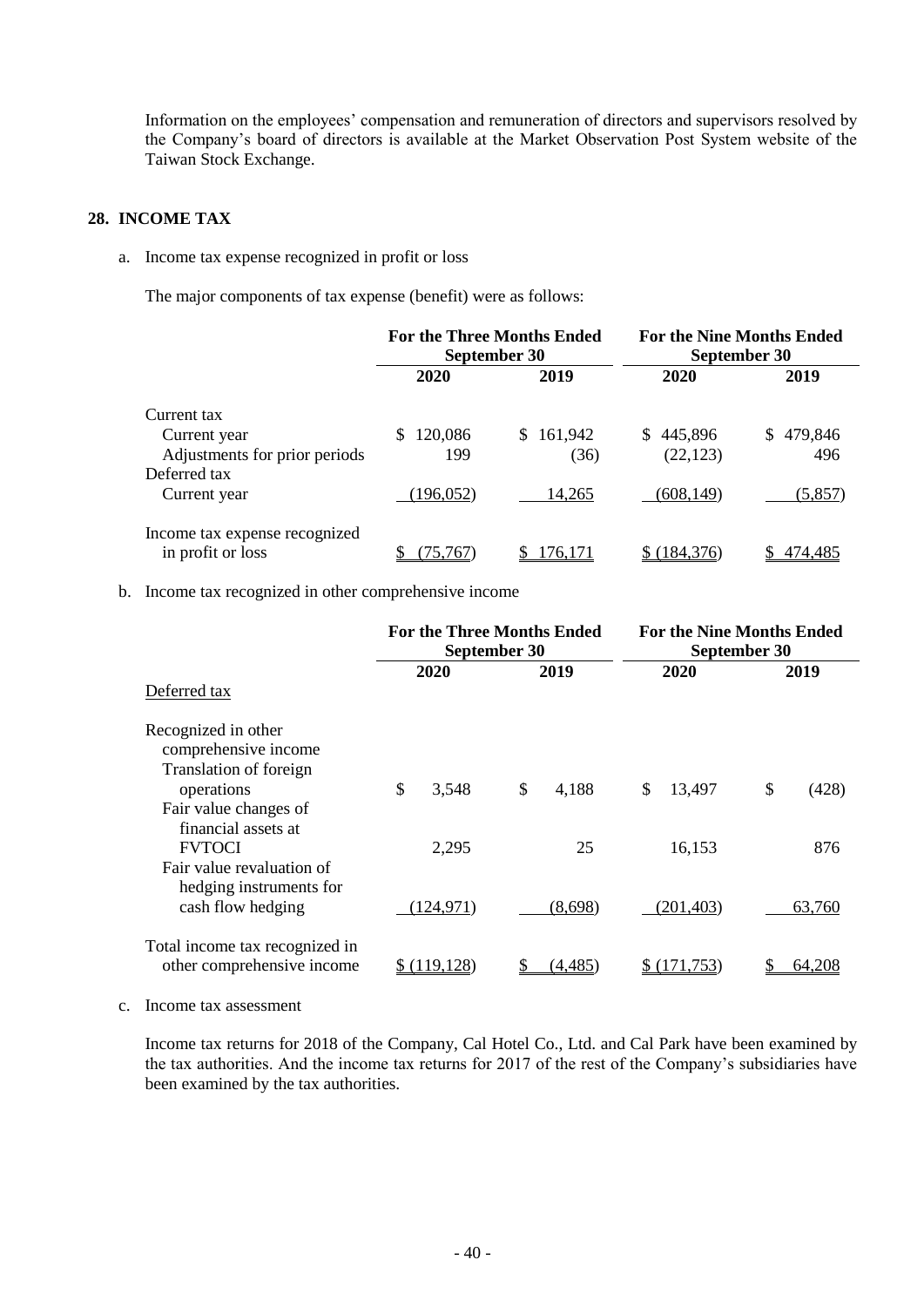Information on the employees' compensation and remuneration of directors and supervisors resolved by the Company's board of directors is available at the Market Observation Post System website of the Taiwan Stock Exchange.

## 28. INCOME TAX

a. Income tax expense recognized in profit or loss

The major components of tax expense (benefit) were as follows:

| | For the Three Months Ended September 30 | | For the Nine Months Ended September 30 | |
|---|---|---|---|---|
| | 2020 | 2019 | 2020 | 2019 |
| Current tax | | | | |
| Current year | $ 120,086 | $ 161,942 | $ 445,896 | $ 479,846 |
| Adjustments for prior periods | 199 | (36) | (22,123) | 496 |
| Deferred tax | | | | |
| Current year | (196,052) | 14,265 | (608,149) | (5,857) |
| Income tax expense recognized in profit or loss | $ (75,767) | $ 176,171 | $ (184,376) | $ 474,485 |

b. Income tax recognized in other comprehensive income

| | For the Three Months Ended September 30 | | For the Nine Months Ended September 30 | |
|---|---|---|---|---|
| | 2020 | 2019 | 2020 | 2019 |
| Deferred tax | | | | |
| Recognized in other comprehensive income | | | | |
| Translation of foreign operations | $ 3,548 | $ 4,188 | $ 13,497 | $ (428) |
| Fair value changes of financial assets at FVTOCI | 2,295 | 25 | 16,153 | 876 |
| Fair value revaluation of hedging instruments for cash flow hedging | (124,971) | (8,698) | (201,403) | 63,760 |
| Total income tax recognized in other comprehensive income | $ (119,128) | $ (4,485) | $ (171,753) | $ 64,208 |

c. Income tax assessment

Income tax returns for 2018 of the Company, Cal Hotel Co., Ltd. and Cal Park have been examined by the tax authorities. And the income tax returns for 2017 of the rest of the Company's subsidiaries have been examined by the tax authorities.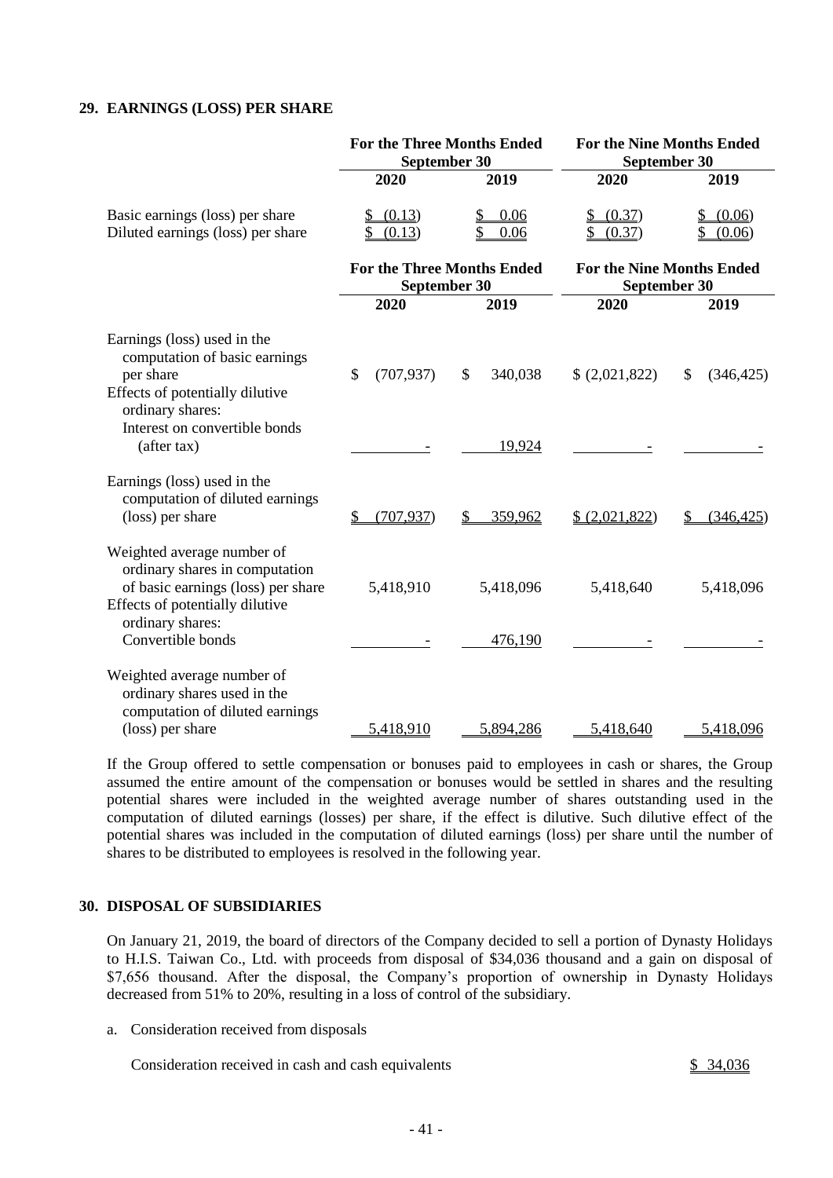## 29. EARNINGS (LOSS) PER SHARE

| | For the Three Months Ended September 30 | | For the Nine Months Ended September 30 | |
|---|---|---|---|---|
| | 2020 | 2019 | 2020 | 2019 |
| Basic earnings (loss) per share | $ (0.13) | $ 0.06 | $ (0.37) | $ (0.06) |
| Diluted earnings (loss) per share | $ (0.13) | $ 0.06 | $ (0.37) | $ (0.06) |

| | For the Three Months Ended September 30 | | For the Nine Months Ended September 30 | |
|---|---|---|---|---|
| | 2020 | 2019 | 2020 | 2019 |
| Earnings (loss) used in the computation of basic earnings per share | $ (707,937) | $ 340,038 | $ (2,021,822) | $ (346,425) |
| Effects of potentially dilutive ordinary shares: | | | | |
| Interest on convertible bonds (after tax) | - | 19,924 | - | - |
| Earnings (loss) used in the computation of diluted earnings (loss) per share | $ (707,937) | $ 359,962 | $ (2,021,822) | $ (346,425) |
| Weighted average number of ordinary shares in computation of basic earnings (loss) per share | 5,418,910 | 5,418,096 | 5,418,640 | 5,418,096 |
| Effects of potentially dilutive ordinary shares: | | | | |
| Convertible bonds | - | 476,190 | - | - |
| Weighted average number of ordinary shares used in the computation of diluted earnings (loss) per share | 5,418,910 | 5,894,286 | 5,418,640 | 5,418,096 |

If the Group offered to settle compensation or bonuses paid to employees in cash or shares, the Group assumed the entire amount of the compensation or bonuses would be settled in shares and the resulting potential shares were included in the weighted average number of shares outstanding used in the computation of diluted earnings (losses) per share, if the effect is dilutive. Such dilutive effect of the potential shares was included in the computation of diluted earnings (loss) per share until the number of shares to be distributed to employees is resolved in the following year.

## 30. DISPOSAL OF SUBSIDIARIES

On January 21, 2019, the board of directors of the Company decided to sell a portion of Dynasty Holidays to H.I.S. Taiwan Co., Ltd. with proceeds from disposal of $34,036 thousand and a gain on disposal of $7,656 thousand. After the disposal, the Company's proportion of ownership in Dynasty Holidays decreased from 51% to 20%, resulting in a loss of control of the subsidiary.

a. Consideration received from disposals

| | |
|---|---|
| Consideration received in cash and cash equivalents | $ 34,036 |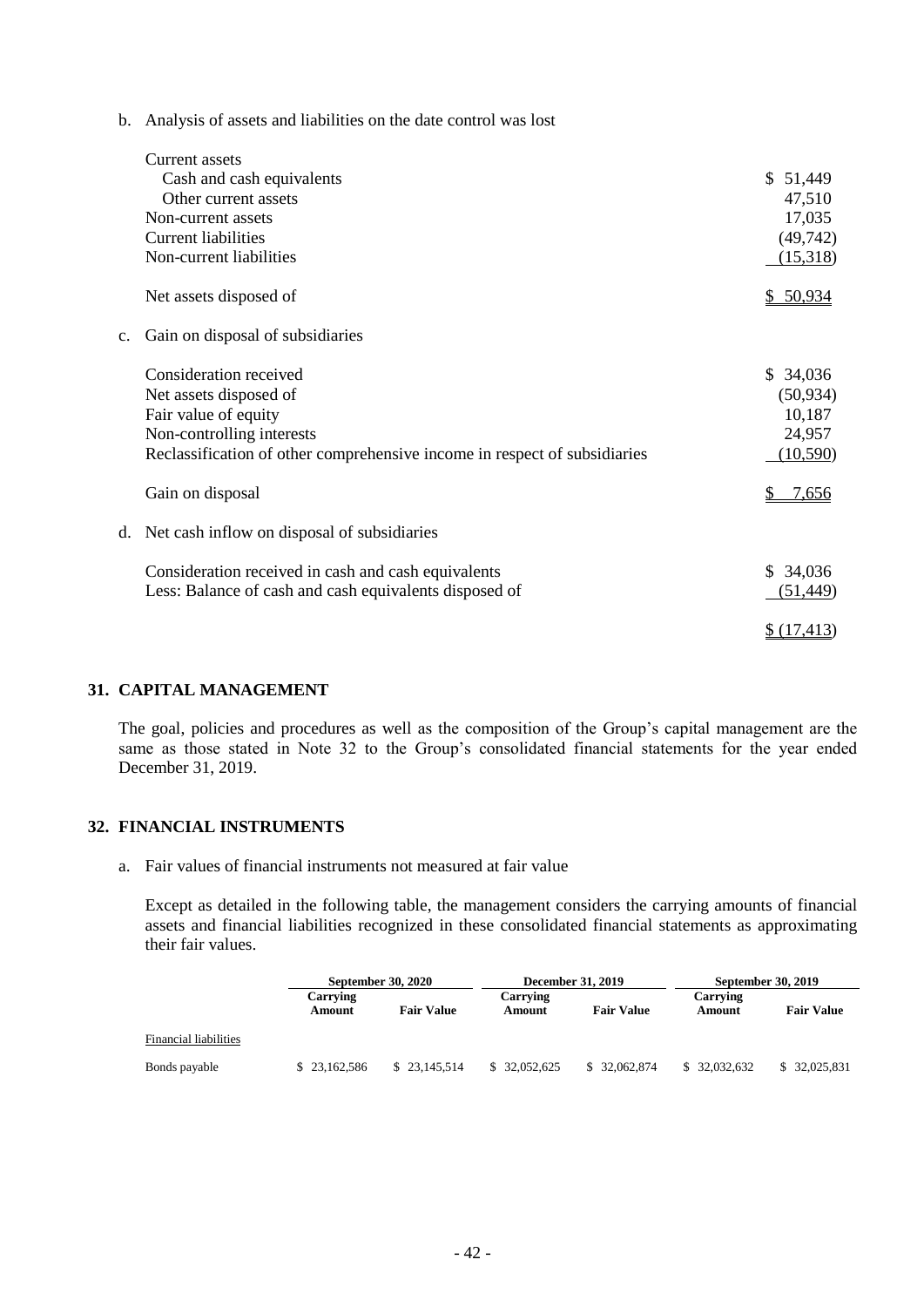b. Analysis of assets and liabilities on the date control was lost

| | |
|---|---|
| Current assets | |
| Cash and cash equivalents | $ 51,449 |
| Other current assets | 47,510 |
| Non-current assets | 17,035 |
| Current liabilities | (49,742) |
| Non-current liabilities | (15,318) |
| Net assets disposed of | $ 50,934 |

c. Gain on disposal of subsidiaries

| | |
|---|---|
| Consideration received | $ 34,036 |
| Net assets disposed of | (50,934) |
| Fair value of equity | 10,187 |
| Non-controlling interests | 24,957 |
| Reclassification of other comprehensive income in respect of subsidiaries | (10,590) |
| Gain on disposal | $ 7,656 |

d. Net cash inflow on disposal of subsidiaries

| | |
|---|---|
| Consideration received in cash and cash equivalents | $ 34,036 |
| Less: Balance of cash and cash equivalents disposed of | (51,449) |
| | $ (17,413) |

## 31. CAPITAL MANAGEMENT

The goal, policies and procedures as well as the composition of the Group's capital management are the same as those stated in Note 32 to the Group's consolidated financial statements for the year ended December 31, 2019.

## 32. FINANCIAL INSTRUMENTS

a. Fair values of financial instruments not measured at fair value

Except as detailed in the following table, the management considers the carrying amounts of financial assets and financial liabilities recognized in these consolidated financial statements as approximating their fair values.

| | September 30, 2020 | | December 31, 2019 | | September 30, 2019 | |
|---|---|---|---|---|---|---|
| | Carrying Amount | Fair Value | Carrying Amount | Fair Value | Carrying Amount | Fair Value |
| Financial liabilities | | | | | | |
| Bonds payable | $ 23,162,586 | $ 23,145,514 | $ 32,052,625 | $ 32,062,874 | $ 32,032,632 | $ 32,025,831 |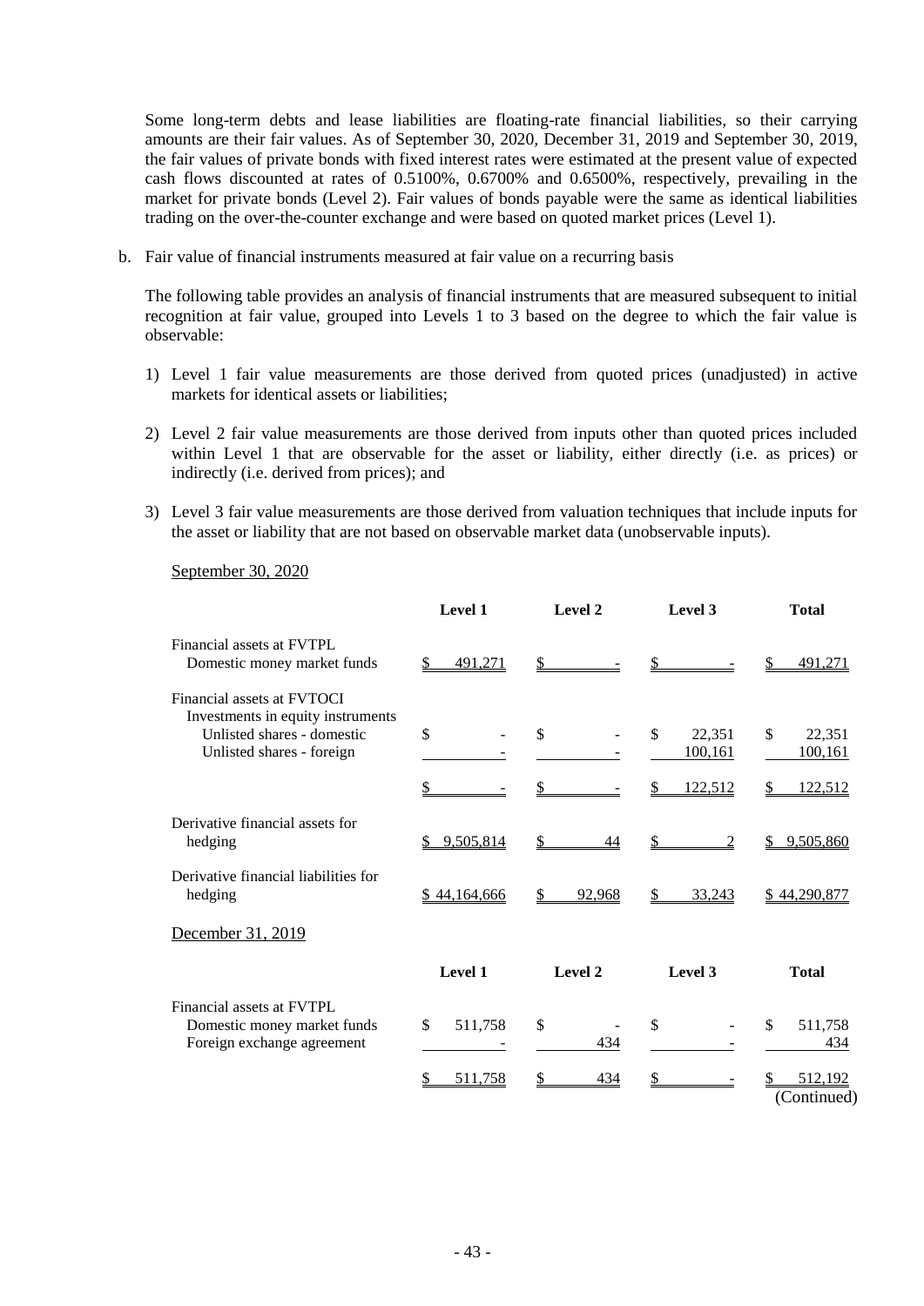Some long-term debts and lease liabilities are floating-rate financial liabilities, so their carrying amounts are their fair values. As of September 30, 2020, December 31, 2019 and September 30, 2019, the fair values of private bonds with fixed interest rates were estimated at the present value of expected cash flows discounted at rates of 0.5100%, 0.6700% and 0.6500%, respectively, prevailing in the market for private bonds (Level 2). Fair values of bonds payable were the same as identical liabilities trading on the over-the-counter exchange and were based on quoted market prices (Level 1).

b. Fair value of financial instruments measured at fair value on a recurring basis

The following table provides an analysis of financial instruments that are measured subsequent to initial recognition at fair value, grouped into Levels 1 to 3 based on the degree to which the fair value is observable:

1) Level 1 fair value measurements are those derived from quoted prices (unadjusted) in active markets for identical assets or liabilities;

2) Level 2 fair value measurements are those derived from inputs other than quoted prices included within Level 1 that are observable for the asset or liability, either directly (i.e. as prices) or indirectly (i.e. derived from prices); and

3) Level 3 fair value measurements are those derived from valuation techniques that include inputs for the asset or liability that are not based on observable market data (unobservable inputs).

September 30, 2020

| | Level 1 | Level 2 | Level 3 | Total |
|---|---|---|---|---|
| Financial assets at FVTPL | | | | |
| Domestic money market funds | $ 491,271 | $ - | $ - | $ 491,271 |
| Financial assets at FVTOCI | | | | |
| Investments in equity instruments | | | | |
| Unlisted shares - domestic | $ - | $ - | $ 22,351 | $ 22,351 |
| Unlisted shares - foreign | - | - | 100,161 | 100,161 |
| | $ - | $ - | $ 122,512 | $ 122,512 |
| Derivative financial assets for hedging | $ 9,505,814 | $ 44 | $ 2 | $ 9,505,860 |
| Derivative financial liabilities for hedging | $ 44,164,666 | $ 92,968 | $ 33,243 | $ 44,290,877 |

December 31, 2019

| | Level 1 | Level 2 | Level 3 | Total |
|---|---|---|---|---|
| Financial assets at FVTPL | | | | |
| Domestic money market funds | $ 511,758 | $ - | $ - | $ 511,758 |
| Foreign exchange agreement | - | 434 | - | 434 |
| | $ 511,758 | $ 434 | $ - | $ 512,192 |

(Continued)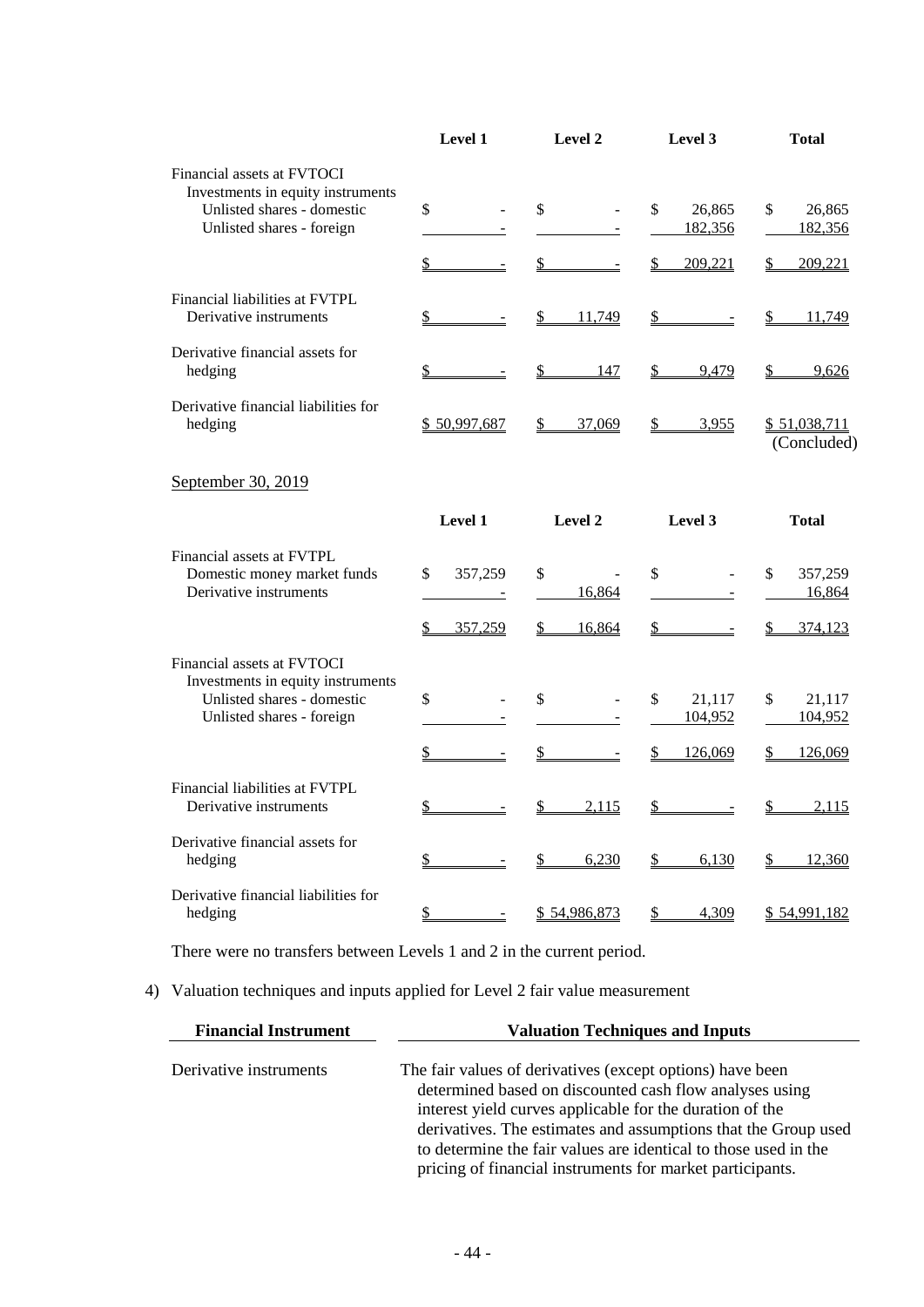| | Level 1 | Level 2 | Level 3 | Total |
|---|---|---|---|---|
| Financial assets at FVTOCI | | | | |
| Investments in equity instruments | | | | |
| Unlisted shares - domestic | $ - | $ - | $ 26,865 | $ 26,865 |
| Unlisted shares - foreign | - | - | 182,356 | 182,356 |
| | $ - | $ - | $ 209,221 | $ 209,221 |
| Financial liabilities at FVTPL | | | | |
| Derivative instruments | $ - | $ 11,749 | $ - | $ 11,749 |
| Derivative financial assets for hedging | $ - | $ 147 | $ 9,479 | $ 9,626 |
| Derivative financial liabilities for hedging | $ 50,997,687 | $ 37,069 | $ 3,955 | $ 51,038,711 |

(Concluded)

September 30, 2019

| | Level 1 | Level 2 | Level 3 | Total |
|---|---|---|---|---|
| Financial assets at FVTPL | | | | |
| Domestic money market funds | $ 357,259 | $ - | $ - | $ 357,259 |
| Derivative instruments | - | 16,864 | - | 16,864 |
| | $ 357,259 | $ 16,864 | $ - | $ 374,123 |
| Financial assets at FVTOCI | | | | |
| Investments in equity instruments | | | | |
| Unlisted shares - domestic | $ - | $ - | $ 21,117 | $ 21,117 |
| Unlisted shares - foreign | - | - | 104,952 | 104,952 |
| | $ - | $ - | $ 126,069 | $ 126,069 |
| Financial liabilities at FVTPL | | | | |
| Derivative instruments | $ - | $ 2,115 | $ - | $ 2,115 |
| Derivative financial assets for hedging | $ - | $ 6,230 | $ 6,130 | $ 12,360 |
| Derivative financial liabilities for hedging | $ - | $ 54,986,873 | $ 4,309 | $ 54,991,182 |

There were no transfers between Levels 1 and 2 in the current period.

4) Valuation techniques and inputs applied for Level 2 fair value measurement

| Financial Instrument | Valuation Techniques and Inputs |
|---|---|
| Derivative instruments | The fair values of derivatives (except options) have been determined based on discounted cash flow analyses using interest yield curves applicable for the duration of the derivatives. The estimates and assumptions that the Group used to determine the fair values are identical to those used in the pricing of financial instruments for market participants. |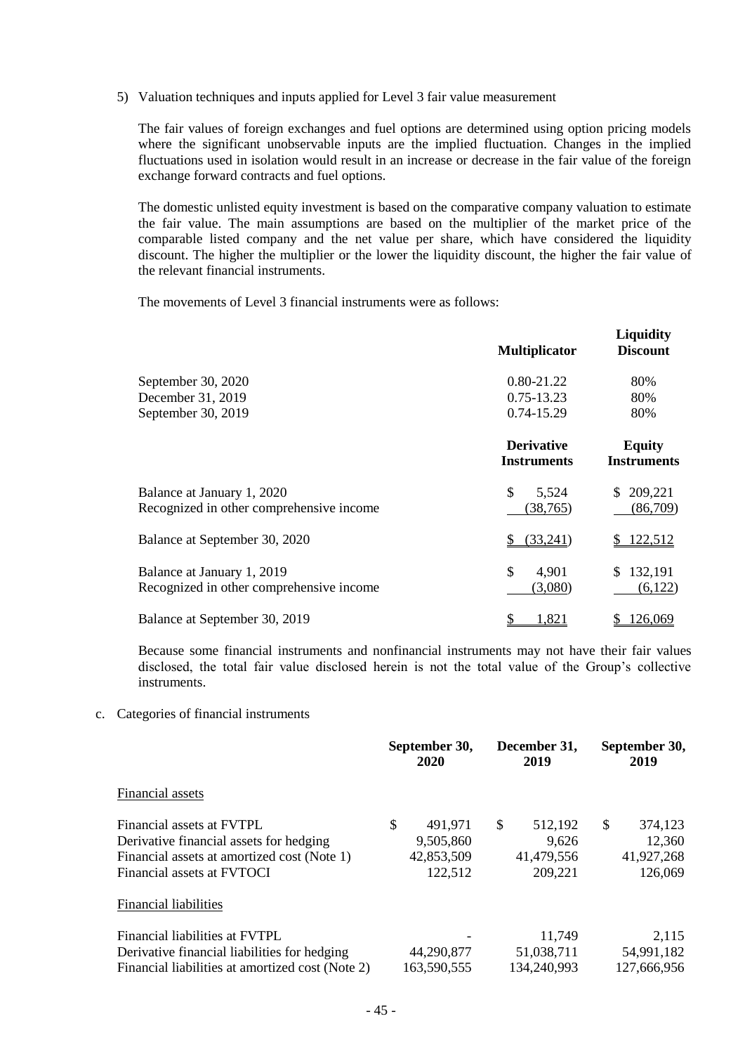5) Valuation techniques and inputs applied for Level 3 fair value measurement

The fair values of foreign exchanges and fuel options are determined using option pricing models where the significant unobservable inputs are the implied fluctuation. Changes in the implied fluctuations used in isolation would result in an increase or decrease in the fair value of the foreign exchange forward contracts and fuel options.

The domestic unlisted equity investment is based on the comparative company valuation to estimate the fair value. The main assumptions are based on the multiplier of the market price of the comparable listed company and the net value per share, which have considered the liquidity discount. The higher the multiplier or the lower the liquidity discount, the higher the fair value of the relevant financial instruments.

The movements of Level 3 financial instruments were as follows:

| | **Multiplicator** | **Liquidity Discount** |
|---|---|---|
| September 30, 2020 | 0.80-21.22 | 80% |
| December 31, 2019 | 0.75-13.23 | 80% |
| September 30, 2019 | 0.74-15.29 | 80% |

| | **Derivative Instruments** | **Equity Instruments** |
|---|---|---|
| Balance at January 1, 2020 | $ 5,524 | $ 209,221 |
| Recognized in other comprehensive income | (38,765) | (86,709) |
| Balance at September 30, 2020 | $ (33,241) | $ 122,512 |
| Balance at January 1, 2019 | $ 4,901 | $ 132,191 |
| Recognized in other comprehensive income | (3,080) | (6,122) |
| Balance at September 30, 2019 | $ 1,821 | $ 126,069 |

Because some financial instruments and nonfinancial instruments may not have their fair values disclosed, the total fair value disclosed herein is not the total value of the Group's collective instruments.

c. Categories of financial instruments

| | **September 30, 2020** | **December 31, 2019** | **September 30, 2019** |
|---|---|---|---|
| Financial assets | | | |
| Financial assets at FVTPL | $ 491,971 | $ 512,192 | $ 374,123 |
| Derivative financial assets for hedging | 9,505,860 | 9,626 | 12,360 |
| Financial assets at amortized cost (Note 1) | 42,853,509 | 41,479,556 | 41,927,268 |
| Financial assets at FVTOCI | 122,512 | 209,221 | 126,069 |
| Financial liabilities | | | |
| Financial liabilities at FVTPL | - | 11,749 | 2,115 |
| Derivative financial liabilities for hedging | 44,290,877 | 51,038,711 | 54,991,182 |
| Financial liabilities at amortized cost (Note 2) | 163,590,555 | 134,240,993 | 127,666,956 |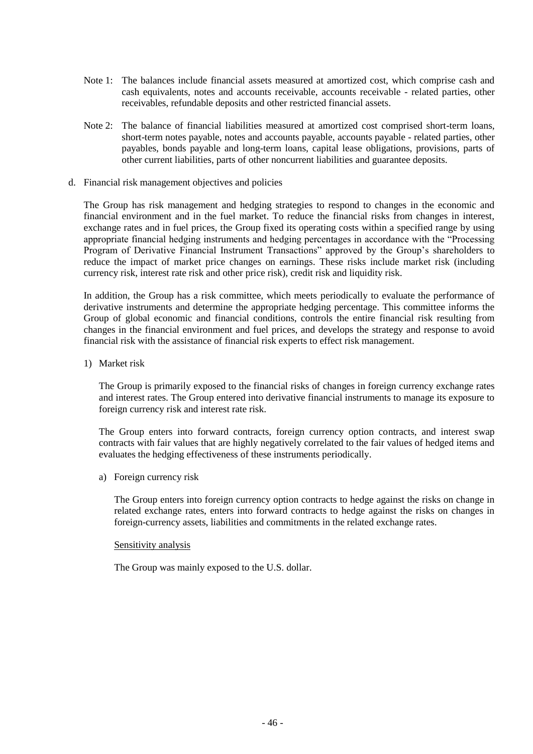Note 1: The balances include financial assets measured at amortized cost, which comprise cash and cash equivalents, notes and accounts receivable, accounts receivable - related parties, other receivables, refundable deposits and other restricted financial assets.

Note 2: The balance of financial liabilities measured at amortized cost comprised short-term loans, short-term notes payable, notes and accounts payable, accounts payable - related parties, other payables, bonds payable and long-term loans, capital lease obligations, provisions, parts of other current liabilities, parts of other noncurrent liabilities and guarantee deposits.

d. Financial risk management objectives and policies

The Group has risk management and hedging strategies to respond to changes in the economic and financial environment and in the fuel market. To reduce the financial risks from changes in interest, exchange rates and in fuel prices, the Group fixed its operating costs within a specified range by using appropriate financial hedging instruments and hedging percentages in accordance with the "Processing Program of Derivative Financial Instrument Transactions" approved by the Group's shareholders to reduce the impact of market price changes on earnings. These risks include market risk (including currency risk, interest rate risk and other price risk), credit risk and liquidity risk.

In addition, the Group has a risk committee, which meets periodically to evaluate the performance of derivative instruments and determine the appropriate hedging percentage. This committee informs the Group of global economic and financial conditions, controls the entire financial risk resulting from changes in the financial environment and fuel prices, and develops the strategy and response to avoid financial risk with the assistance of financial risk experts to effect risk management.

1) Market risk

The Group is primarily exposed to the financial risks of changes in foreign currency exchange rates and interest rates. The Group entered into derivative financial instruments to manage its exposure to foreign currency risk and interest rate risk.

The Group enters into forward contracts, foreign currency option contracts, and interest swap contracts with fair values that are highly negatively correlated to the fair values of hedged items and evaluates the hedging effectiveness of these instruments periodically.

a) Foreign currency risk

The Group enters into foreign currency option contracts to hedge against the risks on change in related exchange rates, enters into forward contracts to hedge against the risks on changes in foreign-currency assets, liabilities and commitments in the related exchange rates.

Sensitivity analysis

The Group was mainly exposed to the U.S. dollar.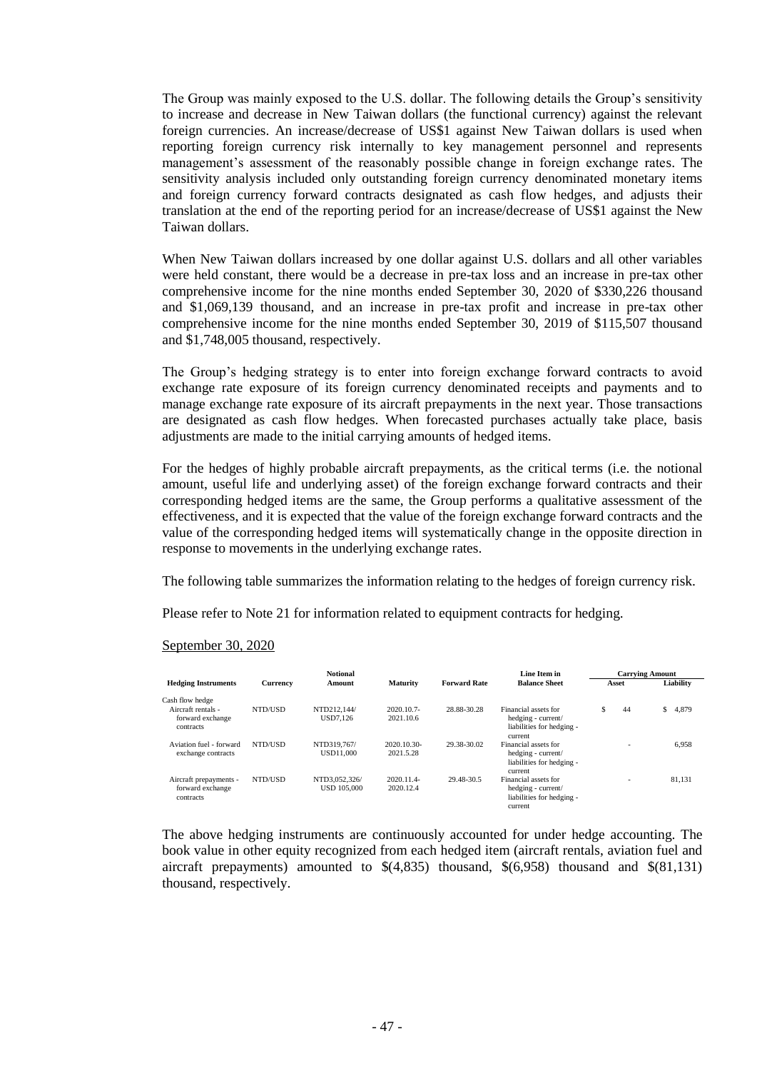The Group was mainly exposed to the U.S. dollar. The following details the Group's sensitivity to increase and decrease in New Taiwan dollars (the functional currency) against the relevant foreign currencies. An increase/decrease of US$1 against New Taiwan dollars is used when reporting foreign currency risk internally to key management personnel and represents management's assessment of the reasonably possible change in foreign exchange rates. The sensitivity analysis included only outstanding foreign currency denominated monetary items and foreign currency forward contracts designated as cash flow hedges, and adjusts their translation at the end of the reporting period for an increase/decrease of US$1 against the New Taiwan dollars.

When New Taiwan dollars increased by one dollar against U.S. dollars and all other variables were held constant, there would be a decrease in pre-tax loss and an increase in pre-tax other comprehensive income for the nine months ended September 30, 2020 of $330,226 thousand and $1,069,139 thousand, and an increase in pre-tax profit and increase in pre-tax other comprehensive income for the nine months ended September 30, 2019 of $115,507 thousand and $1,748,005 thousand, respectively.

The Group's hedging strategy is to enter into foreign exchange forward contracts to avoid exchange rate exposure of its foreign currency denominated receipts and payments and to manage exchange rate exposure of its aircraft prepayments in the next year. Those transactions are designated as cash flow hedges. When forecasted purchases actually take place, basis adjustments are made to the initial carrying amounts of hedged items.

For the hedges of highly probable aircraft prepayments, as the critical terms (i.e. the notional amount, useful life and underlying asset) of the foreign exchange forward contracts and their corresponding hedged items are the same, the Group performs a qualitative assessment of the effectiveness, and it is expected that the value of the foreign exchange forward contracts and the value of the corresponding hedged items will systematically change in the opposite direction in response to movements in the underlying exchange rates.

The following table summarizes the information relating to the hedges of foreign currency risk.

Please refer to Note 21 for information related to equipment contracts for hedging.

September 30, 2020

| Hedging Instruments | Currency | Notional Amount | Maturity | Forward Rate | Line Item in Balance Sheet | Carrying Amount | |
|---|---|---|---|---|---|---|---|
| | | | | | | Asset | Liability |
| Cash flow hedge | | | | | | | |
| Aircraft rentals - forward exchange contracts | NTD/USD | NTD212,144/ USD7,126 | 2020.10.7- 2021.10.6 | 28.88-30.28 | Financial assets for hedging - current/ liabilities for hedging - current | $ 44 | $ 4,879 |
| Aviation fuel - forward exchange contracts | NTD/USD | NTD319,767/ USD11,000 | 2020.10.30- 2021.5.28 | 29.38-30.02 | Financial assets for hedging - current/ liabilities for hedging - current | - | 6,958 |
| Aircraft prepayments - forward exchange contracts | NTD/USD | NTD3,052,326/ USD 105,000 | 2020.11.4- 2020.12.4 | 29.48-30.5 | Financial assets for hedging - current/ liabilities for hedging - current | - | 81,131 |

The above hedging instruments are continuously accounted for under hedge accounting. The book value in other equity recognized from each hedged item (aircraft rentals, aviation fuel and aircraft prepayments) amounted to $(4,835) thousand, $(6,958) thousand and $(81,131) thousand, respectively.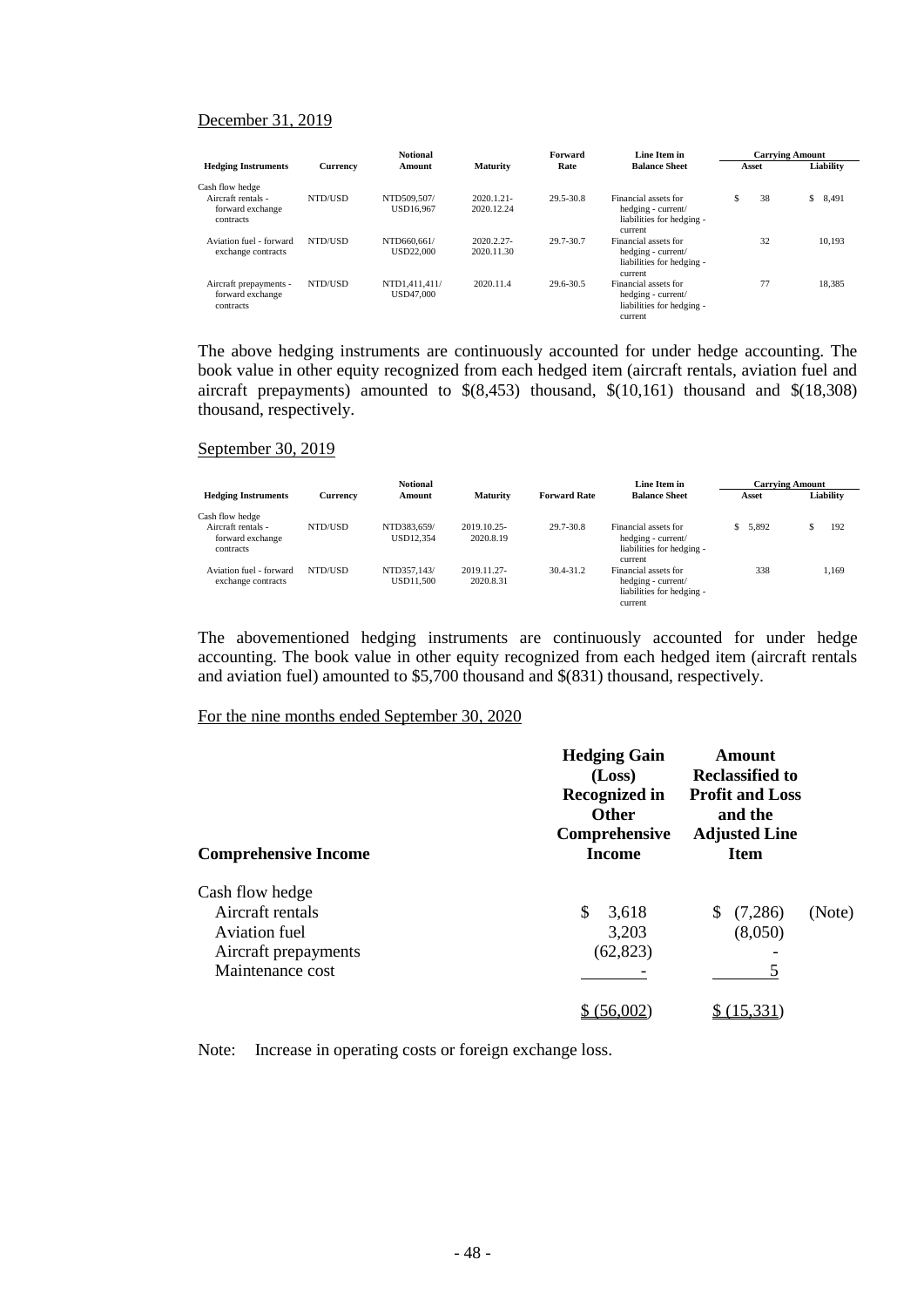December 31, 2019

| Hedging Instruments | Currency | Notional Amount | Maturity | Forward Rate | Line Item in Balance Sheet | Carrying Amount Asset | Carrying Amount Liability |
|---|---|---|---|---|---|---|---|
| Cash flow hedge | | | | | | | |
| Aircraft rentals - forward exchange contracts | NTD/USD | NTD509,507/ USD16,967 | 2020.1.21-2020.12.24 | 29.5-30.8 | Financial assets for hedging - current/ liabilities for hedging - current | $ 38 | $ 8,491 |
| Aviation fuel - forward exchange contracts | NTD/USD | NTD660,661/ USD22,000 | 2020.2.27-2020.11.30 | 29.7-30.7 | Financial assets for hedging - current/ liabilities for hedging - current | 32 | 10,193 |
| Aircraft prepayments - forward exchange contracts | NTD/USD | NTD1,411,411/ USD47,000 | 2020.11.4 | 29.6-30.5 | Financial assets for hedging - current/ liabilities for hedging - current | 77 | 18,385 |

The above hedging instruments are continuously accounted for under hedge accounting. The book value in other equity recognized from each hedged item (aircraft rentals, aviation fuel and aircraft prepayments) amounted to $(8,453) thousand, $(10,161) thousand and $(18,308) thousand, respectively.

September 30, 2019

| Hedging Instruments | Currency | Notional Amount | Maturity | Forward Rate | Line Item in Balance Sheet | Carrying Amount Asset | Carrying Amount Liability |
|---|---|---|---|---|---|---|---|
| Cash flow hedge | | | | | | | |
| Aircraft rentals - forward exchange contracts | NTD/USD | NTD383,659/ USD12,354 | 2019.10.25-2020.8.19 | 29.7-30.8 | Financial assets for hedging - current/ liabilities for hedging - current | $ 5,892 | $ 192 |
| Aviation fuel - forward exchange contracts | NTD/USD | NTD357,143/ USD11,500 | 2019.11.27-2020.8.31 | 30.4-31.2 | Financial assets for hedging - current/ liabilities for hedging - current | 338 | 1,169 |

The abovementioned hedging instruments are continuously accounted for under hedge accounting. The book value in other equity recognized from each hedged item (aircraft rentals and aviation fuel) amounted to $5,700 thousand and $(831) thousand, respectively.

For the nine months ended September 30, 2020

| Comprehensive Income | Hedging Gain (Loss) Recognized in Other Comprehensive Income | Amount Reclassified to Profit and Loss and the Adjusted Line Item | |
|---|---|---|---|
| Cash flow hedge | | | |
| Aircraft rentals | $ 3,618 | $ (7,286) | (Note) |
| Aviation fuel | 3,203 | (8,050) | |
| Aircraft prepayments | (62,823) | - | |
| Maintenance cost | - | 5 | |
| | $ (56,002) | $ (15,331) | |

Note: Increase in operating costs or foreign exchange loss.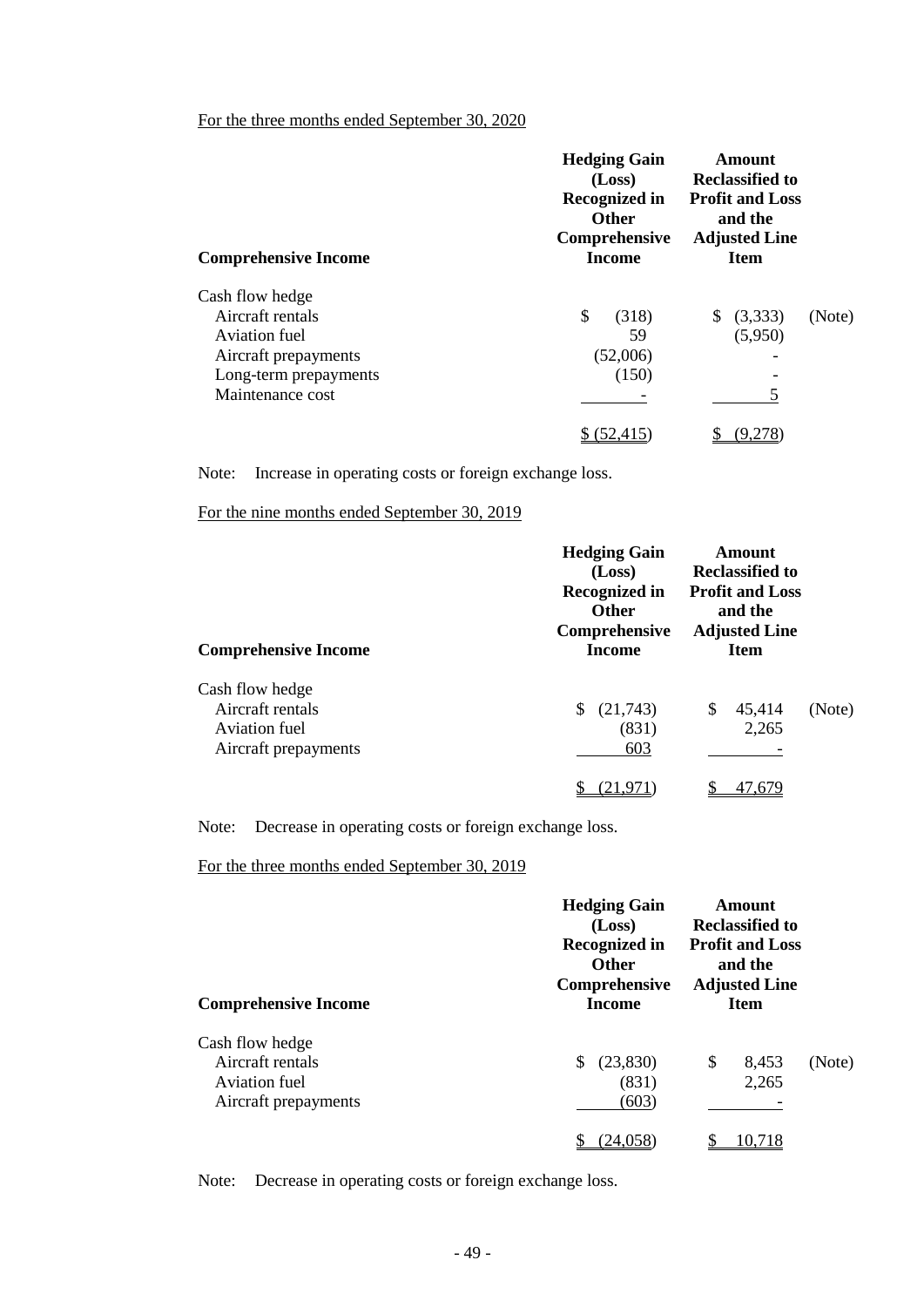For the three months ended September 30, 2020

| Comprehensive Income | Hedging Gain (Loss) Recognized in Other Comprehensive Income | Amount Reclassified to Profit and Loss and the Adjusted Line Item | |
|---|---|---|---|
| Cash flow hedge | | | |
| Aircraft rentals | $ (318) | $ (3,333) | (Note) |
| Aviation fuel | 59 | (5,950) | |
| Aircraft prepayments | (52,006) | - | |
| Long-term prepayments | (150) | - | |
| Maintenance cost | - | 5 | |
| | $ (52,415) | $ (9,278) | |

Note: Increase in operating costs or foreign exchange loss.

For the nine months ended September 30, 2019

| Comprehensive Income | Hedging Gain (Loss) Recognized in Other Comprehensive Income | Amount Reclassified to Profit and Loss and the Adjusted Line Item | |
|---|---|---|---|
| Cash flow hedge | | | |
| Aircraft rentals | $ (21,743) | $ 45,414 | (Note) |
| Aviation fuel | (831) | 2,265 | |
| Aircraft prepayments | 603 | - | |
| | $ (21,971) | $ 47,679 | |

Note: Decrease in operating costs or foreign exchange loss.

For the three months ended September 30, 2019

| Comprehensive Income | Hedging Gain (Loss) Recognized in Other Comprehensive Income | Amount Reclassified to Profit and Loss and the Adjusted Line Item | |
|---|---|---|---|
| Cash flow hedge | | | |
| Aircraft rentals | $ (23,830) | $ 8,453 | (Note) |
| Aviation fuel | (831) | 2,265 | |
| Aircraft prepayments | (603) | - | |
| | $ (24,058) | $ 10,718 | |

Note: Decrease in operating costs or foreign exchange loss.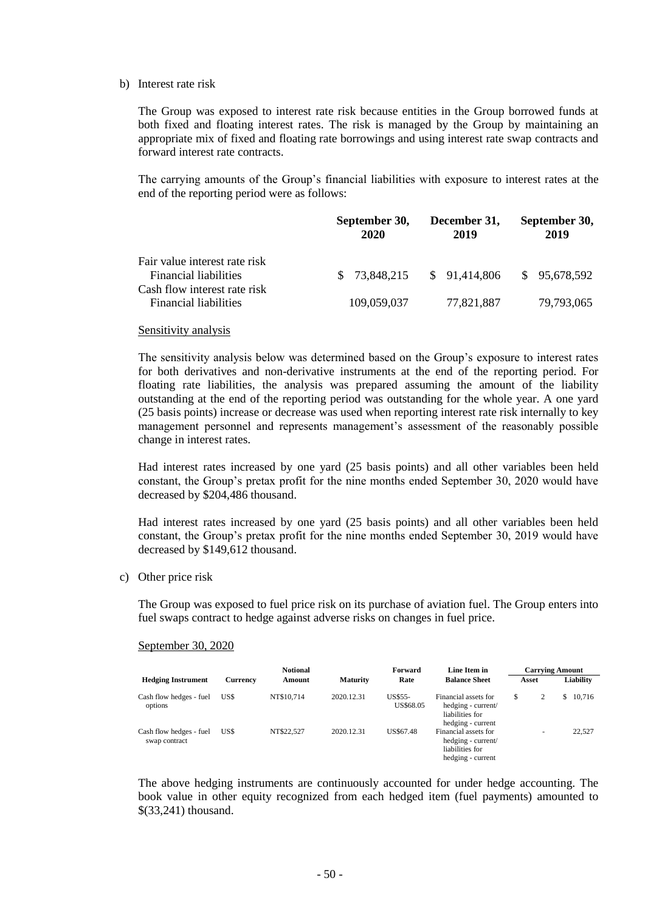b) Interest rate risk

The Group was exposed to interest rate risk because entities in the Group borrowed funds at both fixed and floating interest rates. The risk is managed by the Group by maintaining an appropriate mix of fixed and floating rate borrowings and using interest rate swap contracts and forward interest rate contracts.

The carrying amounts of the Group's financial liabilities with exposure to interest rates at the end of the reporting period were as follows:

| | September 30, 2020 | December 31, 2019 | September 30, 2019 |
|---|---|---|---|
| Fair value interest rate risk | | | |
| Financial liabilities | $ 73,848,215 | $ 91,414,806 | $ 95,678,592 |
| Cash flow interest rate risk | | | |
| Financial liabilities | 109,059,037 | 77,821,887 | 79,793,065 |

Sensitivity analysis

The sensitivity analysis below was determined based on the Group's exposure to interest rates for both derivatives and non-derivative instruments at the end of the reporting period. For floating rate liabilities, the analysis was prepared assuming the amount of the liability outstanding at the end of the reporting period was outstanding for the whole year. A one yard (25 basis points) increase or decrease was used when reporting interest rate risk internally to key management personnel and represents management's assessment of the reasonably possible change in interest rates.

Had interest rates increased by one yard (25 basis points) and all other variables been held constant, the Group's pretax profit for the nine months ended September 30, 2020 would have decreased by $204,486 thousand.

Had interest rates increased by one yard (25 basis points) and all other variables been held constant, the Group's pretax profit for the nine months ended September 30, 2019 would have decreased by $149,612 thousand.

c) Other price risk

The Group was exposed to fuel price risk on its purchase of aviation fuel. The Group enters into fuel swaps contract to hedge against adverse risks on changes in fuel price.

September 30, 2020

| Hedging Instrument | Currency | Notional Amount | Maturity | Forward Rate | Line Item in Balance Sheet | Carrying Amount | |
|---|---|---|---|---|---|---|---|
| | | | | | | Asset | Liability |
| Cash flow hedges - fuel options | US$ | NT$10,714 | 2020.12.31 | US$55-US$68.05 | Financial assets for hedging - current/ liabilities for hedging - current | $ 2 | $ 10,716 |
| Cash flow hedges - fuel swap contract | US$ | NT$22,527 | 2020.12.31 | US$67.48 | Financial assets for hedging - current/ liabilities for hedging - current | - | 22,527 |

The above hedging instruments are continuously accounted for under hedge accounting. The book value in other equity recognized from each hedged item (fuel payments) amounted to $(33,241) thousand.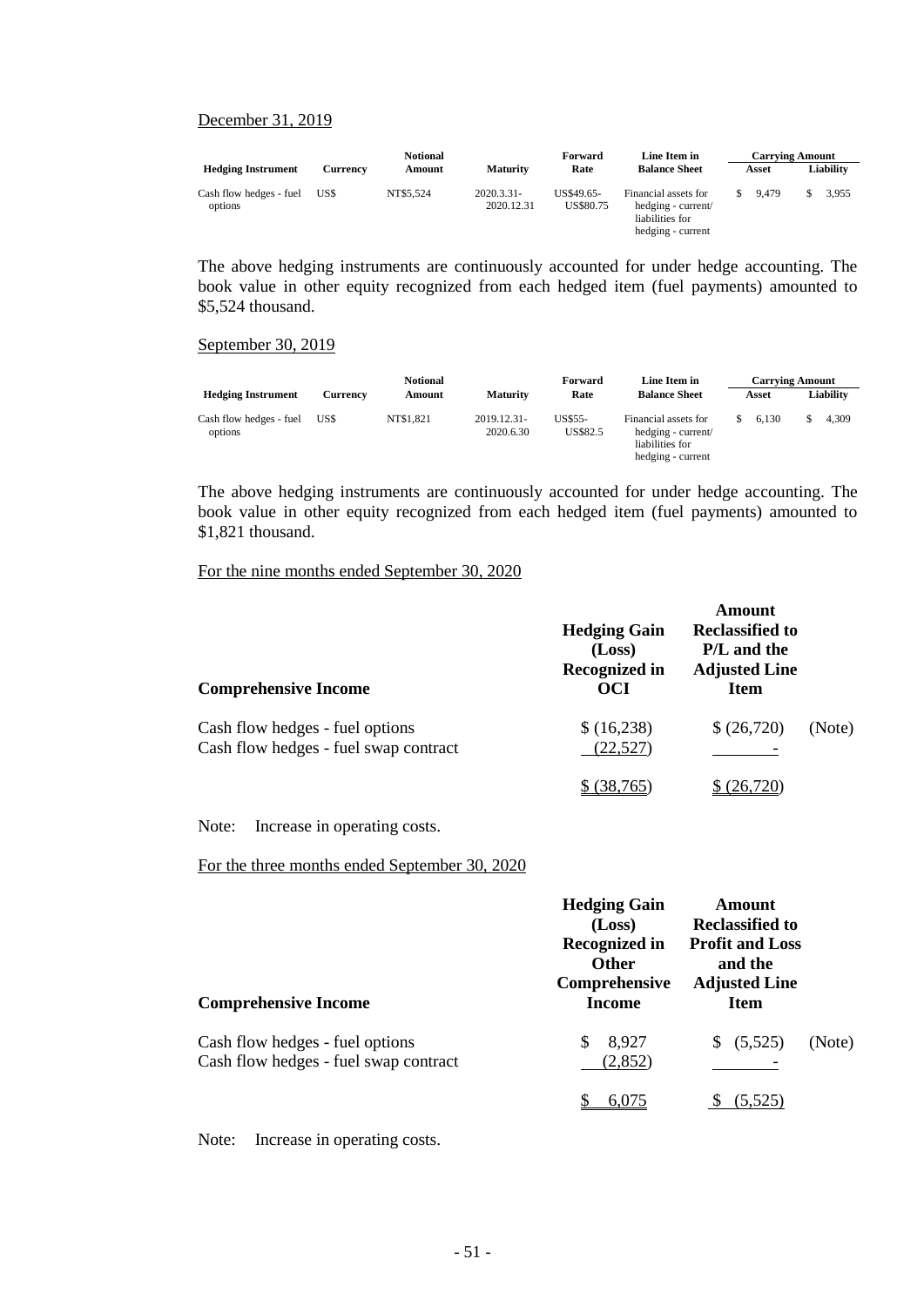December 31, 2019

| Hedging Instrument | Currency | Notional Amount | Maturity | Forward Rate | Line Item in Balance Sheet | Carrying Amount | |
|---|---|---|---|---|---|---|---|
| | | | | | | Asset | Liability |
| Cash flow hedges - fuel options | US$ | NT$5,524 | 2020.3.31-2020.12.31 | US$49.65-US$80.75 | Financial assets for hedging - current/ liabilities for hedging - current | $ 9,479 | $ 3,955 |

The above hedging instruments are continuously accounted for under hedge accounting. The book value in other equity recognized from each hedged item (fuel payments) amounted to $5,524 thousand.

September 30, 2019

| Hedging Instrument | Currency | Notional Amount | Maturity | Forward Rate | Line Item in Balance Sheet | Carrying Amount | |
|---|---|---|---|---|---|---|---|
| | | | | | | Asset | Liability |
| Cash flow hedges - fuel options | US$ | NT$1,821 | 2019.12.31-2020.6.30 | US$55-US$82.5 | Financial assets for hedging - current/ liabilities for hedging - current | $ 6,130 | $ 4,309 |

The above hedging instruments are continuously accounted for under hedge accounting. The book value in other equity recognized from each hedged item (fuel payments) amounted to $1,821 thousand.

For the nine months ended September 30, 2020

| Comprehensive Income | Hedging Gain (Loss) Recognized in OCI | Amount Reclassified to P/L and the Adjusted Line Item | |
|---|---|---|---|
| Cash flow hedges - fuel options | $ (16,238) | $ (26,720) | (Note) |
| Cash flow hedges - fuel swap contract | (22,527) | - | |
| | $ (38,765) | $ (26,720) | |

Note: Increase in operating costs.

For the three months ended September 30, 2020

| Comprehensive Income | Hedging Gain (Loss) Recognized in Other Comprehensive Income | Amount Reclassified to Profit and Loss and the Adjusted Line Item | |
|---|---|---|---|
| Cash flow hedges - fuel options | $ 8,927 | $ (5,525) | (Note) |
| Cash flow hedges - fuel swap contract | (2,852) | - | |
| | $ 6,075 | $ (5,525) | |

Note: Increase in operating costs.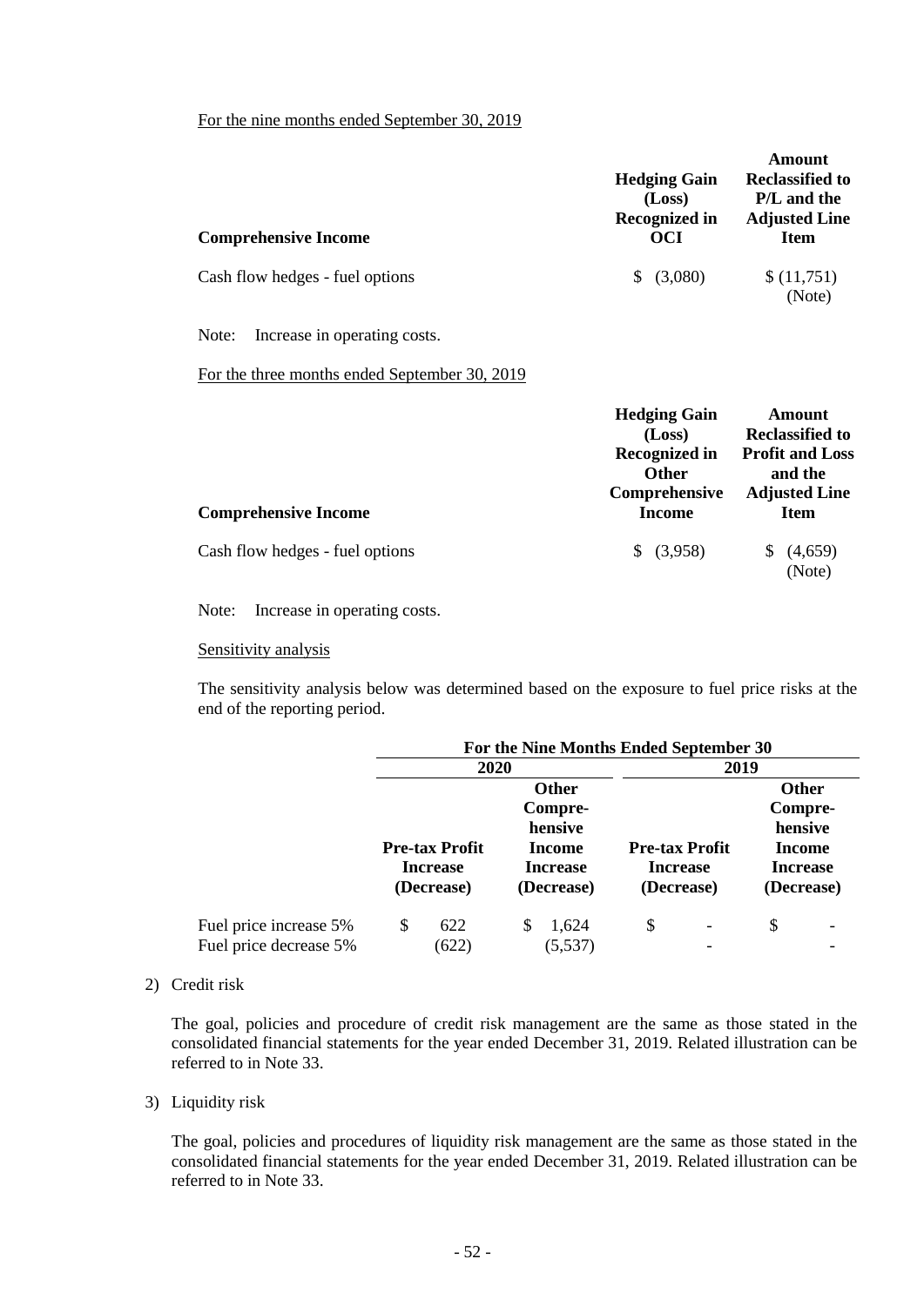For the nine months ended September 30, 2019

| Comprehensive Income | Hedging Gain (Loss) Recognized in OCI | Amount Reclassified to P/L and the Adjusted Line Item |
|---|---|---|
| Cash flow hedges - fuel options | $ (3,080) | $ (11,751) (Note) |

Note: Increase in operating costs.

For the three months ended September 30, 2019

| Comprehensive Income | Hedging Gain (Loss) Recognized in Other Comprehensive Income | Amount Reclassified to Profit and Loss and the Adjusted Line Item |
|---|---|---|
| Cash flow hedges - fuel options | $ (3,958) | $ (4,659) (Note) |

Note: Increase in operating costs.

Sensitivity analysis

The sensitivity analysis below was determined based on the exposure to fuel price risks at the end of the reporting period.

| | For the Nine Months Ended September 30 | | | |
|---|---|---|---|---|
| | 2020 | | 2019 | |
| | Pre-tax Profit Increase (Decrease) | Other Comprehensive Income Increase (Decrease) | Pre-tax Profit Increase (Decrease) | Other Comprehensive Income Increase (Decrease) |
| Fuel price increase 5% | $ 622 | $ 1,624 | $ - | $ - |
| Fuel price decrease 5% | (622) | (5,537) | - | - |

2) Credit risk

The goal, policies and procedure of credit risk management are the same as those stated in the consolidated financial statements for the year ended December 31, 2019. Related illustration can be referred to in Note 33.

3) Liquidity risk

The goal, policies and procedures of liquidity risk management are the same as those stated in the consolidated financial statements for the year ended December 31, 2019. Related illustration can be referred to in Note 33.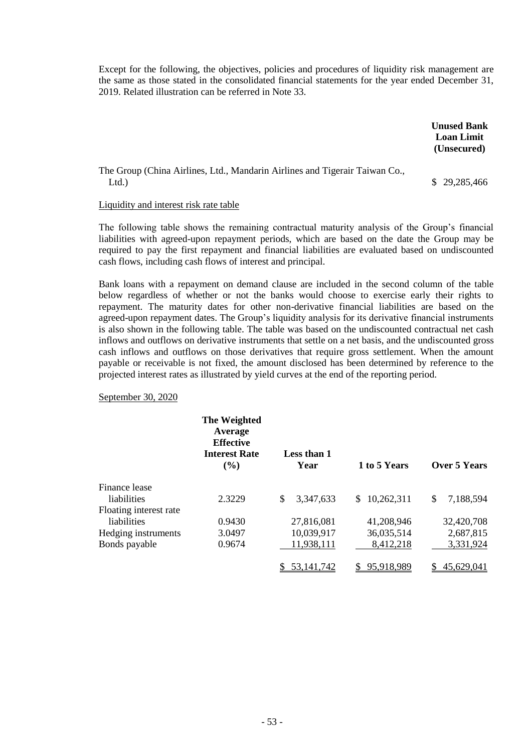Except for the following, the objectives, policies and procedures of liquidity risk management are the same as those stated in the consolidated financial statements for the year ended December 31, 2019. Related illustration can be referred in Note 33.

| | Unused Bank Loan Limit (Unsecured) |
|---|---|
| The Group (China Airlines, Ltd., Mandarin Airlines and Tigerair Taiwan Co., Ltd.) | $ 29,285,466 |

Liquidity and interest risk rate table

The following table shows the remaining contractual maturity analysis of the Group's financial liabilities with agreed-upon repayment periods, which are based on the date the Group may be required to pay the first repayment and financial liabilities are evaluated based on undiscounted cash flows, including cash flows of interest and principal.

Bank loans with a repayment on demand clause are included in the second column of the table below regardless of whether or not the banks would choose to exercise early their rights to repayment. The maturity dates for other non-derivative financial liabilities are based on the agreed-upon repayment dates. The Group's liquidity analysis for its derivative financial instruments is also shown in the following table. The table was based on the undiscounted contractual net cash inflows and outflows on derivative instruments that settle on a net basis, and the undiscounted gross cash inflows and outflows on those derivatives that require gross settlement. When the amount payable or receivable is not fixed, the amount disclosed has been determined by reference to the projected interest rates as illustrated by yield curves at the end of the reporting period.

September 30, 2020

| | The Weighted Average Effective Interest Rate (%) | Less than 1 Year | 1 to 5 Years | Over 5 Years |
|---|---|---|---|---|
| Finance lease liabilities | 2.3229 | $ 3,347,633 | $ 10,262,311 | $ 7,188,594 |
| Floating interest rate liabilities | 0.9430 | 27,816,081 | 41,208,946 | 32,420,708 |
| Hedging instruments | 3.0497 | 10,039,917 | 36,035,514 | 2,687,815 |
| Bonds payable | 0.9674 | 11,938,111 | 8,412,218 | 3,331,924 |
| | | $ 53,141,742 | $ 95,918,989 | $ 45,629,041 |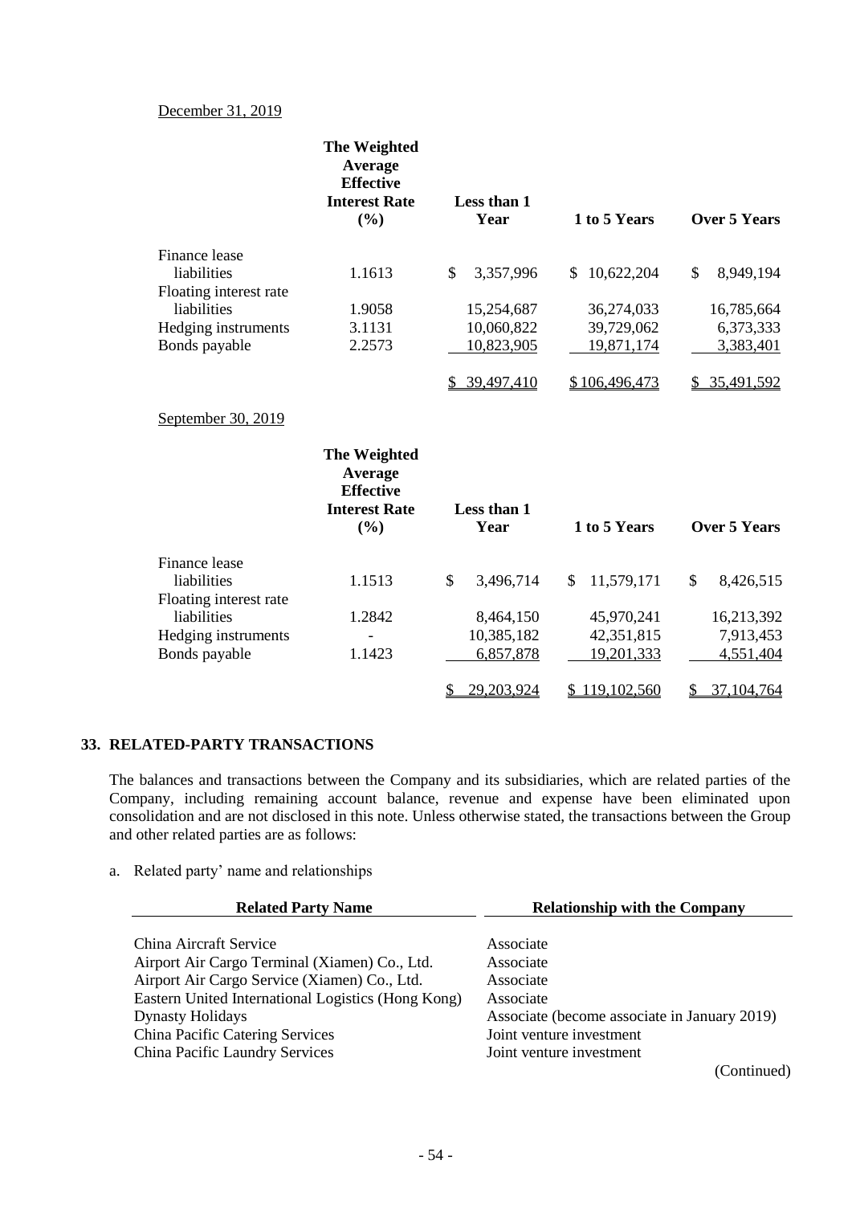December 31, 2019

| | The Weighted Average Effective Interest Rate (%) | Less than 1 Year | 1 to 5 Years | Over 5 Years |
|---|---|---|---|---|
| Finance lease liabilities | 1.1613 | $ 3,357,996 | $ 10,622,204 | $ 8,949,194 |
| Floating interest rate liabilities | 1.9058 | 15,254,687 | 36,274,033 | 16,785,664 |
| Hedging instruments | 3.1131 | 10,060,822 | 39,729,062 | 6,373,333 |
| Bonds payable | 2.2573 | 10,823,905 | 19,871,174 | 3,383,401 |
| | | $ 39,497,410 | $ 106,496,473 | $ 35,491,592 |

September 30, 2019

| | The Weighted Average Effective Interest Rate (%) | Less than 1 Year | 1 to 5 Years | Over 5 Years |
|---|---|---|---|---|
| Finance lease liabilities | 1.1513 | $ 3,496,714 | $ 11,579,171 | $ 8,426,515 |
| Floating interest rate liabilities | 1.2842 | 8,464,150 | 45,970,241 | 16,213,392 |
| Hedging instruments | - | 10,385,182 | 42,351,815 | 7,913,453 |
| Bonds payable | 1.1423 | 6,857,878 | 19,201,333 | 4,551,404 |
| | | $ 29,203,924 | $ 119,102,560 | $ 37,104,764 |

## 33. RELATED-PARTY TRANSACTIONS

The balances and transactions between the Company and its subsidiaries, which are related parties of the Company, including remaining account balance, revenue and expense have been eliminated upon consolidation and are not disclosed in this note. Unless otherwise stated, the transactions between the Group and other related parties are as follows:

a. Related party' name and relationships

| Related Party Name | Relationship with the Company |
|---|---|
| China Aircraft Service | Associate |
| Airport Air Cargo Terminal (Xiamen) Co., Ltd. | Associate |
| Airport Air Cargo Service (Xiamen) Co., Ltd. | Associate |
| Eastern United International Logistics (Hong Kong) | Associate |
| Dynasty Holidays | Associate (become associate in January 2019) |
| China Pacific Catering Services | Joint venture investment |
| China Pacific Laundry Services | Joint venture investment |

(Continued)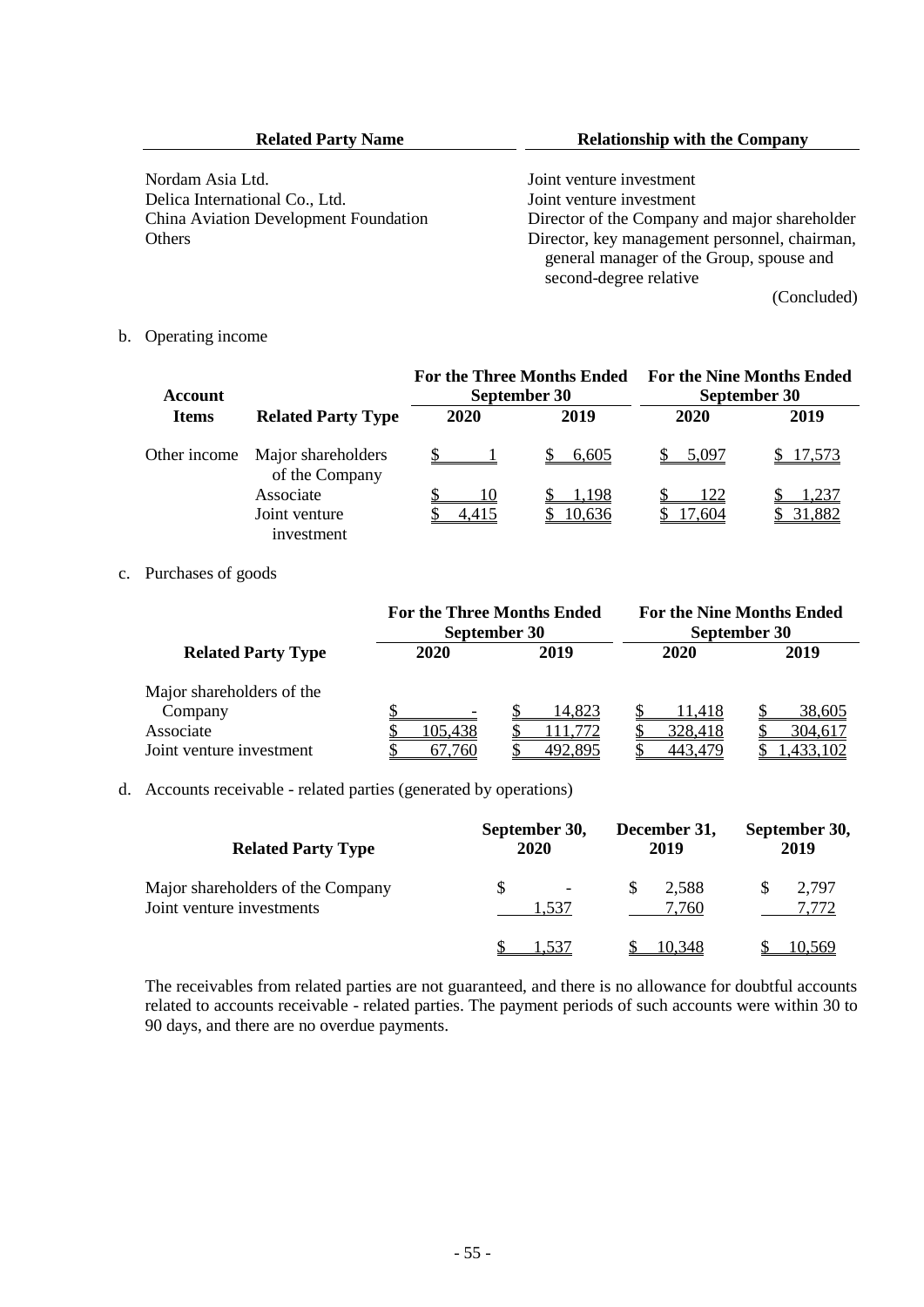| Related Party Name | Relationship with the Company |
|---|---|
| Nordam Asia Ltd. | Joint venture investment |
| Delica International Co., Ltd. | Joint venture investment |
| China Aviation Development Foundation | Director of the Company and major shareholder |
| Others | Director, key management personnel, chairman, general manager of the Group, spouse and second-degree relative |

(Concluded)

b. Operating income

| Account Items | Related Party Type | For the Three Months Ended September 30 | | For the Nine Months Ended September 30 | |
|---|---|---|---|---|---|
| | | 2020 | 2019 | 2020 | 2019 |
| Other income | Major shareholders of the Company | $ 1 | $ 6,605 | $ 5,097 | $ 17,573 |
| | Associate | $ 10 | $ 1,198 | $ 122 | $ 1,237 |
| | Joint venture investment | $ 4,415 | $ 10,636 | $ 17,604 | $ 31,882 |

c. Purchases of goods

| Related Party Type | For the Three Months Ended September 30 | | For the Nine Months Ended September 30 | |
|---|---|---|---|---|
| | 2020 | 2019 | 2020 | 2019 |
| Major shareholders of the Company | $ - | $ 14,823 | $ 11,418 | $ 38,605 |
| Associate | $ 105,438 | $ 111,772 | $ 328,418 | $ 304,617 |
| Joint venture investment | $ 67,760 | $ 492,895 | $ 443,479 | $ 1,433,102 |

d. Accounts receivable - related parties (generated by operations)

| Related Party Type | September 30, 2020 | December 31, 2019 | September 30, 2019 |
|---|---|---|---|
| Major shareholders of the Company | $ - | $ 2,588 | $ 2,797 |
| Joint venture investments | 1,537 | 7,760 | 7,772 |
| | $ 1,537 | $ 10,348 | $ 10,569 |

The receivables from related parties are not guaranteed, and there is no allowance for doubtful accounts related to accounts receivable - related parties. The payment periods of such accounts were within 30 to 90 days, and there are no overdue payments.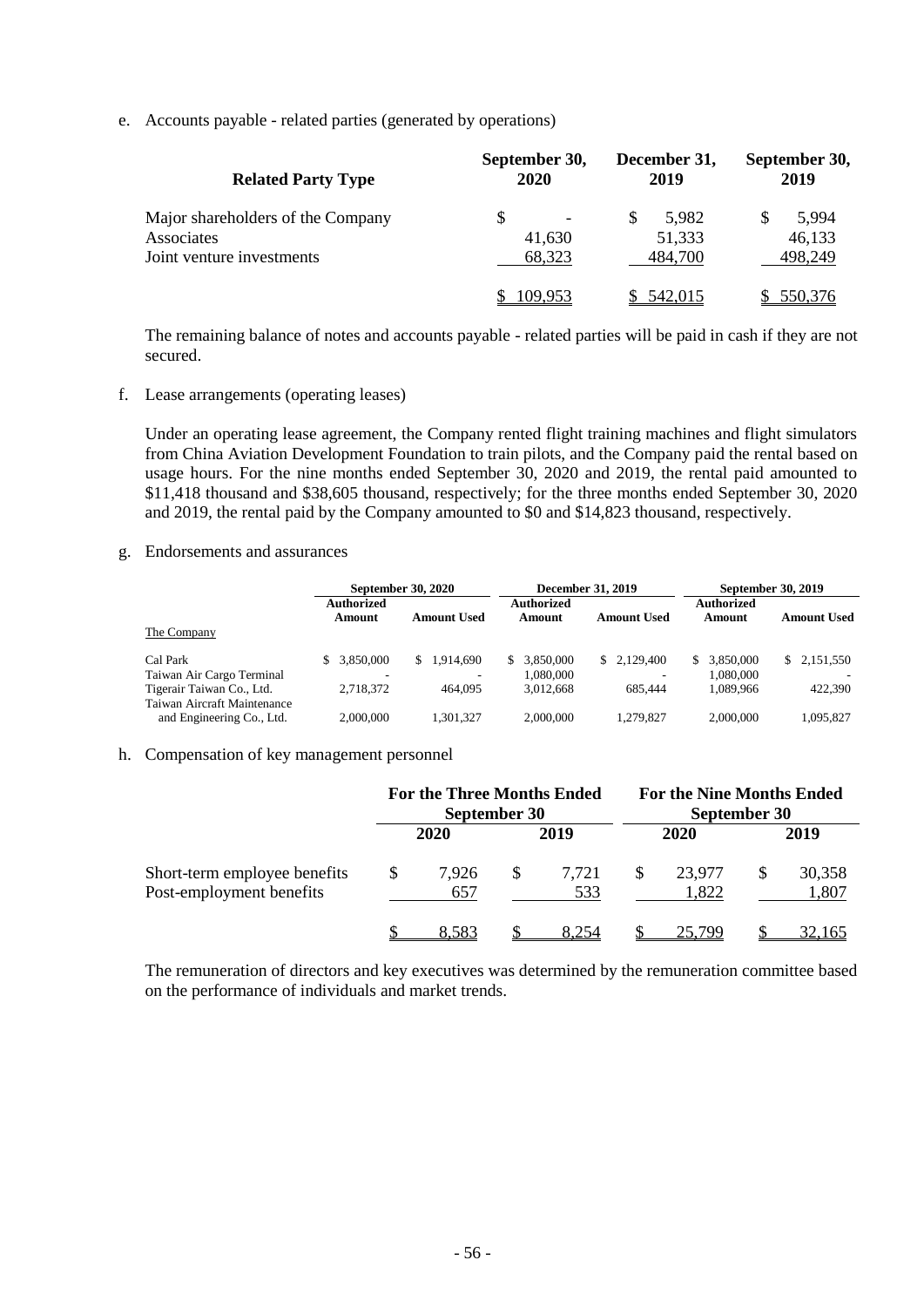e. Accounts payable - related parties (generated by operations)

| Related Party Type | September 30, 2020 | December 31, 2019 | September 30, 2019 |
|---|---|---|---|
| Major shareholders of the Company | $ - | $ 5,982 | $ 5,994 |
| Associates | 41,630 | 51,333 | 46,133 |
| Joint venture investments | 68,323 | 484,700 | 498,249 |
| | $ 109,953 | $ 542,015 | $ 550,376 |

The remaining balance of notes and accounts payable - related parties will be paid in cash if they are not secured.

f. Lease arrangements (operating leases)

Under an operating lease agreement, the Company rented flight training machines and flight simulators from China Aviation Development Foundation to train pilots, and the Company paid the rental based on usage hours. For the nine months ended September 30, 2020 and 2019, the rental paid amounted to $11,418 thousand and $38,605 thousand, respectively; for the three months ended September 30, 2020 and 2019, the rental paid by the Company amounted to $0 and $14,823 thousand, respectively.

g. Endorsements and assurances

| | September 30, 2020 | | December 31, 2019 | | September 30, 2019 | |
|---|---|---|---|---|---|---|
| | Authorized Amount | Amount Used | Authorized Amount | Amount Used | Authorized Amount | Amount Used |
| The Company | | | | | | |
| Cal Park | $ 3,850,000 | $ 1,914,690 | $ 3,850,000 | $ 2,129,400 | $ 3,850,000 | $ 2,151,550 |
| Taiwan Air Cargo Terminal | - | - | 1,080,000 | - | 1,080,000 | - |
| Tigerair Taiwan Co., Ltd. | 2,718,372 | 464,095 | 3,012,668 | 685,444 | 1,089,966 | 422,390 |
| Taiwan Aircraft Maintenance and Engineering Co., Ltd. | 2,000,000 | 1,301,327 | 2,000,000 | 1,279,827 | 2,000,000 | 1,095,827 |

h. Compensation of key management personnel

| | For the Three Months Ended September 30 | | For the Nine Months Ended September 30 | |
|---|---|---|---|---|
| | 2020 | 2019 | 2020 | 2019 |
| Short-term employee benefits | $ 7,926 | $ 7,721 | $ 23,977 | $ 30,358 |
| Post-employment benefits | 657 | 533 | 1,822 | 1,807 |
| | $ 8,583 | $ 8,254 | $ 25,799 | $ 32,165 |

The remuneration of directors and key executives was determined by the remuneration committee based on the performance of individuals and market trends.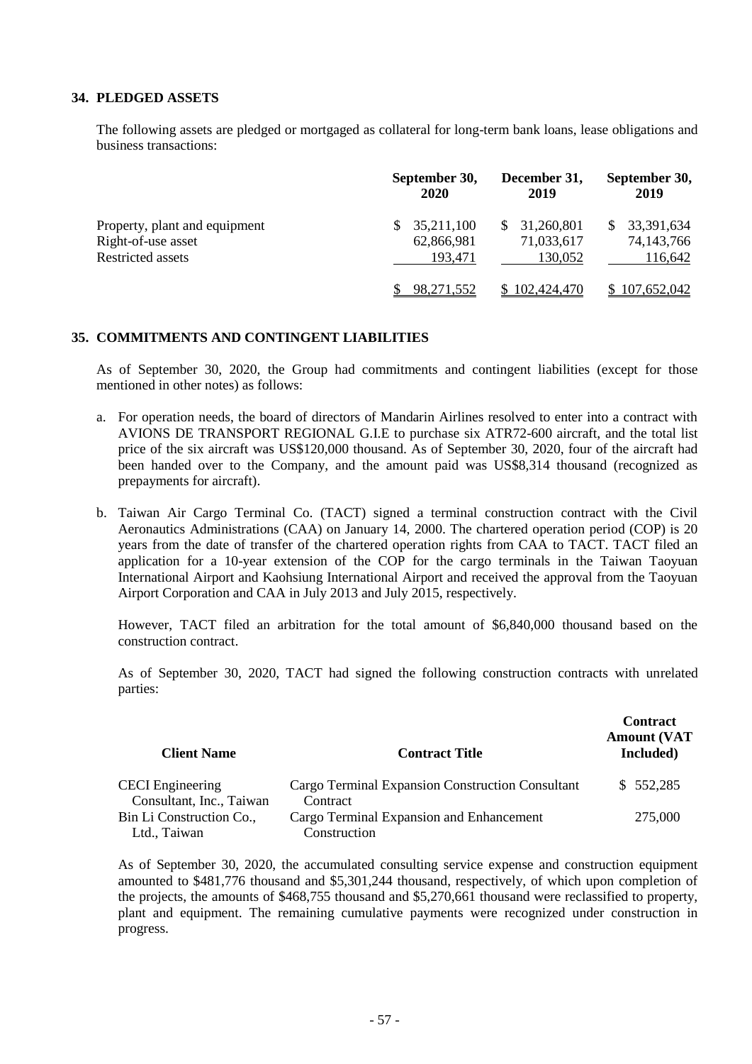## 34. PLEDGED ASSETS

The following assets are pledged or mortgaged as collateral for long-term bank loans, lease obligations and business transactions:

| | September 30, 2020 | December 31, 2019 | September 30, 2019 |
|---|---|---|---|
| Property, plant and equipment | $ 35,211,100 | $ 31,260,801 | $ 33,391,634 |
| Right-of-use asset | 62,866,981 | 71,033,617 | 74,143,766 |
| Restricted assets | 193,471 | 130,052 | 116,642 |
| | $ 98,271,552 | $ 102,424,470 | $ 107,652,042 |

## 35. COMMITMENTS AND CONTINGENT LIABILITIES

As of September 30, 2020, the Group had commitments and contingent liabilities (except for those mentioned in other notes) as follows:

a. For operation needs, the board of directors of Mandarin Airlines resolved to enter into a contract with AVIONS DE TRANSPORT REGIONAL G.I.E to purchase six ATR72-600 aircraft, and the total list price of the six aircraft was US$120,000 thousand. As of September 30, 2020, four of the aircraft had been handed over to the Company, and the amount paid was US$8,314 thousand (recognized as prepayments for aircraft).

b. Taiwan Air Cargo Terminal Co. (TACT) signed a terminal construction contract with the Civil Aeronautics Administrations (CAA) on January 14, 2000. The chartered operation period (COP) is 20 years from the date of transfer of the chartered operation rights from CAA to TACT. TACT filed an application for a 10-year extension of the COP for the cargo terminals in the Taiwan Taoyuan International Airport and Kaohsiung International Airport and received the approval from the Taoyuan Airport Corporation and CAA in July 2013 and July 2015, respectively.

   However, TACT filed an arbitration for the total amount of $6,840,000 thousand based on the construction contract.

   As of September 30, 2020, TACT had signed the following construction contracts with unrelated parties:

| Client Name | Contract Title | Contract Amount (VAT Included) |
|---|---|---|
| CECI Engineering Consultant, Inc., Taiwan | Cargo Terminal Expansion Construction Consultant Contract | $ 552,285 |
| Bin Li Construction Co., Ltd., Taiwan | Cargo Terminal Expansion and Enhancement Construction | 275,000 |

   As of September 30, 2020, the accumulated consulting service expense and construction equipment amounted to $481,776 thousand and $5,301,244 thousand, respectively, of which upon completion of the projects, the amounts of $468,755 thousand and $5,270,661 thousand were reclassified to property, plant and equipment. The remaining cumulative payments were recognized under construction in progress.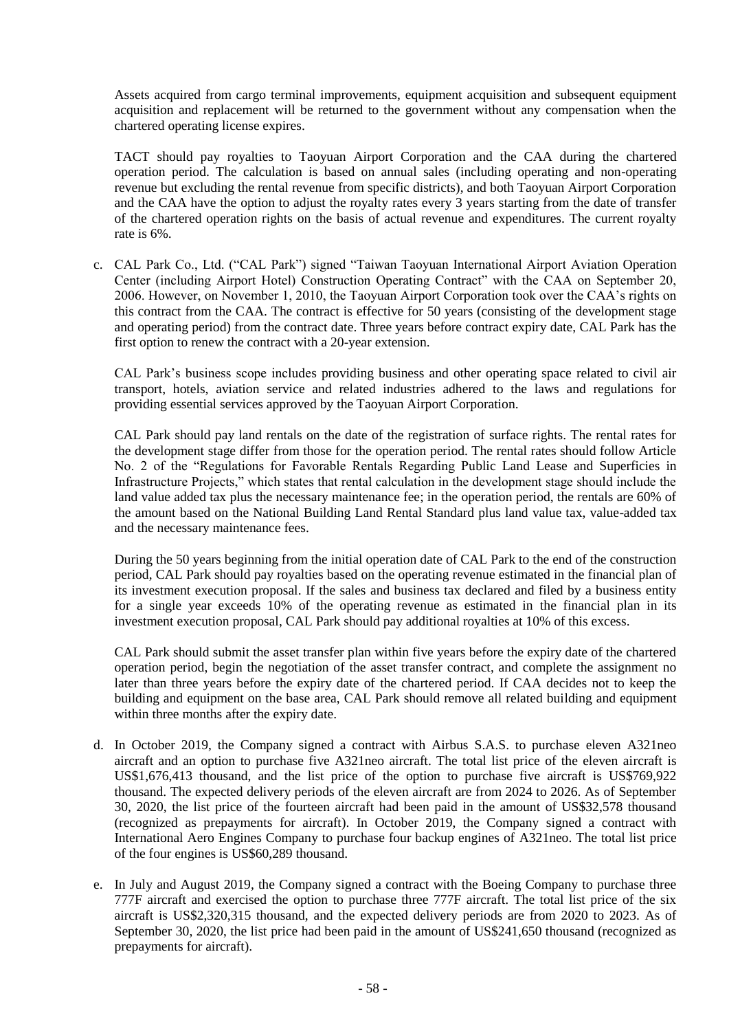Assets acquired from cargo terminal improvements, equipment acquisition and subsequent equipment acquisition and replacement will be returned to the government without any compensation when the chartered operating license expires.

TACT should pay royalties to Taoyuan Airport Corporation and the CAA during the chartered operation period. The calculation is based on annual sales (including operating and non-operating revenue but excluding the rental revenue from specific districts), and both Taoyuan Airport Corporation and the CAA have the option to adjust the royalty rates every 3 years starting from the date of transfer of the chartered operation rights on the basis of actual revenue and expenditures. The current royalty rate is 6%.

c. CAL Park Co., Ltd. ("CAL Park") signed "Taiwan Taoyuan International Airport Aviation Operation Center (including Airport Hotel) Construction Operating Contract" with the CAA on September 20, 2006. However, on November 1, 2010, the Taoyuan Airport Corporation took over the CAA's rights on this contract from the CAA. The contract is effective for 50 years (consisting of the development stage and operating period) from the contract date. Three years before contract expiry date, CAL Park has the first option to renew the contract with a 20-year extension.

   CAL Park's business scope includes providing business and other operating space related to civil air transport, hotels, aviation service and related industries adhered to the laws and regulations for providing essential services approved by the Taoyuan Airport Corporation.

   CAL Park should pay land rentals on the date of the registration of surface rights. The rental rates for the development stage differ from those for the operation period. The rental rates should follow Article No. 2 of the "Regulations for Favorable Rentals Regarding Public Land Lease and Superficies in Infrastructure Projects," which states that rental calculation in the development stage should include the land value added tax plus the necessary maintenance fee; in the operation period, the rentals are 60% of the amount based on the National Building Land Rental Standard plus land value tax, value-added tax and the necessary maintenance fees.

   During the 50 years beginning from the initial operation date of CAL Park to the end of the construction period, CAL Park should pay royalties based on the operating revenue estimated in the financial plan of its investment execution proposal. If the sales and business tax declared and filed by a business entity for a single year exceeds 10% of the operating revenue as estimated in the financial plan in its investment execution proposal, CAL Park should pay additional royalties at 10% of this excess.

   CAL Park should submit the asset transfer plan within five years before the expiry date of the chartered operation period, begin the negotiation of the asset transfer contract, and complete the assignment no later than three years before the expiry date of the chartered period. If CAA decides not to keep the building and equipment on the base area, CAL Park should remove all related building and equipment within three months after the expiry date.

d. In October 2019, the Company signed a contract with Airbus S.A.S. to purchase eleven A321neo aircraft and an option to purchase five A321neo aircraft. The total list price of the eleven aircraft is US$1,676,413 thousand, and the list price of the option to purchase five aircraft is US$769,922 thousand. The expected delivery periods of the eleven aircraft are from 2024 to 2026. As of September 30, 2020, the list price of the fourteen aircraft had been paid in the amount of US$32,578 thousand (recognized as prepayments for aircraft). In October 2019, the Company signed a contract with International Aero Engines Company to purchase four backup engines of A321neo. The total list price of the four engines is US$60,289 thousand.

e. In July and August 2019, the Company signed a contract with the Boeing Company to purchase three 777F aircraft and exercised the option to purchase three 777F aircraft. The total list price of the six aircraft is US$2,320,315 thousand, and the expected delivery periods are from 2020 to 2023. As of September 30, 2020, the list price had been paid in the amount of US$241,650 thousand (recognized as prepayments for aircraft).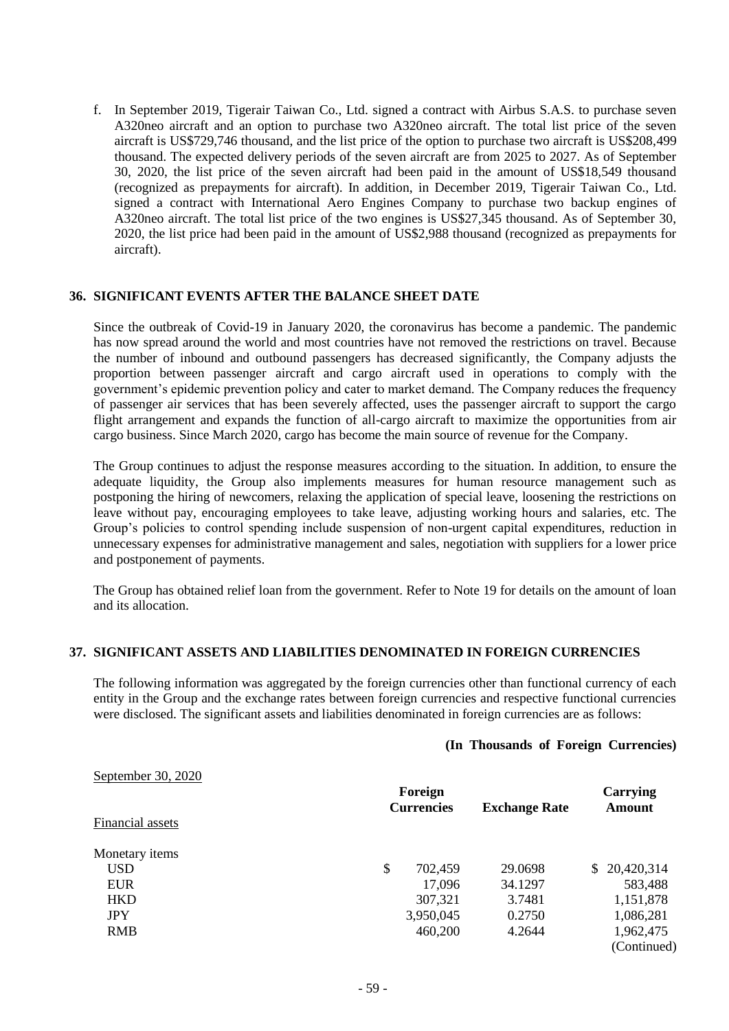f. In September 2019, Tigerair Taiwan Co., Ltd. signed a contract with Airbus S.A.S. to purchase seven A320neo aircraft and an option to purchase two A320neo aircraft. The total list price of the seven aircraft is US$729,746 thousand, and the list price of the option to purchase two aircraft is US$208,499 thousand. The expected delivery periods of the seven aircraft are from 2025 to 2027. As of September 30, 2020, the list price of the seven aircraft had been paid in the amount of US$18,549 thousand (recognized as prepayments for aircraft). In addition, in December 2019, Tigerair Taiwan Co., Ltd. signed a contract with International Aero Engines Company to purchase two backup engines of A320neo aircraft. The total list price of the two engines is US$27,345 thousand. As of September 30, 2020, the list price had been paid in the amount of US$2,988 thousand (recognized as prepayments for aircraft).

## 36. SIGNIFICANT EVENTS AFTER THE BALANCE SHEET DATE

Since the outbreak of Covid-19 in January 2020, the coronavirus has become a pandemic. The pandemic has now spread around the world and most countries have not removed the restrictions on travel. Because the number of inbound and outbound passengers has decreased significantly, the Company adjusts the proportion between passenger aircraft and cargo aircraft used in operations to comply with the government's epidemic prevention policy and cater to market demand. The Company reduces the frequency of passenger air services that has been severely affected, uses the passenger aircraft to support the cargo flight arrangement and expands the function of all-cargo aircraft to maximize the opportunities from air cargo business. Since March 2020, cargo has become the main source of revenue for the Company.

The Group continues to adjust the response measures according to the situation. In addition, to ensure the adequate liquidity, the Group also implements measures for human resource management such as postponing the hiring of newcomers, relaxing the application of special leave, loosening the restrictions on leave without pay, encouraging employees to take leave, adjusting working hours and salaries, etc. The Group's policies to control spending include suspension of non-urgent capital expenditures, reduction in unnecessary expenses for administrative management and sales, negotiation with suppliers for a lower price and postponement of payments.

The Group has obtained relief loan from the government. Refer to Note 19 for details on the amount of loan and its allocation.

## 37. SIGNIFICANT ASSETS AND LIABILITIES DENOMINATED IN FOREIGN CURRENCIES

The following information was aggregated by the foreign currencies other than functional currency of each entity in the Group and the exchange rates between foreign currencies and respective functional currencies were disclosed. The significant assets and liabilities denominated in foreign currencies are as follows:

**(In Thousands of Foreign Currencies)**

September 30, 2020

| | Foreign Currencies | Exchange Rate | Carrying Amount |
|---|---|---|---|
| Financial assets | | | |
| Monetary items | | | |
| USD | $ 702,459 | 29.0698 | $ 20,420,314 |
| EUR | 17,096 | 34.1297 | 583,488 |
| HKD | 307,321 | 3.7481 | 1,151,878 |
| JPY | 3,950,045 | 0.2750 | 1,086,281 |
| RMB | 460,200 | 4.2644 | 1,962,475 |

(Continued)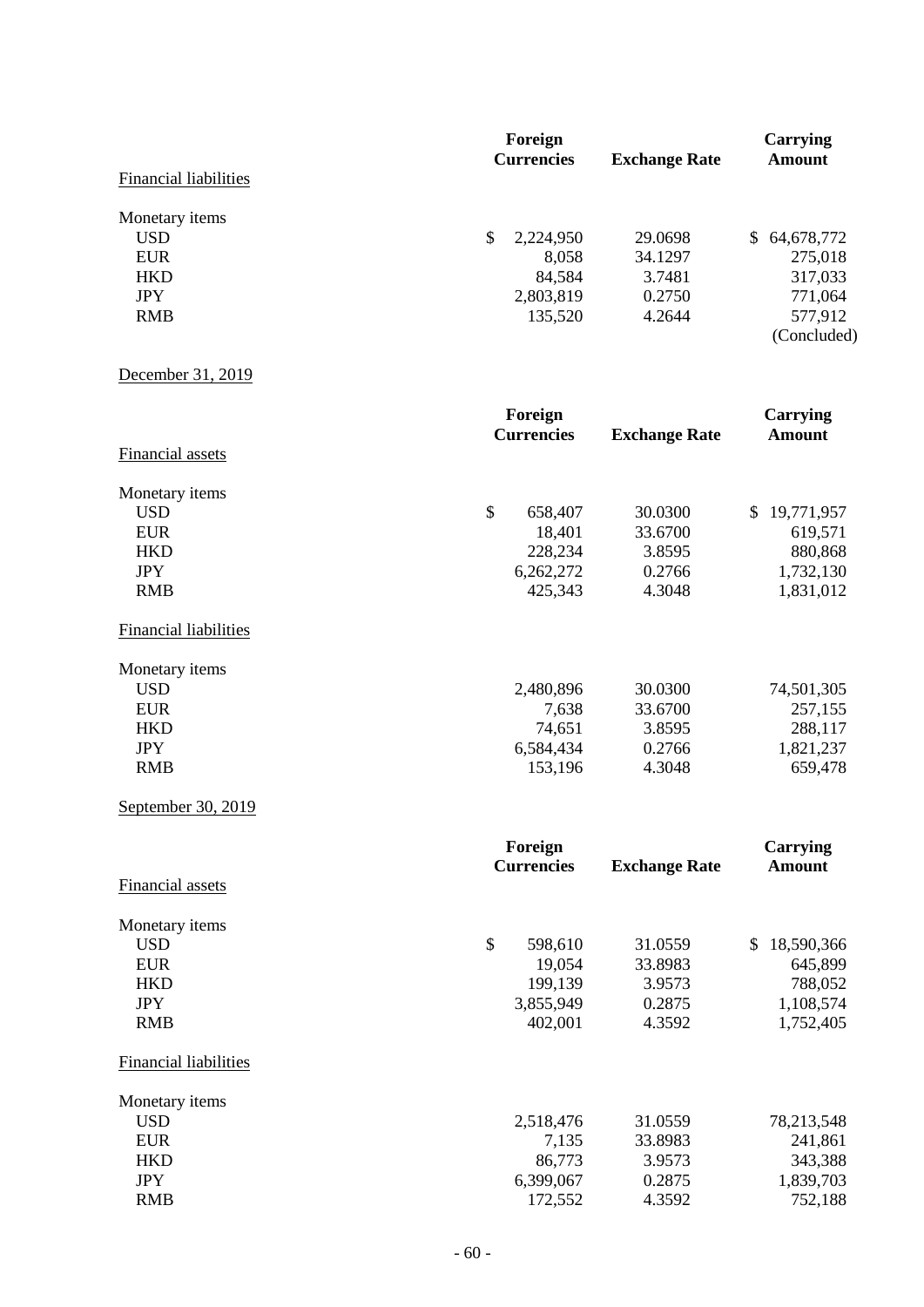| | Foreign Currencies | Exchange Rate | Carrying Amount |
|---|---|---|---|
| Financial liabilities | | | |
| Monetary items | | | |
| USD | $ 2,224,950 | 29.0698 | $ 64,678,772 |
| EUR | 8,058 | 34.1297 | 275,018 |
| HKD | 84,584 | 3.7481 | 317,033 |
| JPY | 2,803,819 | 0.2750 | 771,064 |
| RMB | 135,520 | 4.2644 | 577,912 |

(Concluded)

December 31, 2019

| | Foreign Currencies | Exchange Rate | Carrying Amount |
|---|---|---|---|
| Financial assets | | | |
| Monetary items | | | |
| USD | $ 658,407 | 30.0300 | $ 19,771,957 |
| EUR | 18,401 | 33.6700 | 619,571 |
| HKD | 228,234 | 3.8595 | 880,868 |
| JPY | 6,262,272 | 0.2766 | 1,732,130 |
| RMB | 425,343 | 4.3048 | 1,831,012 |
| Financial liabilities | | | |
| Monetary items | | | |
| USD | 2,480,896 | 30.0300 | 74,501,305 |
| EUR | 7,638 | 33.6700 | 257,155 |
| HKD | 74,651 | 3.8595 | 288,117 |
| JPY | 6,584,434 | 0.2766 | 1,821,237 |
| RMB | 153,196 | 4.3048 | 659,478 |

September 30, 2019

| | Foreign Currencies | Exchange Rate | Carrying Amount |
|---|---|---|---|
| Financial assets | | | |
| Monetary items | | | |
| USD | $ 598,610 | 31.0559 | $ 18,590,366 |
| EUR | 19,054 | 33.8983 | 645,899 |
| HKD | 199,139 | 3.9573 | 788,052 |
| JPY | 3,855,949 | 0.2875 | 1,108,574 |
| RMB | 402,001 | 4.3592 | 1,752,405 |
| Financial liabilities | | | |
| Monetary items | | | |
| USD | 2,518,476 | 31.0559 | 78,213,548 |
| EUR | 7,135 | 33.8983 | 241,861 |
| HKD | 86,773 | 3.9573 | 343,388 |
| JPY | 6,399,067 | 0.2875 | 1,839,703 |
| RMB | 172,552 | 4.3592 | 752,188 |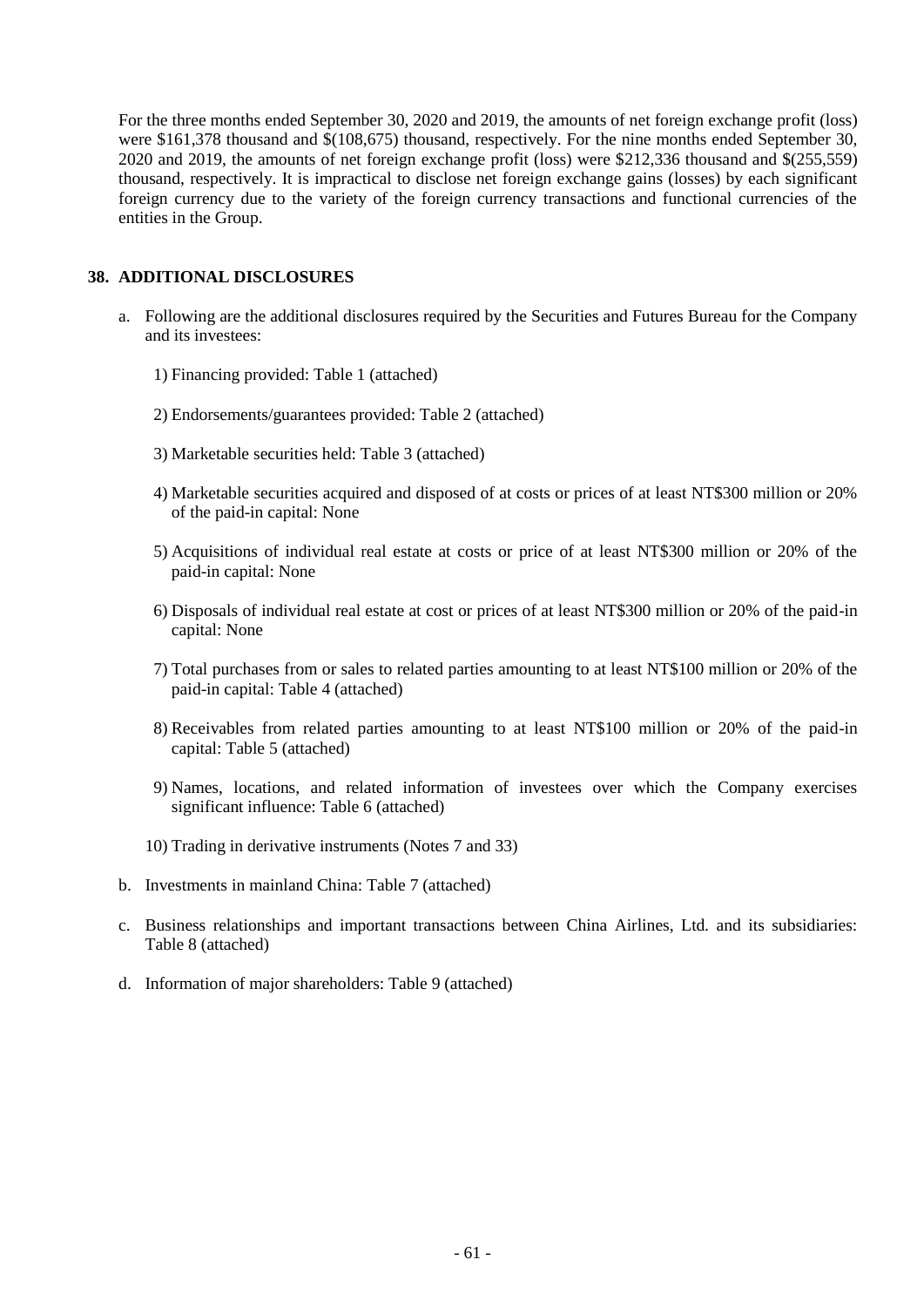For the three months ended September 30, 2020 and 2019, the amounts of net foreign exchange profit (loss) were $161,378 thousand and $(108,675) thousand, respectively. For the nine months ended September 30, 2020 and 2019, the amounts of net foreign exchange profit (loss) were $212,336 thousand and $(255,559) thousand, respectively. It is impractical to disclose net foreign exchange gains (losses) by each significant foreign currency due to the variety of the foreign currency transactions and functional currencies of the entities in the Group.

## 38. ADDITIONAL DISCLOSURES

a. Following are the additional disclosures required by the Securities and Futures Bureau for the Company and its investees:

   1) Financing provided: Table 1 (attached)

   2) Endorsements/guarantees provided: Table 2 (attached)

   3) Marketable securities held: Table 3 (attached)

   4) Marketable securities acquired and disposed of at costs or prices of at least NT$300 million or 20% of the paid-in capital: None

   5) Acquisitions of individual real estate at costs or price of at least NT$300 million or 20% of the paid-in capital: None

   6) Disposals of individual real estate at cost or prices of at least NT$300 million or 20% of the paid-in capital: None

   7) Total purchases from or sales to related parties amounting to at least NT$100 million or 20% of the paid-in capital: Table 4 (attached)

   8) Receivables from related parties amounting to at least NT$100 million or 20% of the paid-in capital: Table 5 (attached)

   9) Names, locations, and related information of investees over which the Company exercises significant influence: Table 6 (attached)

   10) Trading in derivative instruments (Notes 7 and 33)

b. Investments in mainland China: Table 7 (attached)

c. Business relationships and important transactions between China Airlines, Ltd. and its subsidiaries: Table 8 (attached)

d. Information of major shareholders: Table 9 (attached)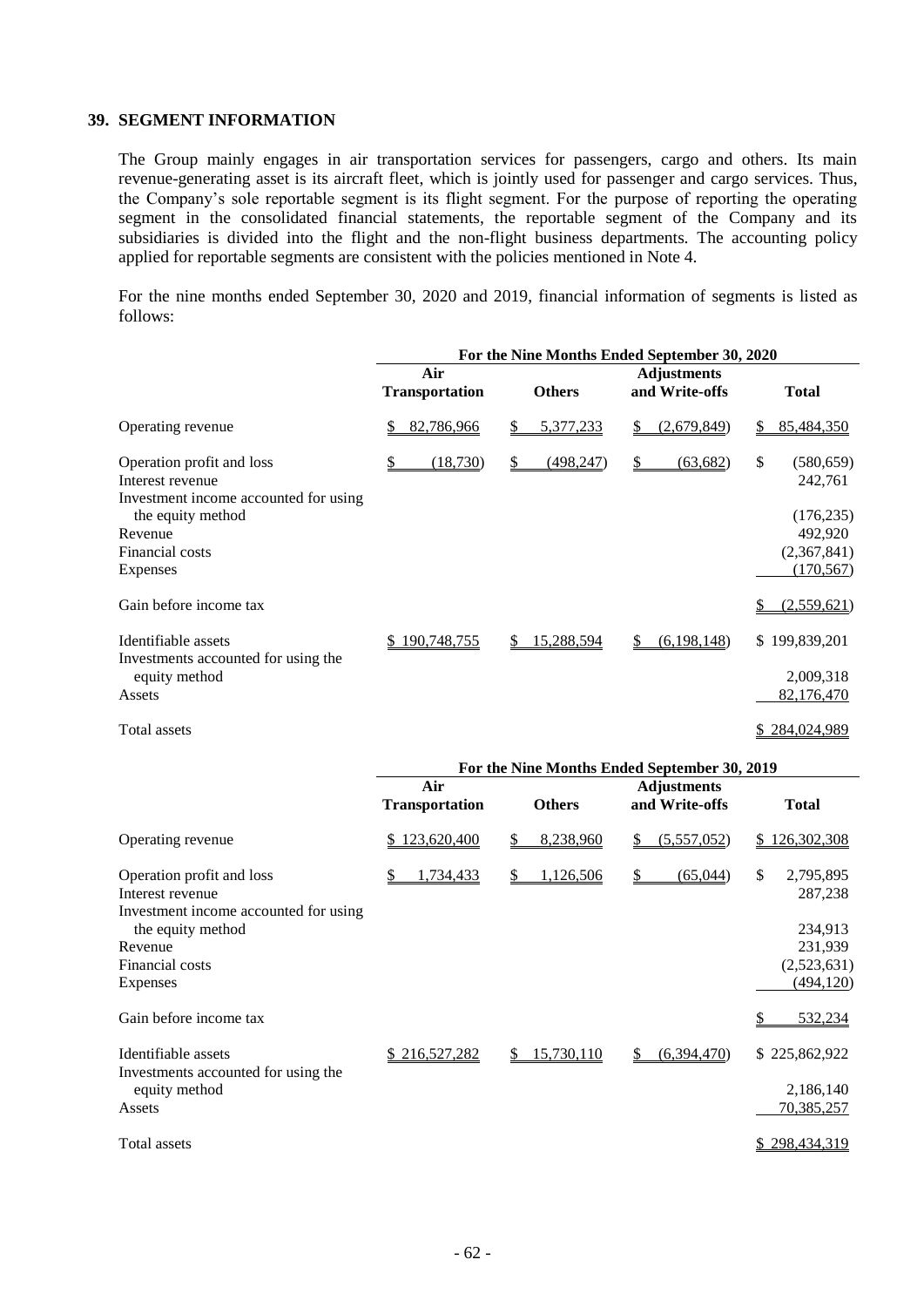## 39. SEGMENT INFORMATION

The Group mainly engages in air transportation services for passengers, cargo and others. Its main revenue-generating asset is its aircraft fleet, which is jointly used for passenger and cargo services. Thus, the Company's sole reportable segment is its flight segment. For the purpose of reporting the operating segment in the consolidated financial statements, the reportable segment of the Company and its subsidiaries is divided into the flight and the non-flight business departments. The accounting policy applied for reportable segments are consistent with the policies mentioned in Note 4.

For the nine months ended September 30, 2020 and 2019, financial information of segments is listed as follows:

| | For the Nine Months Ended September 30, 2020 | | | |
|---|---|---|---|---|
| | Air Transportation | Others | Adjustments and Write-offs | Total |
| Operating revenue | $ 82,786,966 | $ 5,377,233 | $ (2,679,849) | $ 85,484,350 |
| Operation profit and loss | $ (18,730) | $ (498,247) | $ (63,682) | $ (580,659) |
| Interest revenue | | | | 242,761 |
| Investment income accounted for using the equity method | | | | (176,235) |
| Revenue | | | | 492,920 |
| Financial costs | | | | (2,367,841) |
| Expenses | | | | (170,567) |
| Gain before income tax | | | | $ (2,559,621) |
| Identifiable assets | $ 190,748,755 | $ 15,288,594 | $ (6,198,148) | $ 199,839,201 |
| Investments accounted for using the equity method | | | | 2,009,318 |
| Assets | | | | 82,176,470 |
| Total assets | | | | $ 284,024,989 |

| | For the Nine Months Ended September 30, 2019 | | | |
|---|---|---|---|---|
| | Air Transportation | Others | Adjustments and Write-offs | Total |
| Operating revenue | $ 123,620,400 | $ 8,238,960 | $ (5,557,052) | $ 126,302,308 |
| Operation profit and loss | $ 1,734,433 | $ 1,126,506 | $ (65,044) | $ 2,795,895 |
| Interest revenue | | | | 287,238 |
| Investment income accounted for using the equity method | | | | 234,913 |
| Revenue | | | | 231,939 |
| Financial costs | | | | (2,523,631) |
| Expenses | | | | (494,120) |
| Gain before income tax | | | | $ 532,234 |
| Identifiable assets | $ 216,527,282 | $ 15,730,110 | $ (6,394,470) | $ 225,862,922 |
| Investments accounted for using the equity method | | | | 2,186,140 |
| Assets | | | | 70,385,257 |
| Total assets | | | | $ 298,434,319 |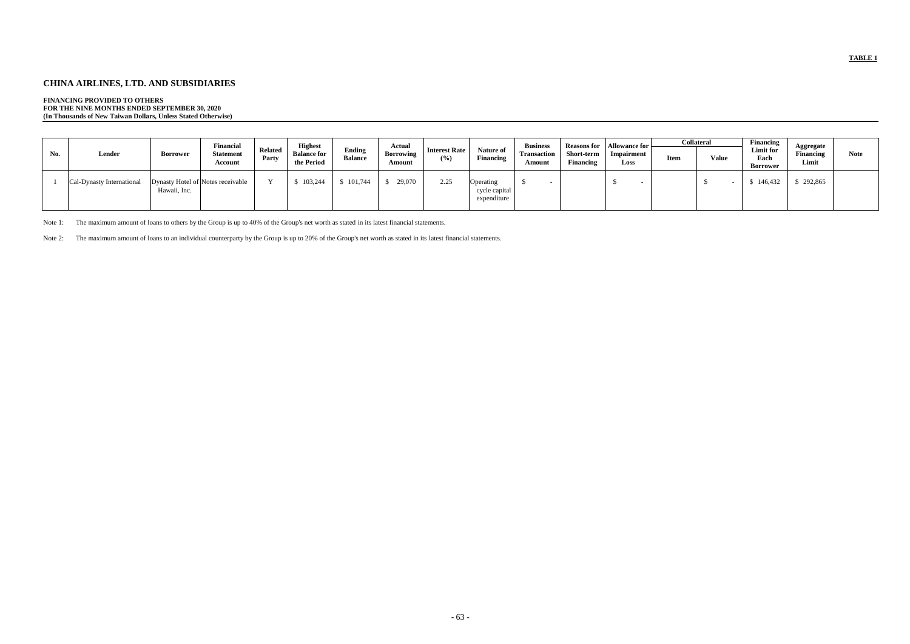**TABLE 1**

# CHINA AIRLINES, LTD. AND SUBSIDIARIES

**FINANCING PROVIDED TO OTHERS**
**FOR THE NINE MONTHS ENDED SEPTEMBER 30, 2020**
**(In Thousands of New Taiwan Dollars, Unless Stated Otherwise)**

| No. | Lender | Borrower | Financial Statement Account | Related Party | Highest Balance for the Period | Ending Balance | Actual Borrowing Amount | Interest Rate (%) | Nature of Financing | Business Transaction Amount | Reasons for Short-term Financing | Allowance for Impairment Loss | Collateral | | Financing Limit for Each Borrower | Aggregate Financing Limit | Note |
|---|---|---|---|---|---|---|---|---|---|---|---|---|---|---|---|---|---|
| | | | | | | | | | | | | | Item | Value | | | |
| 1 | Cal-Dynasty International | Dynasty Hotel of Hawaii, Inc. | Notes receivable | Y | $ 103,244 | $ 101,744 | $ 29,070 | 2.25 | Operating cycle capital expenditure | $ - | | $ - | | $ - | $ 146,432 | $ 292,865 | |

Note 1: The maximum amount of loans to others by the Group is up to 40% of the Group's net worth as stated in its latest financial statements.

Note 2: The maximum amount of loans to an individual counterparty by the Group is up to 20% of the Group's net worth as stated in its latest financial statements.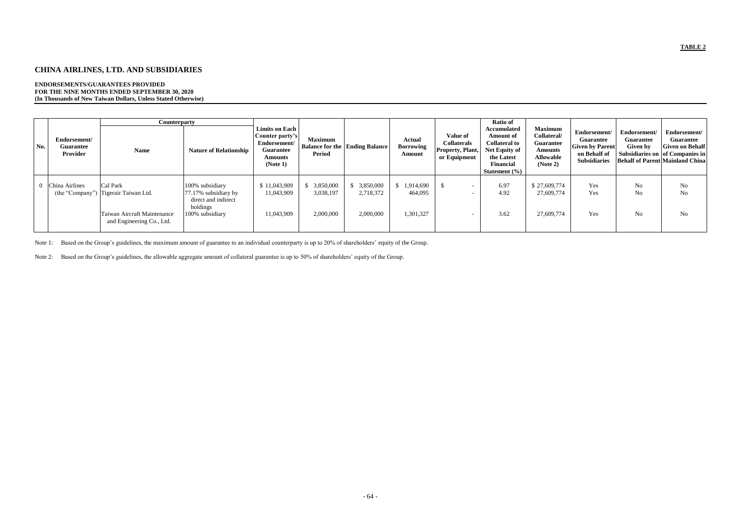**TABLE 2**

# CHINA AIRLINES, LTD. AND SUBSIDIARIES

**ENDORSEMENTS/GUARANTEES PROVIDED**
**FOR THE NINE MONTHS ENDED SEPTEMBER 30, 2020**
**(In Thousands of New Taiwan Dollars, Unless Stated Otherwise)**

| No. | Endorsement/ Guarantee Provider | Counterparty | | Limits on Each Counter party's Endorsement/ Guarantee Amounts (Note 1) | Maximum Balance for the Period | Ending Balance | Actual Borrowing Amount | Value of Collaterals Property, Plant, or Equipment | Ratio of Accumulated Amount of Collateral to Net Equity of the Latest Financial Statement (%) | Maximum Collateral/ Guarantee Amounts Allowable (Note 2) | Endorsement/ Guarantee Given by Parent on Behalf of Subsidiaries | Endorsement/ Guarantee Given by Subsidiaries on Behalf of Parent | Endorsement/ Guarantee Given on Behalf of Companies in Mainland China |
|---|---|---|---|---|---|---|---|---|---|---|---|---|---|
| | | Name | Nature of Relationship | | | | | | | | | | |
| 0 | China Airlines (the "Company") | Cal Park | 100% subsidiary | $ 11,043,909 | $ 3,850,000 | $ 3,850,000 | $ 1,914,690 | $ - | 6.97 | $ 27,609,774 | Yes | No | No |
| | | Tigerair Taiwan Ltd. | 77.17% subsidiary by direct and indirect holdings | 11,043,909 | 3,038,197 | 2,718,372 | 464,095 | - | 4.92 | 27,609,774 | Yes | No | No |
| | | Taiwan Aircraft Maintenance and Engineering Co., Ltd. | 100% subsidiary | 11,043,909 | 2,000,000 | 2,000,000 | 1,301,327 | - | 3.62 | 27,609,774 | Yes | No | No |

Note 1: Based on the Group's guidelines, the maximum amount of guarantee to an individual counterparty is up to 20% of shareholders' equity of the Group.

Note 2: Based on the Group's guidelines, the allowable aggregate amount of collateral guarantee is up to 50% of shareholders' equity of the Group.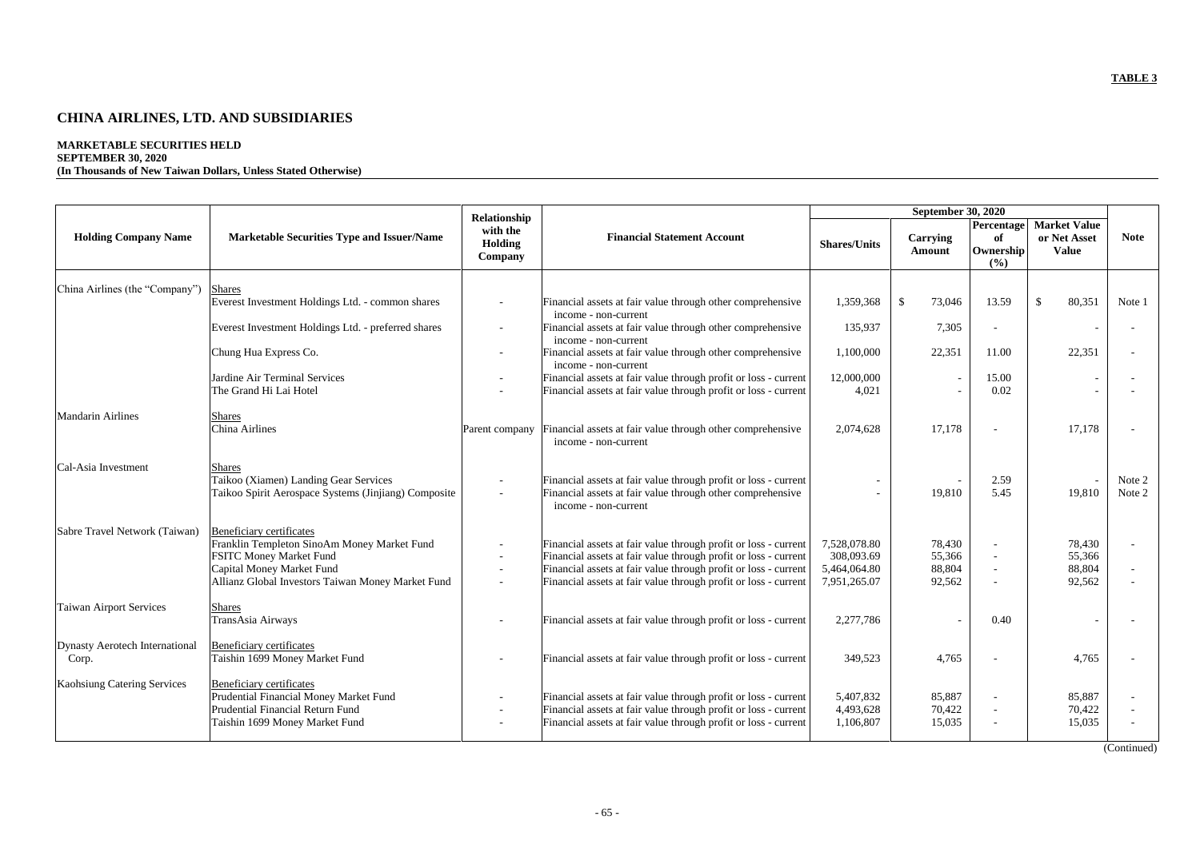**TABLE 3**

# CHINA AIRLINES, LTD. AND SUBSIDIARIES

**MARKETABLE SECURITIES HELD**
**SEPTEMBER 30, 2020**
**(In Thousands of New Taiwan Dollars, Unless Stated Otherwise)**

| Holding Company Name | Marketable Securities Type and Issuer/Name | Relationship with the Holding Company | Financial Statement Account | September 30, 2020 | | | | Note |
|---|---|---|---|---|---|---|---|---|
| | | | | Shares/Units | Carrying Amount | Percentage of Ownership (%) | Market Value or Net Asset Value | |
| China Airlines (the "Company") | Shares | | | | | | | |
| | Everest Investment Holdings Ltd. - common shares | - | Financial assets at fair value through other comprehensive income - non-current | 1,359,368 | $ 73,046 | 13.59 | $ 80,351 | Note 1 |
| | Everest Investment Holdings Ltd. - preferred shares | - | Financial assets at fair value through other comprehensive income - non-current | 135,937 | 7,305 | - | - | - |
| | Chung Hua Express Co. | - | Financial assets at fair value through other comprehensive income - non-current | 1,100,000 | 22,351 | 11.00 | 22,351 | - |
| | Jardine Air Terminal Services | - | Financial assets at fair value through profit or loss - current | 12,000,000 | - | 15.00 | - | - |
| | The Grand Hi Lai Hotel | - | Financial assets at fair value through profit or loss - current | 4,021 | - | 0.02 | - | - |
| Mandarin Airlines | Shares | | | | | | | |
| | China Airlines | Parent company | Financial assets at fair value through other comprehensive income - non-current | 2,074,628 | 17,178 | - | 17,178 | - |
| Cal-Asia Investment | Shares | | | | | | | |
| | Taikoo (Xiamen) Landing Gear Services | - | Financial assets at fair value through profit or loss - current | - | - | 2.59 | - | Note 2 |
| | Taikoo Spirit Aerospace Systems (Jinjiang) Composite | - | Financial assets at fair value through other comprehensive income - non-current | - | 19,810 | 5.45 | 19,810 | Note 2 |
| Sabre Travel Network (Taiwan) | Beneficiary certificates | | | | | | | |
| | Franklin Templeton SinoAm Money Market Fund | - | Financial assets at fair value through profit or loss - current | 7,528,078.80 | 78,430 | - | 78,430 | - |
| | FSITC Money Market Fund | - | Financial assets at fair value through profit or loss - current | 308,093.69 | 55,366 | - | 55,366 | |
| | Capital Money Market Fund | - | Financial assets at fair value through profit or loss - current | 5,464,064.80 | 88,804 | - | 88,804 | - |
| | Allianz Global Investors Taiwan Money Market Fund | - | Financial assets at fair value through profit or loss - current | 7,951,265.07 | 92,562 | - | 92,562 | - |
| Taiwan Airport Services | Shares | | | | | | | |
| | TransAsia Airways | - | Financial assets at fair value through profit or loss - current | 2,277,786 | - | 0.40 | - | - |
| Dynasty Aerotech International Corp. | Beneficiary certificates | | | | | | | |
| | Taishin 1699 Money Market Fund | - | Financial assets at fair value through profit or loss - current | 349,523 | 4,765 | - | 4,765 | - |
| Kaohsiung Catering Services | Beneficiary certificates | | | | | | | |
| | Prudential Financial Money Market Fund | - | Financial assets at fair value through profit or loss - current | 5,407,832 | 85,887 | - | 85,887 | - |
| | Prudential Financial Return Fund | - | Financial assets at fair value through profit or loss - current | 4,493,628 | 70,422 | - | 70,422 | - |
| | Taishin 1699 Money Market Fund | - | Financial assets at fair value through profit or loss - current | 1,106,807 | 15,035 | - | 15,035 | - |

(Continued)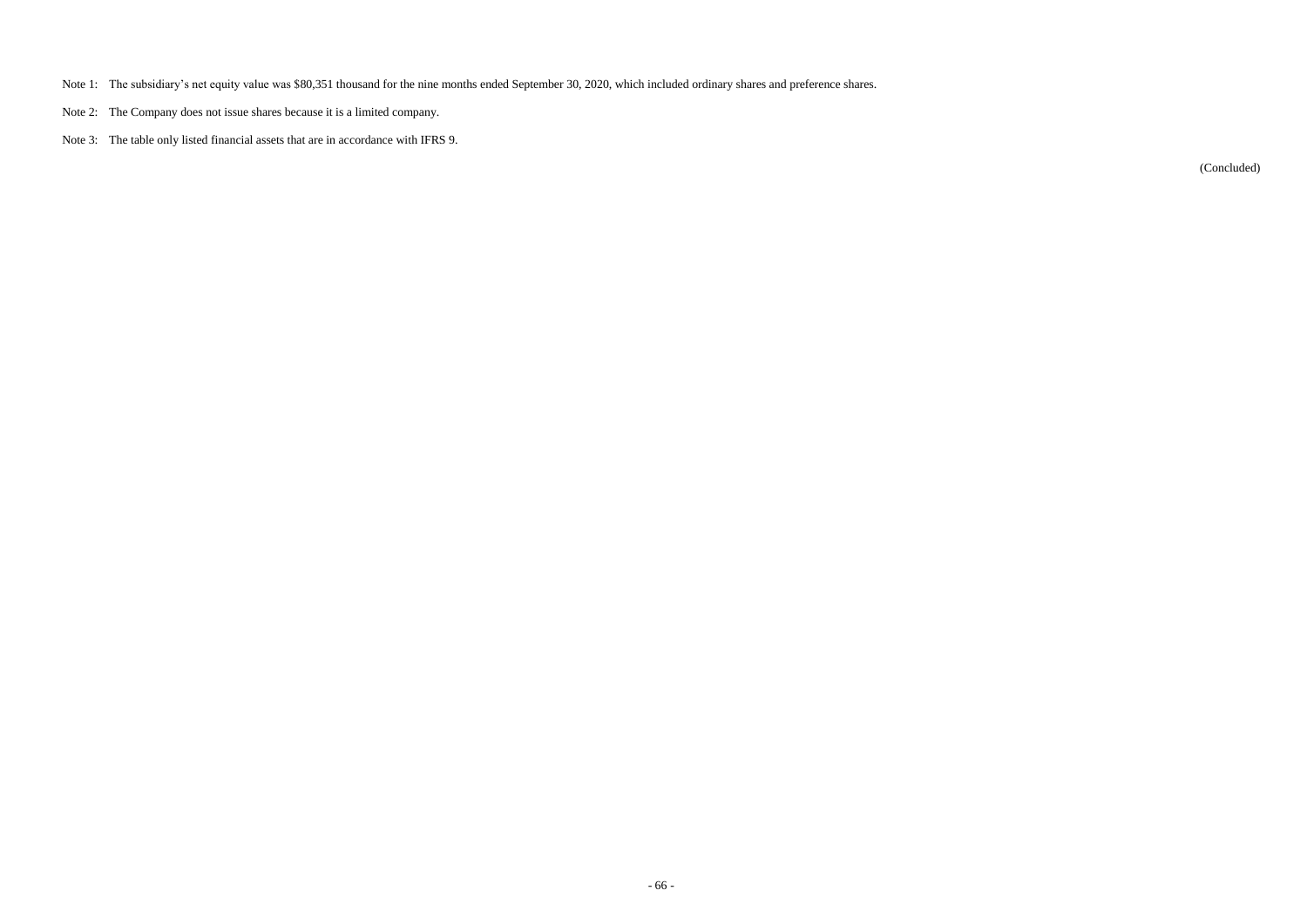Note 1: The subsidiary's net equity value was $80,351 thousand for the nine months ended September 30, 2020, which included ordinary shares and preference shares.

Note 2: The Company does not issue shares because it is a limited company.

Note 3: The table only listed financial assets that are in accordance with IFRS 9.

(Concluded)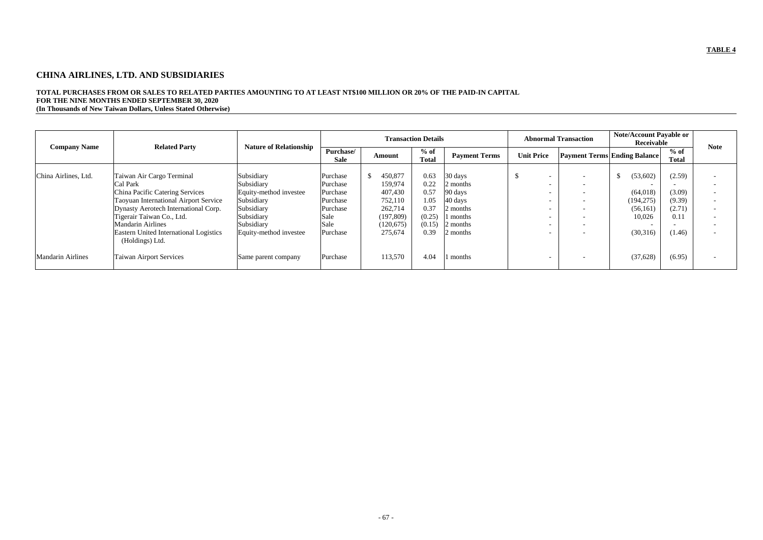**TABLE 4**

## CHINA AIRLINES, LTD. AND SUBSIDIARIES

**TOTAL PURCHASES FROM OR SALES TO RELATED PARTIES AMOUNTING TO AT LEAST NT$100 MILLION OR 20% OF THE PAID-IN CAPITAL**
**FOR THE NINE MONTHS ENDED SEPTEMBER 30, 2020**
**(In Thousands of New Taiwan Dollars, Unless Stated Otherwise)**

| Company Name | Related Party | Nature of Relationship | Transaction Details | | | | Abnormal Transaction | | Note/Account Payable or Receivable | | Note |
|---|---|---|---|---|---|---|---|---|---|---|---|
| | | | Purchase/ Sale | Amount | % of Total | Payment Terms | Unit Price | Payment Terms | Ending Balance | % of Total | |
| China Airlines, Ltd. | Taiwan Air Cargo Terminal | Subsidiary | Purchase | $ 450,877 | 0.63 | 30 days | $ - | - | $ (53,602) | (2.59) | - |
| | Cal Park | Subsidiary | Purchase | 159,974 | 0.22 | 2 months | - | - | - | - | - |
| | China Pacific Catering Services | Equity-method investee | Purchase | 407,430 | 0.57 | 90 days | - | - | (64,018) | (3.09) | - |
| | Taoyuan International Airport Service | Subsidiary | Purchase | 752,110 | 1.05 | 40 days | - | - | (194,275) | (9.39) | - |
| | Dynasty Aerotech International Corp. | Subsidiary | Purchase | 262,714 | 0.37 | 2 months | - | - | (56,161) | (2.71) | - |
| | Tigerair Taiwan Co., Ltd. | Subsidiary | Sale | (197,809) | (0.25) | 1 months | - | - | 10,026 | 0.11 | - |
| | Mandarin Airlines | Subsidiary | Sale | (120,675) | (0.15) | 2 months | - | - | - | - | - |
| | Eastern United International Logistics (Holdings) Ltd. | Equity-method investee | Purchase | 275,674 | 0.39 | 2 months | - | - | (30,316) | (1.46) | - |
| Mandarin Airlines | Taiwan Airport Services | Same parent company | Purchase | 113,570 | 4.04 | 1 months | - | - | (37,628) | (6.95) | - |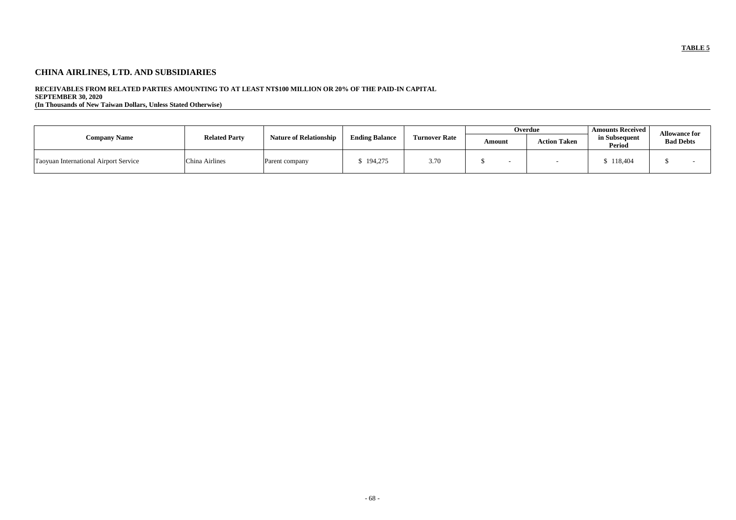**TABLE 5**

## CHINA AIRLINES, LTD. AND SUBSIDIARIES

**RECEIVABLES FROM RELATED PARTIES AMOUNTING TO AT LEAST NT$100 MILLION OR 20% OF THE PAID-IN CAPITAL**
**SEPTEMBER 30, 2020**
**(In Thousands of New Taiwan Dollars, Unless Stated Otherwise)**

| Company Name | Related Party | Nature of Relationship | Ending Balance | Turnover Rate | Overdue | | Amounts Received in Subsequent Period | Allowance for Bad Debts |
|---|---|---|---|---|---|---|---|---|
| | | | | | Amount | Action Taken | | |
| Taoyuan International Airport Service | China Airlines | Parent company | $ 194,275 | 3.70 | $ - | - | $ 118,404 | $ - |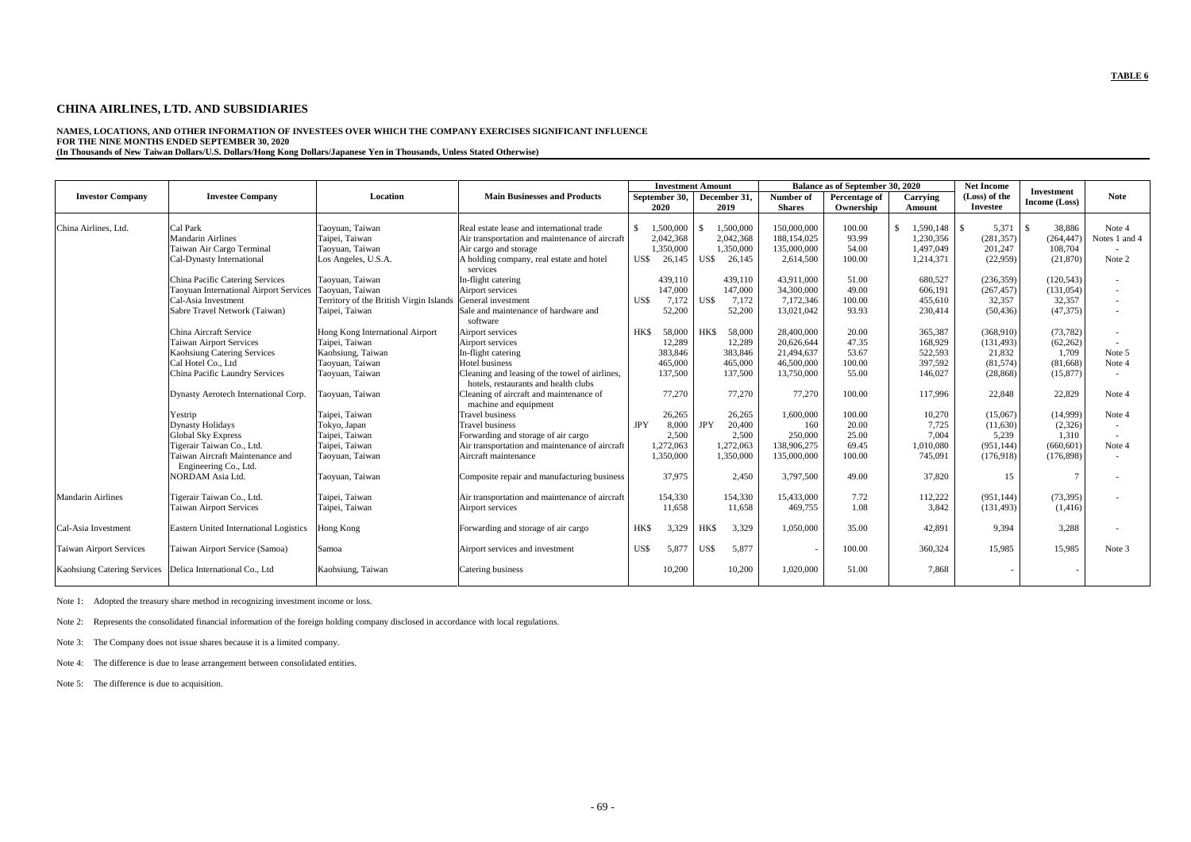**TABLE 6**

# CHINA AIRLINES, LTD. AND SUBSIDIARIES

**NAMES, LOCATIONS, AND OTHER INFORMATION OF INVESTEES OVER WHICH THE COMPANY EXERCISES SIGNIFICANT INFLUENCE**
**FOR THE NINE MONTHS ENDED SEPTEMBER 30, 2020**
**(In Thousands of New Taiwan Dollars/U.S. Dollars/Hong Kong Dollars/Japanese Yen in Thousands, Unless Stated Otherwise)**

| Investor Company | Investee Company | Location | Main Businesses and Products | Investment Amount | | Balance as of September 30, 2020 | | | Net Income (Loss) of the Investee | Investment Income (Loss) | Note |
|---|---|---|---|---|---|---|---|---|---|---|---|
| | | | | September 30, 2020 | December 31, 2019 | Number of Shares | Percentage of Ownership | Carrying Amount | | | |
| China Airlines, Ltd. | Cal Park | Taoyuan, Taiwan | Real estate lease and international trade | $ 1,500,000 | $ 1,500,000 | 150,000,000 | 100.00 | $ 1,590,148 | $ 5,371 | $ 38,886 | Note 4 |
| | Mandarin Airlines | Taipei, Taiwan | Air transportation and maintenance of aircraft | 2,042,368 | 2,042,368 | 188,154,025 | 93.99 | 1,230,356 | (281,357) | (264,447) | Notes 1 and 4 |
| | Taiwan Air Cargo Terminal | Taoyuan, Taiwan | Air cargo and storage | 1,350,000 | 1,350,000 | 135,000,000 | 54.00 | 1,497,049 | 201,247 | 108,704 | - |
| | Cal-Dynasty International | Los Angeles, U.S.A. | A holding company, real estate and hotel services | US$ 26,145 | US$ 26,145 | 2,614,500 | 100.00 | 1,214,371 | (22,959) | (21,870) | Note 2 |
| | China Pacific Catering Services | Taoyuan, Taiwan | In-flight catering | 439,110 | 439,110 | 43,911,000 | 51.00 | 680,527 | (236,359) | (120,543) | - |
| | Taoyuan International Airport Services | Taoyuan, Taiwan | Airport services | 147,000 | 147,000 | 34,300,000 | 49.00 | 606,191 | (267,457) | (131,054) | - |
| | Cal-Asia Investment | Territory of the British Virgin Islands | General investment | US$ 7,172 | US$ 7,172 | 7,172,346 | 100.00 | 455,610 | 32,357 | 32,357 | - |
| | Sabre Travel Network (Taiwan) | Taipei, Taiwan | Sale and maintenance of hardware and software | 52,200 | 52,200 | 13,021,042 | 93.93 | 230,414 | (50,436) | (47,375) | - |
| | China Aircraft Service | Hong Kong International Airport | Airport services | HK$ 58,000 | HK$ 58,000 | 28,400,000 | 20.00 | 365,387 | (368,910) | (73,782) | - |
| | Taiwan Airport Services | Taipei, Taiwan | Airport services | 12,289 | 12,289 | 20,626,644 | 47.35 | 168,929 | (131,493) | (62,262) | - |
| | Kaohsiung Catering Services | Kaohsiung, Taiwan | In-flight catering | 383,846 | 383,846 | 21,494,637 | 53.67 | 522,593 | 21,832 | 1,709 | Note 5 |
| | Cal Hotel Co., Ltd | Taoyuan, Taiwan | Hotel business | 465,000 | 465,000 | 46,500,000 | 100.00 | 397,592 | (81,574) | (81,668) | Note 4 |
| | China Pacific Laundry Services | Taoyuan, Taiwan | Cleaning and leasing of the towel of airlines, hotels, restaurants and health clubs | 137,500 | 137,500 | 13,750,000 | 55.00 | 146,027 | (28,868) | (15,877) | - |
| | Dynasty Aerotech International Corp. | Taoyuan, Taiwan | Cleaning of aircraft and maintenance of machine and equipment | 77,270 | 77,270 | 77,270 | 100.00 | 117,996 | 22,848 | 22,829 | Note 4 |
| | Yestrip | Taipei, Taiwan | Travel business | 26,265 | 26,265 | 1,600,000 | 100.00 | 10,270 | (15,067) | (14,999) | Note 4 |
| | Dynasty Holidays | Tokyo, Japan | Travel business | JPY 8,000 | JPY 20,400 | 160 | 20.00 | 7,725 | (11,630) | (2,326) | - |
| | Global Sky Express | Taipei, Taiwan | Forwarding and storage of air cargo | 2,500 | 2,500 | 250,000 | 25.00 | 7,004 | 5,239 | 1,310 | - |
| | Tigerair Taiwan Co., Ltd. | Taipei, Taiwan | Air transportation and maintenance of aircraft | 1,272,063 | 1,272,063 | 138,906,275 | 69.45 | 1,010,080 | (951,144) | (660,601) | Note 4 |
| | Taiwan Aircraft Maintenance and Engineering Co., Ltd. | Taoyuan, Taiwan | Aircraft maintenance | 1,350,000 | 1,350,000 | 135,000,000 | 100.00 | 745,091 | (176,918) | (176,898) | - |
| | NORDAM Asia Ltd. | Taoyuan, Taiwan | Composite repair and manufacturing business | 37,975 | 2,450 | 3,797,500 | 49.00 | 37,820 | 15 | 7 | - |
| Mandarin Airlines | Tigerair Taiwan Co., Ltd. | Taipei, Taiwan | Air transportation and maintenance of aircraft | 154,330 | 154,330 | 15,433,000 | 7.72 | 112,222 | (951,144) | (73,395) | - |
| | Taiwan Airport Services | Taipei, Taiwan | Airport services | 11,658 | 11,658 | 469,755 | 1.08 | 3,842 | (131,493) | (1,416) | |
| Cal-Asia Investment | Eastern United International Logistics | Hong Kong | Forwarding and storage of air cargo | HK$ 3,329 | HK$ 3,329 | 1,050,000 | 35.00 | 42,891 | 9,394 | 3,288 | - |
| Taiwan Airport Services | Taiwan Airport Service (Samoa) | Samoa | Airport services and investment | US$ 5,877 | US$ 5,877 | - | 100.00 | 360,324 | 15,985 | 15,985 | Note 3 |
| Kaohsiung Catering Services | Delica International Co., Ltd | Kaohsiung, Taiwan | Catering business | 10,200 | 10,200 | 1,020,000 | 51.00 | 7,868 | - | - | |

Note 1: Adopted the treasury share method in recognizing investment income or loss.

Note 2: Represents the consolidated financial information of the foreign holding company disclosed in accordance with local regulations.

Note 3: The Company does not issue shares because it is a limited company.

Note 4: The difference is due to lease arrangement between consolidated entities.

Note 5: The difference is due to acquisition.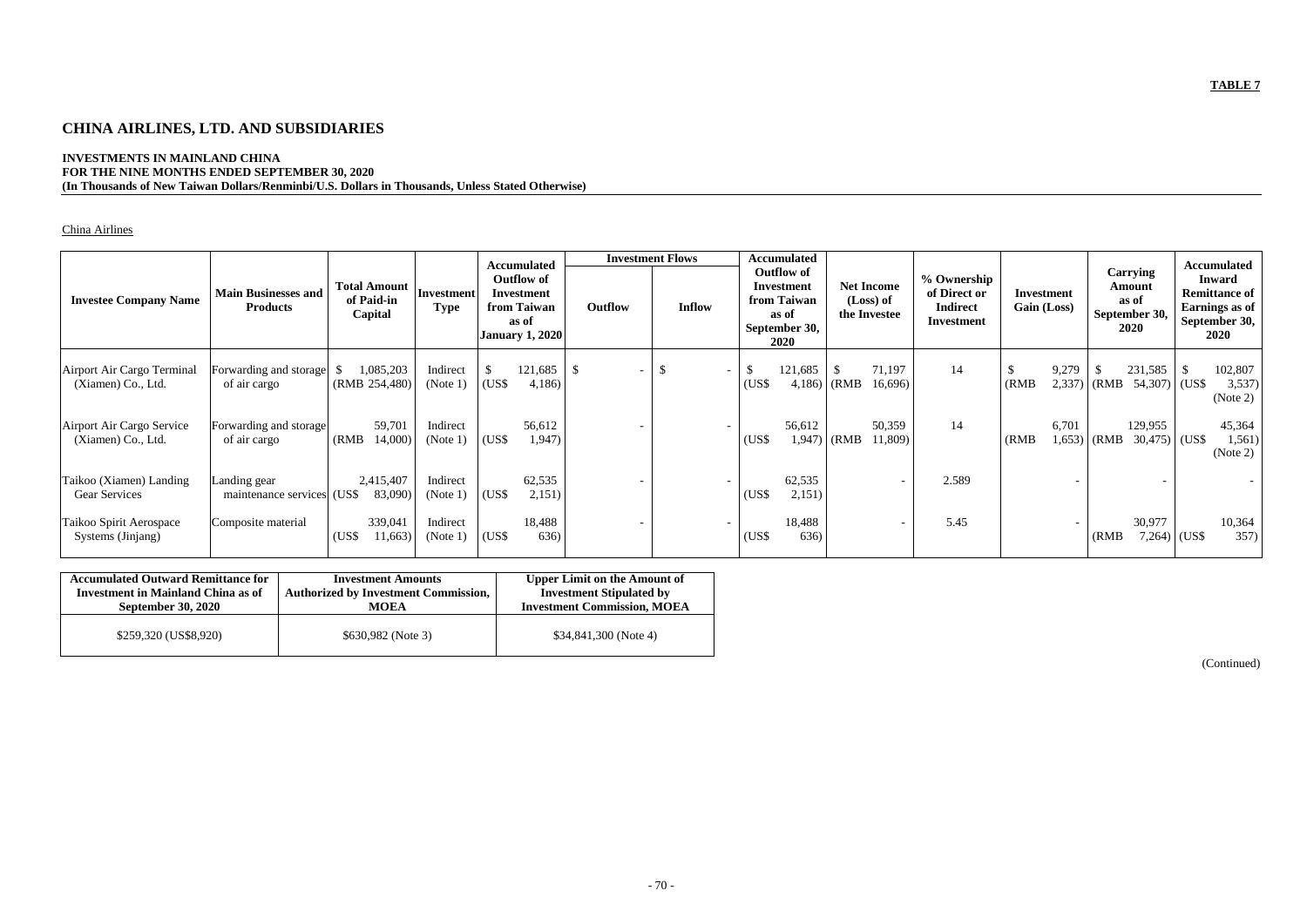**TABLE 7**

# CHINA AIRLINES, LTD. AND SUBSIDIARIES

**INVESTMENTS IN MAINLAND CHINA**
**FOR THE NINE MONTHS ENDED SEPTEMBER 30, 2020**
**(In Thousands of New Taiwan Dollars/Renminbi/U.S. Dollars in Thousands, Unless Stated Otherwise)**

China Airlines

| Investee Company Name | Main Businesses and Products | Total Amount of Paid-in Capital | Investment Type | Accumulated Outflow of Investment from Taiwan as of January 1, 2020 | Investment Flows | | Accumulated Outflow of Investment from Taiwan as of September 30, 2020 | Net Income (Loss) of the Investee | % Ownership of Direct or Indirect Investment | Investment Gain (Loss) | Carrying Amount as of September 30, 2020 | Accumulated Inward Remittance of Earnings as of September 30, 2020 |
|---|---|---|---|---|---|---|---|---|---|---|---|---|
| | | | | | Outflow | Inflow | | | | | | |
| Airport Air Cargo Terminal (Xiamen) Co., Ltd. | Forwarding and storage of air cargo | $ 1,085,203 (RMB 254,480) | Indirect (Note 1) | $ 121,685 (US$ 4,186) | $ - | $ - | $ 121,685 (US$ 4,186) | $ 71,197 (RMB 16,696) | 14 | $ 9,279 (RMB 2,337) | $ 231,585 (RMB 54,307) | $ 102,807 (US$ 3,537) (Note 2) |
| Airport Air Cargo Service (Xiamen) Co., Ltd. | Forwarding and storage of air cargo | 59,701 (RMB 14,000) | Indirect (Note 1) | 56,612 (US$ 1,947) | - | - | 56,612 (US$ 1,947) | 50,359 (RMB 11,809) | 14 | 6,701 (RMB 1,653) | 129,955 (RMB 30,475) | 45,364 (US$ 1,561) (Note 2) |
| Taikoo (Xiamen) Landing Gear Services | Landing gear maintenance services | 2,415,407 (US$ 83,090) | Indirect (Note 1) | 62,535 (US$ 2,151) | - | - | 62,535 (US$ 2,151) | - | 2.589 | - | - | - |
| Taikoo Spirit Aerospace Systems (Jinjang) | Composite material | 339,041 (US$ 11,663) | Indirect (Note 1) | 18,488 (US$ 636) | - | - | 18,488 (US$ 636) | - | 5.45 | - | 30,977 (RMB 7,264) | 10,364 (US$ 357) |

| Accumulated Outward Remittance for Investment in Mainland China as of September 30, 2020 | Investment Amounts Authorized by Investment Commission, MOEA | Upper Limit on the Amount of Investment Stipulated by Investment Commission, MOEA |
|---|---|---|
| $259,320 (US$8,920) | $630,982 (Note 3) | $34,841,300 (Note 4) |

(Continued)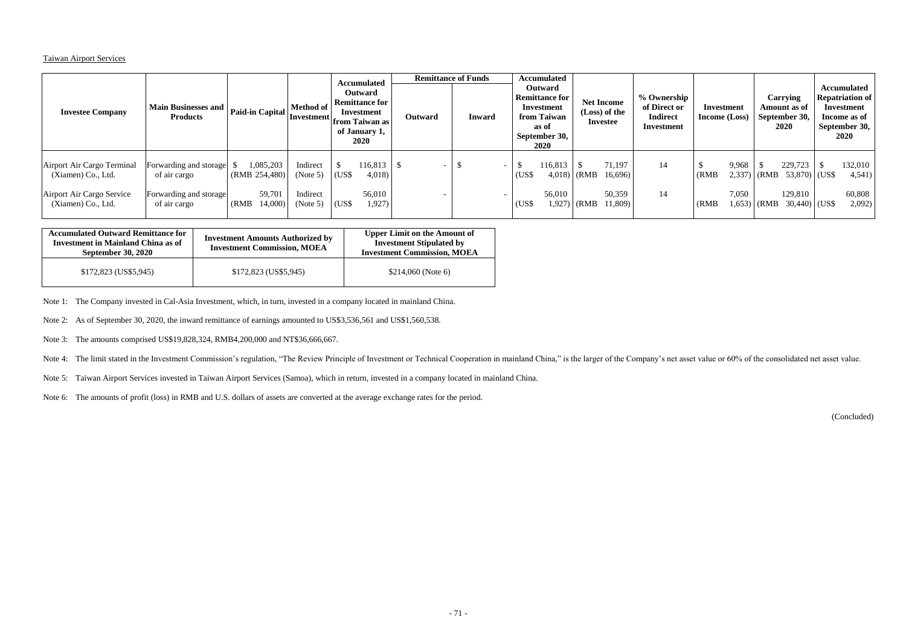Taiwan Airport Services

| Investee Company | Main Businesses and Products | Paid-in Capital | Method of Investment | Accumulated Outward Remittance for Investment from Taiwan as of January 1, 2020 | Remittance of Funds | | Accumulated Outward Remittance for Investment from Taiwan as of September 30, 2020 | Net Income (Loss) of the Investee | % Ownership of Direct or Indirect Investment | Investment Income (Loss) | Carrying Amount as of September 30, 2020 | Accumulated Repatriation of Investment Income as of September 30, 2020 |
|---|---|---|---|---|---|---|---|---|---|---|---|---|
| | | | | | Outward | Inward | | | | | | |
| Airport Air Cargo Terminal (Xiamen) Co., Ltd. | Forwarding and storage of air cargo | $ 1,085,203 (RMB 254,480) | Indirect (Note 5) | $ 116,813 (US$ 4,018) | $ - | $ - | $ 116,813 (US$ 4,018) | $ 71,197 (RMB 16,696) | 14 | $ 9,968 (RMB 2,337) | $ 229,723 (RMB 53,870) | $ 132,010 (US$ 4,541) |
| Airport Air Cargo Service (Xiamen) Co., Ltd. | Forwarding and storage of air cargo | 59,701 (RMB 14,000) | Indirect (Note 5) | 56,010 (US$ 1,927) | - | - | 56,010 (US$ 1,927) | 50,359 (RMB 11,809) | 14 | 7,050 (RMB 1,653) | 129,810 (RMB 30,440) | 60,808 (US$ 2,092) |

| Accumulated Outward Remittance for Investment in Mainland China as of September 30, 2020 | Investment Amounts Authorized by Investment Commission, MOEA | Upper Limit on the Amount of Investment Stipulated by Investment Commission, MOEA |
|---|---|---|
| $172,823 (US$5,945) | $172,823 (US$5,945) | $214,060 (Note 6) |

Note 1: The Company invested in Cal-Asia Investment, which, in turn, invested in a company located in mainland China.

Note 2: As of September 30, 2020, the inward remittance of earnings amounted to US$3,536,561 and US$1,560,538.

Note 3: The amounts comprised US$19,828,324, RMB4,200,000 and NT$36,666,667.

Note 4: The limit stated in the Investment Commission's regulation, "The Review Principle of Investment or Technical Cooperation in mainland China," is the larger of the Company's net asset value or 60% of the consolidated net asset value.

Note 5: Taiwan Airport Services invested in Taiwan Airport Services (Samoa), which in return, invested in a company located in mainland China.

Note 6: The amounts of profit (loss) in RMB and U.S. dollars of assets are converted at the average exchange rates for the period.

(Concluded)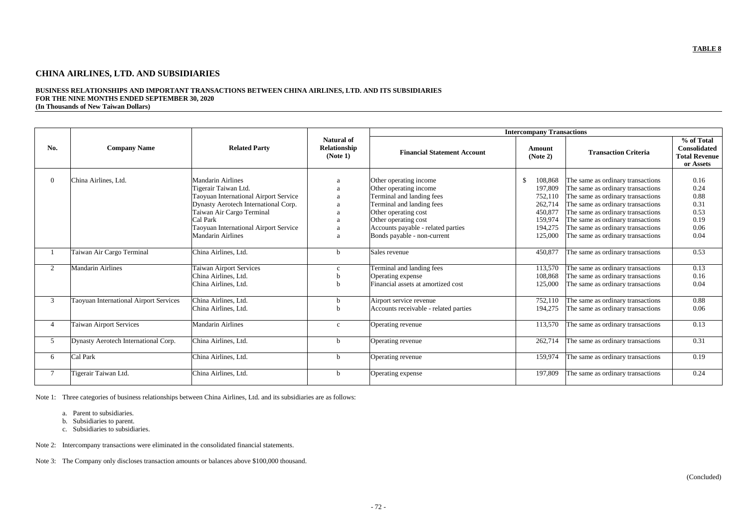**TABLE 8**

# CHINA AIRLINES, LTD. AND SUBSIDIARIES

**BUSINESS RELATIONSHIPS AND IMPORTANT TRANSACTIONS BETWEEN CHINA AIRLINES, LTD. AND ITS SUBSIDIARIES**
**FOR THE NINE MONTHS ENDED SEPTEMBER 30, 2020**
**(In Thousands of New Taiwan Dollars)**

| No. | Company Name | Related Party | Natural of Relationship (Note 1) | Intercompany Transactions | | | |
|---|---|---|---|---|---|---|---|
| | | | | Financial Statement Account | Amount (Note 2) | Transaction Criteria | % of Total Consolidated Total Revenue or Assets |
| 0 | China Airlines, Ltd. | Mandarin Airlines | a | Other operating income | $ 108,868 | The same as ordinary transactions | 0.16 |
| | | Tigerair Taiwan Ltd. | a | Other operating income | 197,809 | The same as ordinary transactions | 0.24 |
| | | Taoyuan International Airport Service | a | Terminal and landing fees | 752,110 | The same as ordinary transactions | 0.88 |
| | | Dynasty Aerotech International Corp. | a | Terminal and landing fees | 262,714 | The same as ordinary transactions | 0.31 |
| | | Taiwan Air Cargo Terminal | a | Other operating cost | 450,877 | The same as ordinary transactions | 0.53 |
| | | Cal Park | a | Other operating cost | 159,974 | The same as ordinary transactions | 0.19 |
| | | Taoyuan International Airport Service | a | Accounts payable - related parties | 194,275 | The same as ordinary transactions | 0.06 |
| | | Mandarin Airlines | a | Bonds payable - non-current | 125,000 | The same as ordinary transactions | 0.04 |
| 1 | Taiwan Air Cargo Terminal | China Airlines, Ltd. | b | Sales revenue | 450,877 | The same as ordinary transactions | 0.53 |
| 2 | Mandarin Airlines | Taiwan Airport Services | c | Terminal and landing fees | 113,570 | The same as ordinary transactions | 0.13 |
| | | China Airlines, Ltd. | b | Operating expense | 108,868 | The same as ordinary transactions | 0.16 |
| | | China Airlines, Ltd. | b | Financial assets at amortized cost | 125,000 | The same as ordinary transactions | 0.04 |
| 3 | Taoyuan International Airport Services | China Airlines, Ltd. | b | Airport service revenue | 752,110 | The same as ordinary transactions | 0.88 |
| | | China Airlines, Ltd. | b | Accounts receivable - related parties | 194,275 | The same as ordinary transactions | 0.06 |
| 4 | Taiwan Airport Services | Mandarin Airlines | c | Operating revenue | 113,570 | The same as ordinary transactions | 0.13 |
| 5 | Dynasty Aerotech International Corp. | China Airlines, Ltd. | b | Operating revenue | 262,714 | The same as ordinary transactions | 0.31 |
| 6 | Cal Park | China Airlines, Ltd. | b | Operating revenue | 159,974 | The same as ordinary transactions | 0.19 |
| 7 | Tigerair Taiwan Ltd. | China Airlines, Ltd. | b | Operating expense | 197,809 | The same as ordinary transactions | 0.24 |

Note 1: Three categories of business relationships between China Airlines, Ltd. and its subsidiaries are as follows:

a. Parent to subsidiaries.
b. Subsidiaries to parent.
c. Subsidiaries to subsidiaries.

Note 2: Intercompany transactions were eliminated in the consolidated financial statements.

Note 3: The Company only discloses transaction amounts or balances above $100,000 thousand.

(Concluded)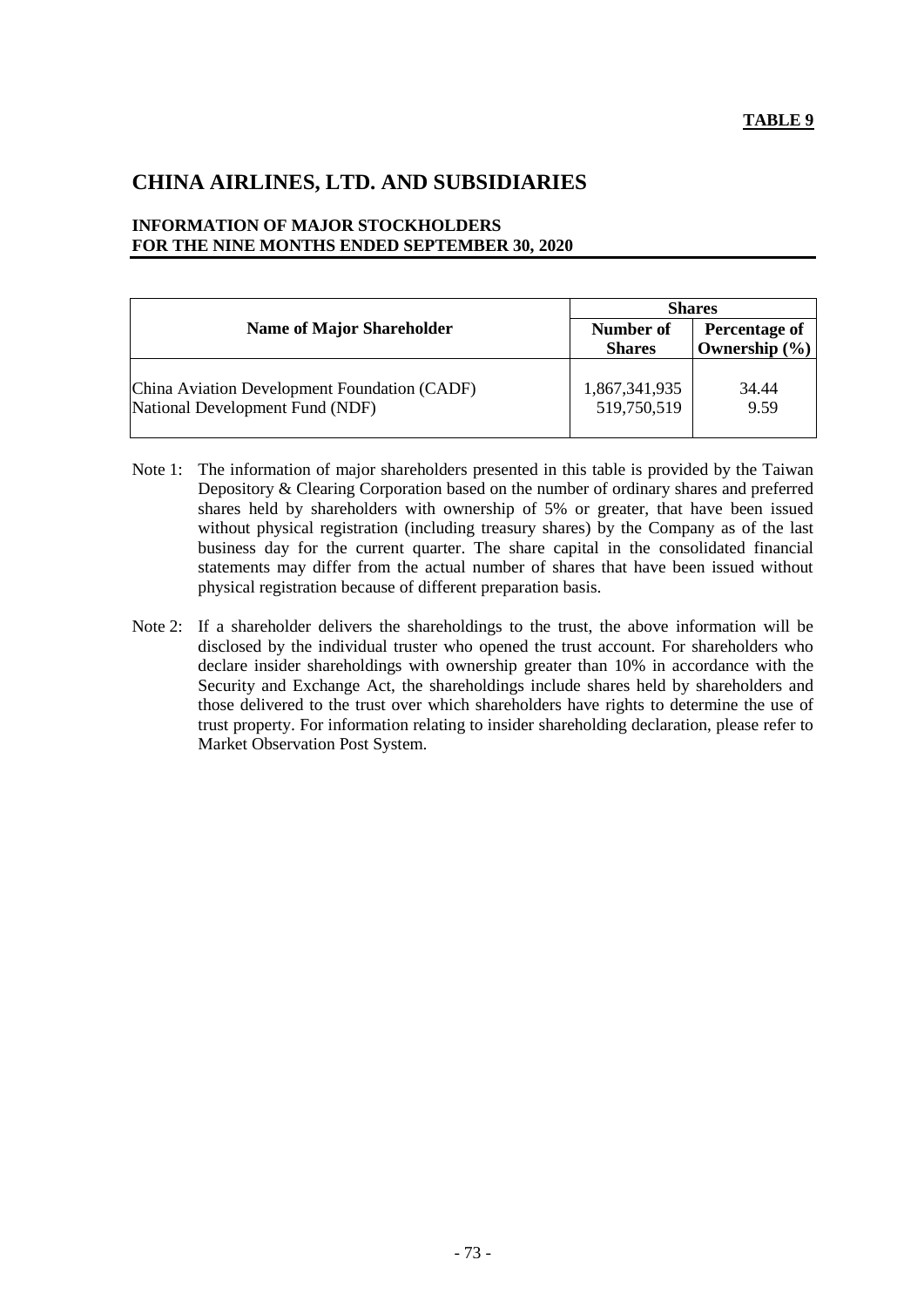**TABLE 9**

# CHINA AIRLINES, LTD. AND SUBSIDIARIES

**INFORMATION OF MAJOR STOCKHOLDERS**
**FOR THE NINE MONTHS ENDED SEPTEMBER 30, 2020**

| Name of Major Shareholder | Shares | |
|---|---|---|
| | Number of Shares | Percentage of Ownership (%) |
| China Aviation Development Foundation (CADF) | 1,867,341,935 | 34.44 |
| National Development Fund (NDF) | 519,750,519 | 9.59 |

Note 1: The information of major shareholders presented in this table is provided by the Taiwan Depository & Clearing Corporation based on the number of ordinary shares and preferred shares held by shareholders with ownership of 5% or greater, that have been issued without physical registration (including treasury shares) by the Company as of the last business day for the current quarter. The share capital in the consolidated financial statements may differ from the actual number of shares that have been issued without physical registration because of different preparation basis.

Note 2: If a shareholder delivers the shareholdings to the trust, the above information will be disclosed by the individual truster who opened the trust account. For shareholders who declare insider shareholdings with ownership greater than 10% in accordance with the Security and Exchange Act, the shareholdings include shares held by shareholders and those delivered to the trust over which shareholders have rights to determine the use of trust property. For information relating to insider shareholding declaration, please refer to Market Observation Post System.